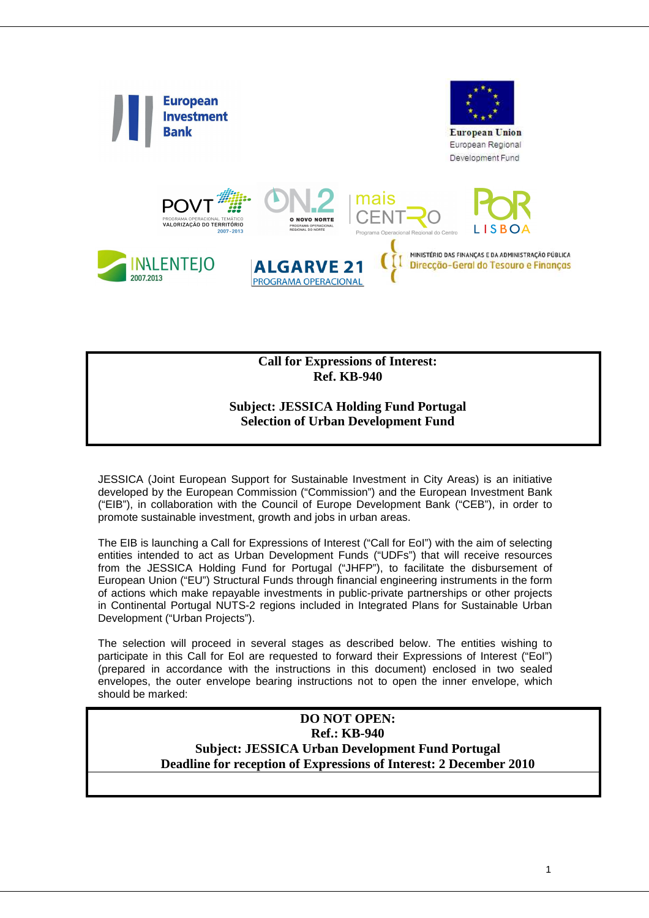**Call for Expressions of Interest:**
**Ref. KB-940**

**Subject: JESSICA Holding Fund Portugal**
**Selection of Urban Development Fund**

JESSICA (Joint European Support for Sustainable Investment in City Areas) is an initiative developed by the European Commission ("Commission") and the European Investment Bank ("EIB"), in collaboration with the Council of Europe Development Bank ("CEB"), in order to promote sustainable investment, growth and jobs in urban areas.

The EIB is launching a Call for Expressions of Interest ("Call for EoI") with the aim of selecting entities intended to act as Urban Development Funds ("UDFs") that will receive resources from the JESSICA Holding Fund for Portugal ("JHFP"), to facilitate the disbursement of European Union ("EU") Structural Funds through financial engineering instruments in the form of actions which make repayable investments in public-private partnerships or other projects in Continental Portugal NUTS-2 regions included in Integrated Plans for Sustainable Urban Development ("Urban Projects").

The selection will proceed in several stages as described below. The entities wishing to participate in this Call for EoI are requested to forward their Expressions of Interest ("EoI") (prepared in accordance with the instructions in this document) enclosed in two sealed envelopes, the outer envelope bearing instructions not to open the inner envelope, which should be marked:

**DO NOT OPEN:**
**Ref.: KB-940**
**Subject: JESSICA Urban Development Fund Portugal**
**Deadline for reception of Expressions of Interest: 2 December 2010**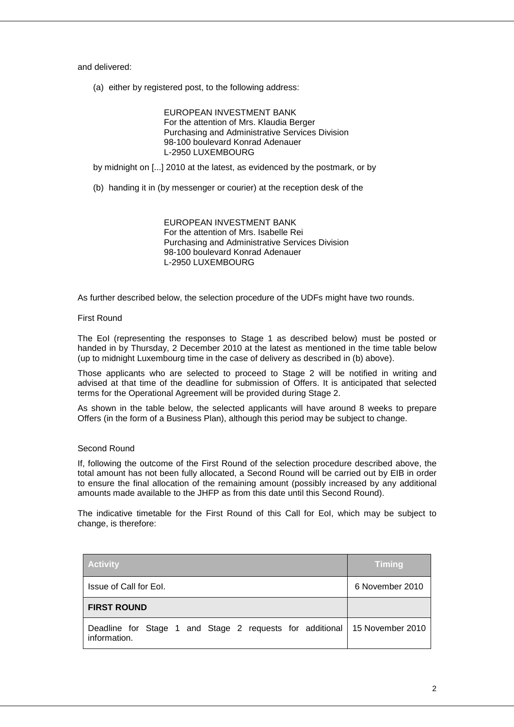and delivered:

(a) either by registered post, to the following address:

> EUROPEAN INVESTMENT BANK
> For the attention of Mrs. Klaudia Berger
> Purchasing and Administrative Services Division
> 98-100 boulevard Konrad Adenauer
> L-2950 LUXEMBOURG

by midnight on [...] 2010 at the latest, as evidenced by the postmark, or by

(b) handing it in (by messenger or courier) at the reception desk of the

> EUROPEAN INVESTMENT BANK
> For the attention of Mrs. Isabelle Rei
> Purchasing and Administrative Services Division
> 98-100 boulevard Konrad Adenauer
> L-2950 LUXEMBOURG

As further described below, the selection procedure of the UDFs might have two rounds.

First Round

The EoI (representing the responses to Stage 1 as described below) must be posted or handed in by Thursday, 2 December 2010 at the latest as mentioned in the time table below (up to midnight Luxembourg time in the case of delivery as described in (b) above).

Those applicants who are selected to proceed to Stage 2 will be notified in writing and advised at that time of the deadline for submission of Offers. It is anticipated that selected terms for the Operational Agreement will be provided during Stage 2.

As shown in the table below, the selected applicants will have around 8 weeks to prepare Offers (in the form of a Business Plan), although this period may be subject to change.

Second Round

If, following the outcome of the First Round of the selection procedure described above, the total amount has not been fully allocated, a Second Round will be carried out by EIB in order to ensure the final allocation of the remaining amount (possibly increased by any additional amounts made available to the JHFP as from this date until this Second Round).

The indicative timetable for the First Round of this Call for EoI, which may be subject to change, is therefore:

| Activity | Timing |
|---|---|
| Issue of Call for EoI. | 6 November 2010 |
| **FIRST ROUND** | |
| Deadline for Stage 1 and Stage 2 requests for additional information. | 15 November 2010 |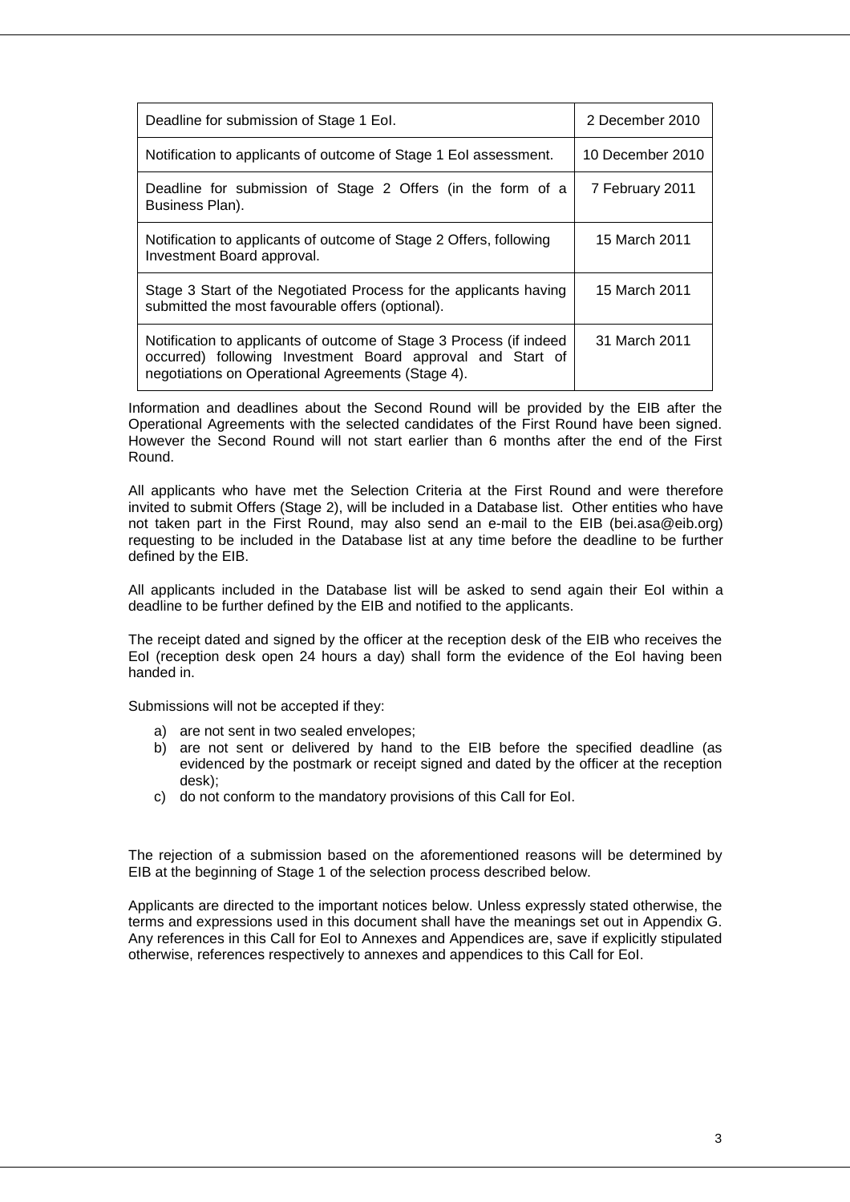| Deadline for submission of Stage 1 EoI. | 2 December 2010 |
|---|---|
| Notification to applicants of outcome of Stage 1 EoI assessment. | 10 December 2010 |
| Deadline for submission of Stage 2 Offers (in the form of a Business Plan). | 7 February 2011 |
| Notification to applicants of outcome of Stage 2 Offers, following Investment Board approval. | 15 March 2011 |
| Stage 3 Start of the Negotiated Process for the applicants having submitted the most favourable offers (optional). | 15 March 2011 |
| Notification to applicants of outcome of Stage 3 Process (if indeed occurred) following Investment Board approval and Start of negotiations on Operational Agreements (Stage 4). | 31 March 2011 |

Information and deadlines about the Second Round will be provided by the EIB after the Operational Agreements with the selected candidates of the First Round have been signed. However the Second Round will not start earlier than 6 months after the end of the First Round.

All applicants who have met the Selection Criteria at the First Round and were therefore invited to submit Offers (Stage 2), will be included in a Database list. Other entities who have not taken part in the First Round, may also send an e-mail to the EIB (bei.asa@eib.org) requesting to be included in the Database list at any time before the deadline to be further defined by the EIB.

All applicants included in the Database list will be asked to send again their EoI within a deadline to be further defined by the EIB and notified to the applicants.

The receipt dated and signed by the officer at the reception desk of the EIB who receives the EoI (reception desk open 24 hours a day) shall form the evidence of the EoI having been handed in.

Submissions will not be accepted if they:

a) are not sent in two sealed envelopes;
b) are not sent or delivered by hand to the EIB before the specified deadline (as evidenced by the postmark or receipt signed and dated by the officer at the reception desk);
c) do not conform to the mandatory provisions of this Call for EoI.

The rejection of a submission based on the aforementioned reasons will be determined by EIB at the beginning of Stage 1 of the selection process described below.

Applicants are directed to the important notices below. Unless expressly stated otherwise, the terms and expressions used in this document shall have the meanings set out in Appendix G. Any references in this Call for EoI to Annexes and Appendices are, save if explicitly stipulated otherwise, references respectively to annexes and appendices to this Call for EoI.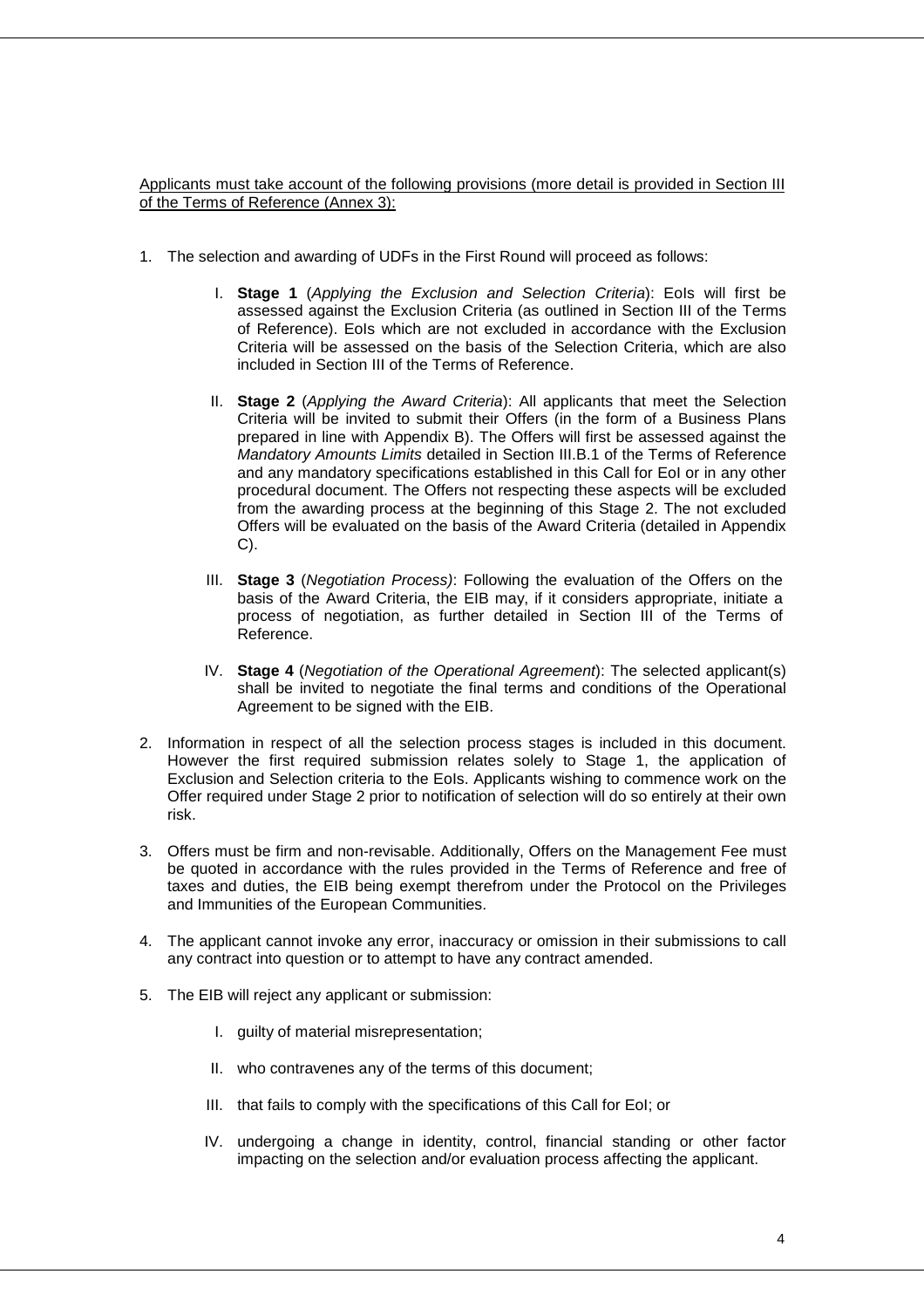<u>Applicants must take account of the following provisions (more detail is provided in Section III of the Terms of Reference (Annex 3):</u>

1. The selection and awarding of UDFs in the First Round will proceed as follows:

   I. **Stage 1** (*Applying the Exclusion and Selection Criteria*): EoIs will first be assessed against the Exclusion Criteria (as outlined in Section III of the Terms of Reference). EoIs which are not excluded in accordance with the Exclusion Criteria will be assessed on the basis of the Selection Criteria, which are also included in Section III of the Terms of Reference.

   II. **Stage 2** (*Applying the Award Criteria*): All applicants that meet the Selection Criteria will be invited to submit their Offers (in the form of a Business Plans prepared in line with Appendix B). The Offers will first be assessed against the *Mandatory Amounts Limits* detailed in Section III.B.1 of the Terms of Reference and any mandatory specifications established in this Call for EoI or in any other procedural document. The Offers not respecting these aspects will be excluded from the awarding process at the beginning of this Stage 2. The not excluded Offers will be evaluated on the basis of the Award Criteria (detailed in Appendix C).

   III. **Stage 3** (*Negotiation Process)*: Following the evaluation of the Offers on the basis of the Award Criteria, the EIB may, if it considers appropriate, initiate a process of negotiation, as further detailed in Section III of the Terms of Reference.

   IV. **Stage 4** (*Negotiation of the Operational Agreement*): The selected applicant(s) shall be invited to negotiate the final terms and conditions of the Operational Agreement to be signed with the EIB.

2. Information in respect of all the selection process stages is included in this document. However the first required submission relates solely to Stage 1, the application of Exclusion and Selection criteria to the EoIs. Applicants wishing to commence work on the Offer required under Stage 2 prior to notification of selection will do so entirely at their own risk.

3. Offers must be firm and non-revisable. Additionally, Offers on the Management Fee must be quoted in accordance with the rules provided in the Terms of Reference and free of taxes and duties, the EIB being exempt therefrom under the Protocol on the Privileges and Immunities of the European Communities.

4. The applicant cannot invoke any error, inaccuracy or omission in their submissions to call any contract into question or to attempt to have any contract amended.

5. The EIB will reject any applicant or submission:

   I. guilty of material misrepresentation;

   II. who contravenes any of the terms of this document;

   III. that fails to comply with the specifications of this Call for EoI; or

   IV. undergoing a change in identity, control, financial standing or other factor impacting on the selection and/or evaluation process affecting the applicant.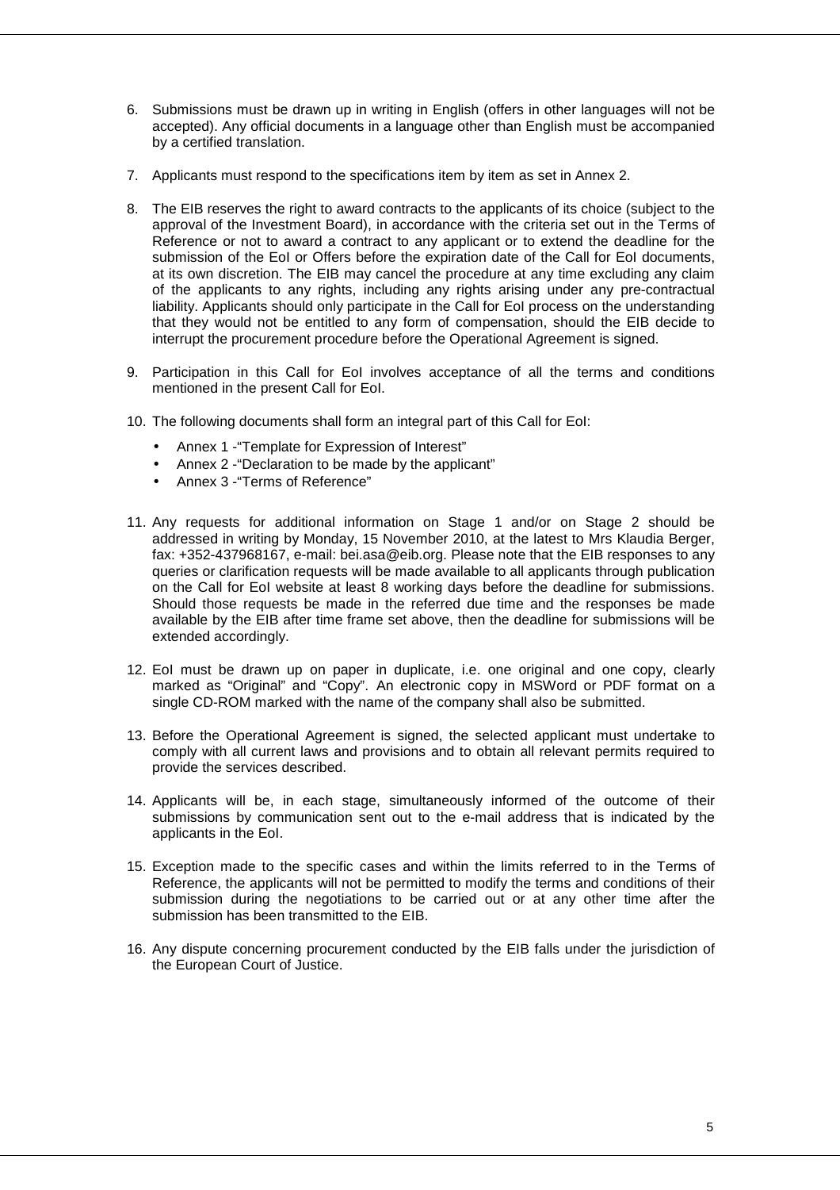6. Submissions must be drawn up in writing in English (offers in other languages will not be accepted). Any official documents in a language other than English must be accompanied by a certified translation.

7. Applicants must respond to the specifications item by item as set in Annex 2.

8. The EIB reserves the right to award contracts to the applicants of its choice (subject to the approval of the Investment Board), in accordance with the criteria set out in the Terms of Reference or not to award a contract to any applicant or to extend the deadline for the submission of the EoI or Offers before the expiration date of the Call for EoI documents, at its own discretion. The EIB may cancel the procedure at any time excluding any claim of the applicants to any rights, including any rights arising under any pre-contractual liability. Applicants should only participate in the Call for EoI process on the understanding that they would not be entitled to any form of compensation, should the EIB decide to interrupt the procurement procedure before the Operational Agreement is signed.

9. Participation in this Call for EoI involves acceptance of all the terms and conditions mentioned in the present Call for EoI.

10. The following documents shall form an integral part of this Call for EoI:
    - Annex 1 -"Template for Expression of Interest"
    - Annex 2 -"Declaration to be made by the applicant"
    - Annex 3 -"Terms of Reference"

11. Any requests for additional information on Stage 1 and/or on Stage 2 should be addressed in writing by Monday, 15 November 2010, at the latest to Mrs Klaudia Berger, fax: +352-437968167, e-mail: bei.asa@eib.org. Please note that the EIB responses to any queries or clarification requests will be made available to all applicants through publication on the Call for EoI website at least 8 working days before the deadline for submissions. Should those requests be made in the referred due time and the responses be made available by the EIB after time frame set above, then the deadline for submissions will be extended accordingly.

12. EoI must be drawn up on paper in duplicate, i.e. one original and one copy, clearly marked as "Original" and "Copy". An electronic copy in MSWord or PDF format on a single CD-ROM marked with the name of the company shall also be submitted.

13. Before the Operational Agreement is signed, the selected applicant must undertake to comply with all current laws and provisions and to obtain all relevant permits required to provide the services described.

14. Applicants will be, in each stage, simultaneously informed of the outcome of their submissions by communication sent out to the e-mail address that is indicated by the applicants in the EoI.

15. Exception made to the specific cases and within the limits referred to in the Terms of Reference, the applicants will not be permitted to modify the terms and conditions of their submission during the negotiations to be carried out or at any other time after the submission has been transmitted to the EIB.

16. Any dispute concerning procurement conducted by the EIB falls under the jurisdiction of the European Court of Justice.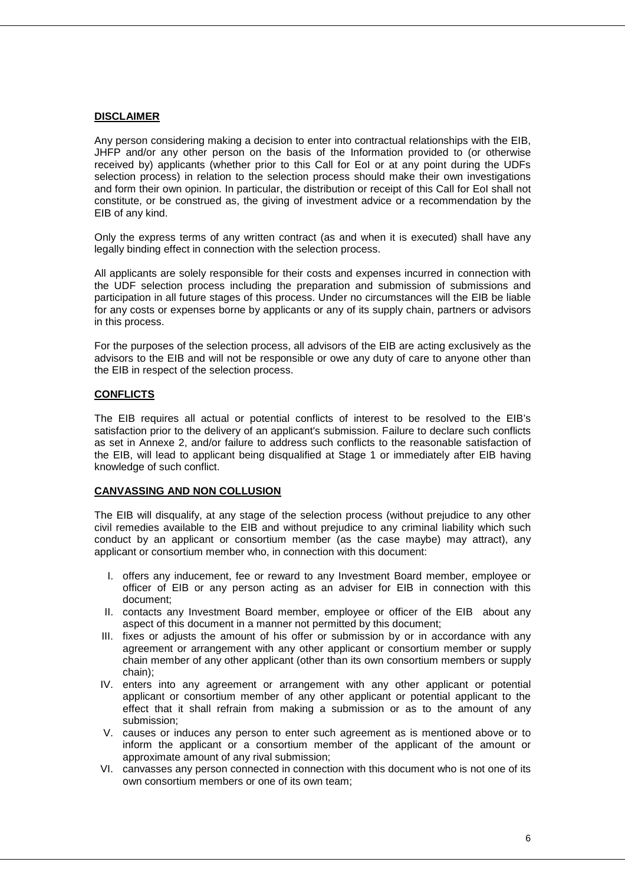**DISCLAIMER**

Any person considering making a decision to enter into contractual relationships with the EIB, JHFP and/or any other person on the basis of the Information provided to (or otherwise received by) applicants (whether prior to this Call for EoI or at any point during the UDFs selection process) in relation to the selection process should make their own investigations and form their own opinion. In particular, the distribution or receipt of this Call for EoI shall not constitute, or be construed as, the giving of investment advice or a recommendation by the EIB of any kind.

Only the express terms of any written contract (as and when it is executed) shall have any legally binding effect in connection with the selection process.

All applicants are solely responsible for their costs and expenses incurred in connection with the UDF selection process including the preparation and submission of submissions and participation in all future stages of this process. Under no circumstances will the EIB be liable for any costs or expenses borne by applicants or any of its supply chain, partners or advisors in this process.

For the purposes of the selection process, all advisors of the EIB are acting exclusively as the advisors to the EIB and will not be responsible or owe any duty of care to anyone other than the EIB in respect of the selection process.

**CONFLICTS**

The EIB requires all actual or potential conflicts of interest to be resolved to the EIB's satisfaction prior to the delivery of an applicant's submission. Failure to declare such conflicts as set in Annexe 2, and/or failure to address such conflicts to the reasonable satisfaction of the EIB, will lead to applicant being disqualified at Stage 1 or immediately after EIB having knowledge of such conflict.

**CANVASSING AND NON COLLUSION**

The EIB will disqualify, at any stage of the selection process (without prejudice to any other civil remedies available to the EIB and without prejudice to any criminal liability which such conduct by an applicant or consortium member (as the case maybe) may attract), any applicant or consortium member who, in connection with this document:

I. offers any inducement, fee or reward to any Investment Board member, employee or officer of EIB or any person acting as an adviser for EIB in connection with this document;
II. contacts any Investment Board member, employee or officer of the EIB about any aspect of this document in a manner not permitted by this document;
III. fixes or adjusts the amount of his offer or submission by or in accordance with any agreement or arrangement with any other applicant or consortium member or supply chain member of any other applicant (other than its own consortium members or supply chain);
IV. enters into any agreement or arrangement with any other applicant or potential applicant or consortium member of any other applicant or potential applicant to the effect that it shall refrain from making a submission or as to the amount of any submission;
V. causes or induces any person to enter such agreement as is mentioned above or to inform the applicant or a consortium member of the applicant of the amount or approximate amount of any rival submission;
VI. canvasses any person connected in connection with this document who is not one of its own consortium members or one of its own team;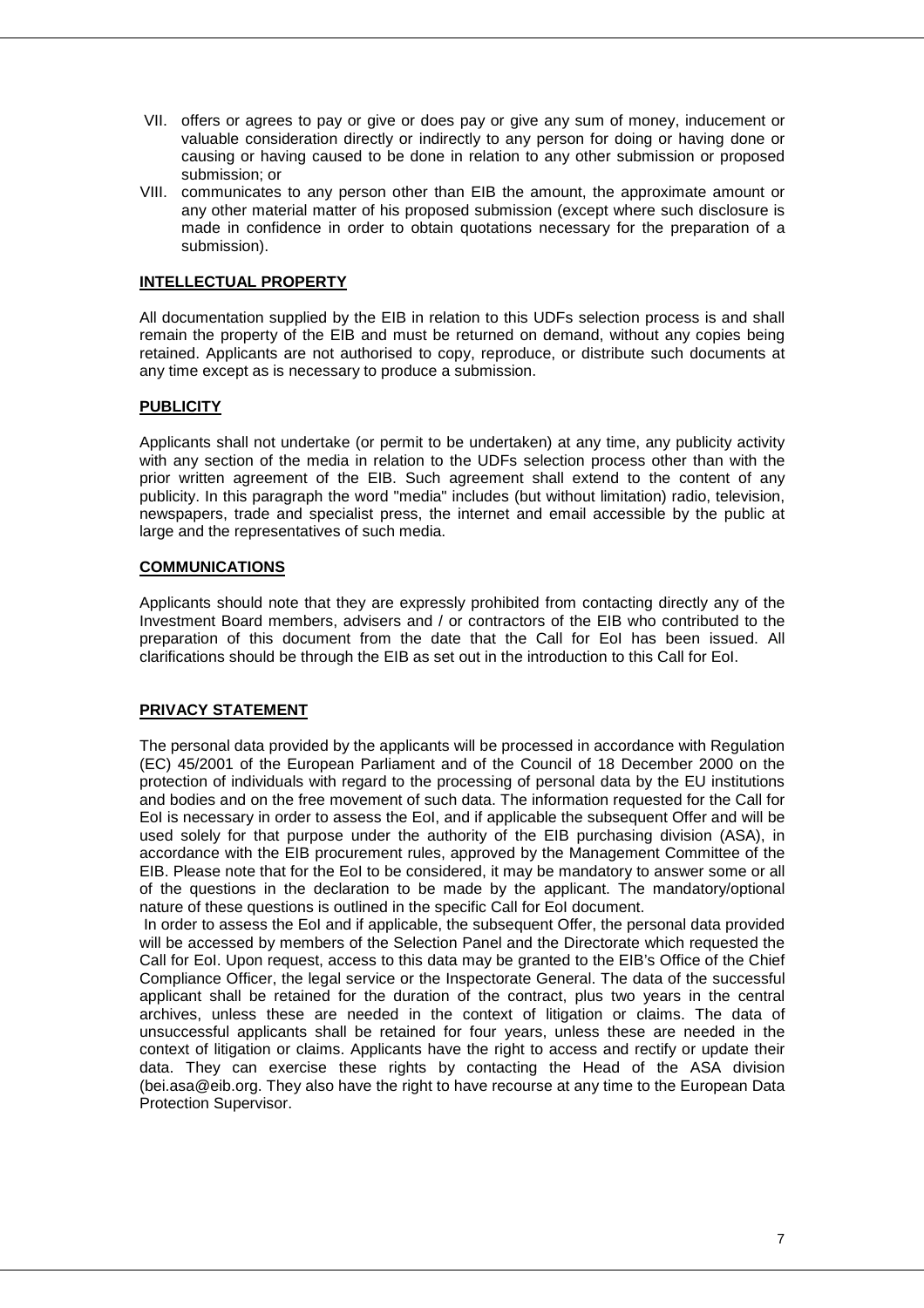VII. offers or agrees to pay or give or does pay or give any sum of money, inducement or valuable consideration directly or indirectly to any person for doing or having done or causing or having caused to be done in relation to any other submission or proposed submission; or

VIII. communicates to any person other than EIB the amount, the approximate amount or any other material matter of his proposed submission (except where such disclosure is made in confidence in order to obtain quotations necessary for the preparation of a submission).

## INTELLECTUAL PROPERTY

All documentation supplied by the EIB in relation to this UDFs selection process is and shall remain the property of the EIB and must be returned on demand, without any copies being retained. Applicants are not authorised to copy, reproduce, or distribute such documents at any time except as is necessary to produce a submission.

## PUBLICITY

Applicants shall not undertake (or permit to be undertaken) at any time, any publicity activity with any section of the media in relation to the UDFs selection process other than with the prior written agreement of the EIB. Such agreement shall extend to the content of any publicity. In this paragraph the word "media" includes (but without limitation) radio, television, newspapers, trade and specialist press, the internet and email accessible by the public at large and the representatives of such media.

## COMMUNICATIONS

Applicants should note that they are expressly prohibited from contacting directly any of the Investment Board members, advisers and / or contractors of the EIB who contributed to the preparation of this document from the date that the Call for EoI has been issued. All clarifications should be through the EIB as set out in the introduction to this Call for EoI.

## PRIVACY STATEMENT

The personal data provided by the applicants will be processed in accordance with Regulation (EC) 45/2001 of the European Parliament and of the Council of 18 December 2000 on the protection of individuals with regard to the processing of personal data by the EU institutions and bodies and on the free movement of such data. The information requested for the Call for EoI is necessary in order to assess the EoI, and if applicable the subsequent Offer and will be used solely for that purpose under the authority of the EIB purchasing division (ASA), in accordance with the EIB procurement rules, approved by the Management Committee of the EIB. Please note that for the EoI to be considered, it may be mandatory to answer some or all of the questions in the declaration to be made by the applicant. The mandatory/optional nature of these questions is outlined in the specific Call for EoI document.

In order to assess the EoI and if applicable, the subsequent Offer, the personal data provided will be accessed by members of the Selection Panel and the Directorate which requested the Call for EoI. Upon request, access to this data may be granted to the EIB's Office of the Chief Compliance Officer, the legal service or the Inspectorate General. The data of the successful applicant shall be retained for the duration of the contract, plus two years in the central archives, unless these are needed in the context of litigation or claims. The data of unsuccessful applicants shall be retained for four years, unless these are needed in the context of litigation or claims. Applicants have the right to access and rectify or update their data. They can exercise these rights by contacting the Head of the ASA division (bei.asa@eib.org. They also have the right to have recourse at any time to the European Data Protection Supervisor.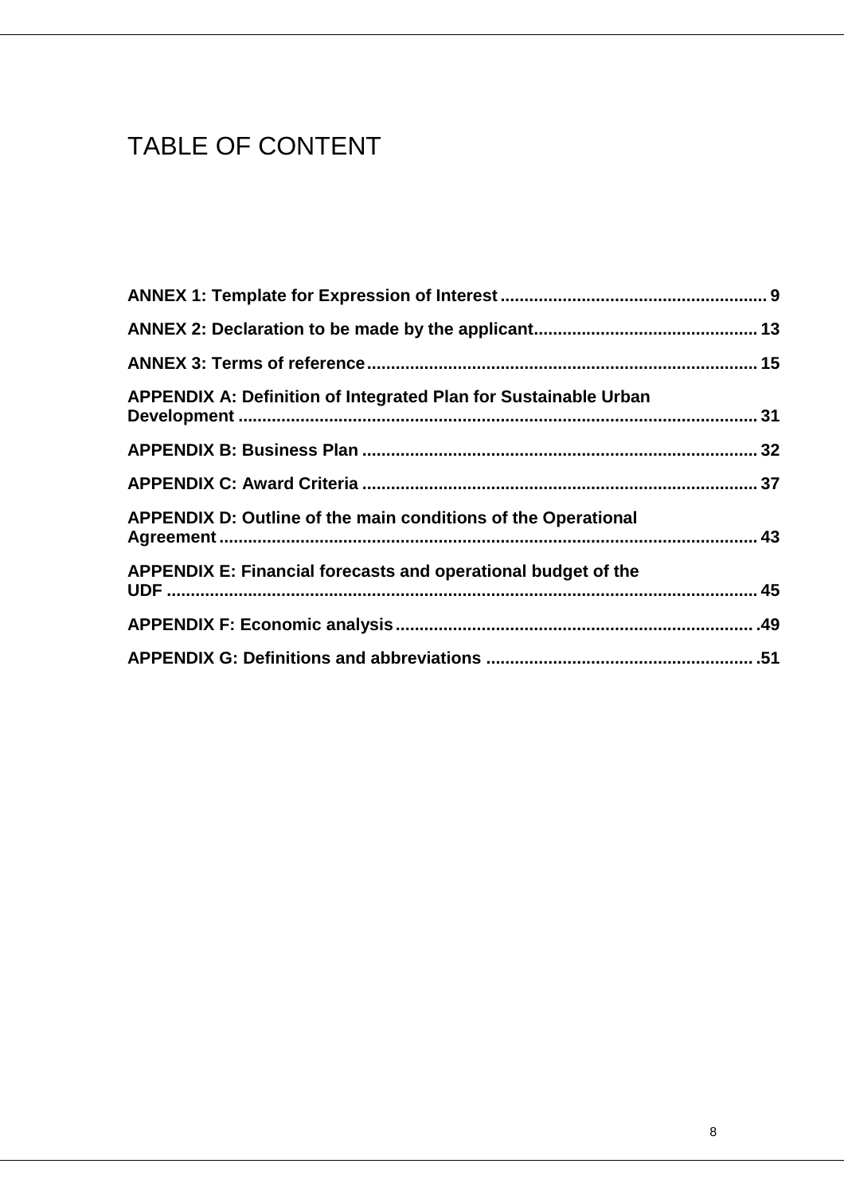# TABLE OF CONTENT

**ANNEX 1: Template for Expression of Interest .......................................................... 9**

**ANNEX 2: Declaration to be made by the applicant............................................... 13**

**ANNEX 3: Terms of reference.................................................................................. 15**

**APPENDIX A: Definition of Integrated Plan for Sustainable Urban Development ............................................................................................................. 31**

**APPENDIX B: Business Plan ................................................................................... 32**

**APPENDIX C: Award Criteria ................................................................................... 37**

**APPENDIX D: Outline of the main conditions of the Operational Agreement................................................................................................................. 43**

**APPENDIX E: Financial forecasts and operational budget of the UDF ........................................................................................................................... 45**

**APPENDIX F: Economic analysis............................................................................ .49**

**APPENDIX G: Definitions and abbreviations ........................................................ .51**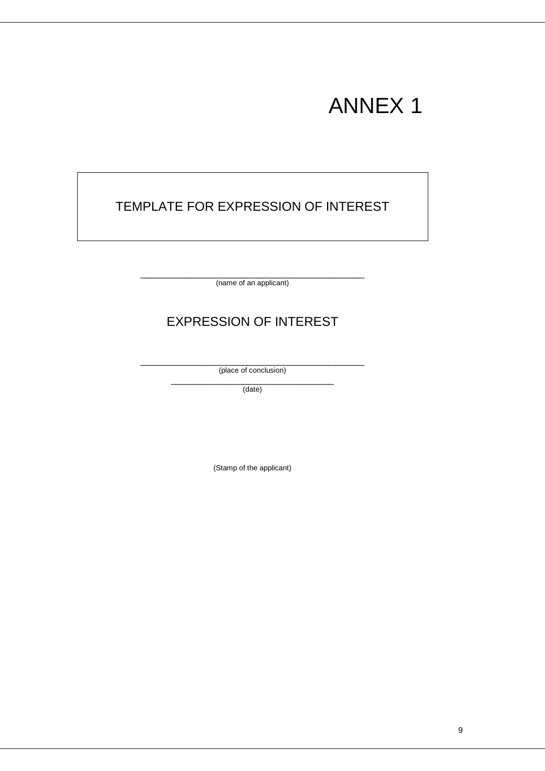# ANNEX 1

## TEMPLATE FOR EXPRESSION OF INTEREST

_______________________________________________
(name of an applicant)

## EXPRESSION OF INTEREST

_______________________________________________
(place of conclusion)

__________________________________
(date)

(Stamp of the applicant)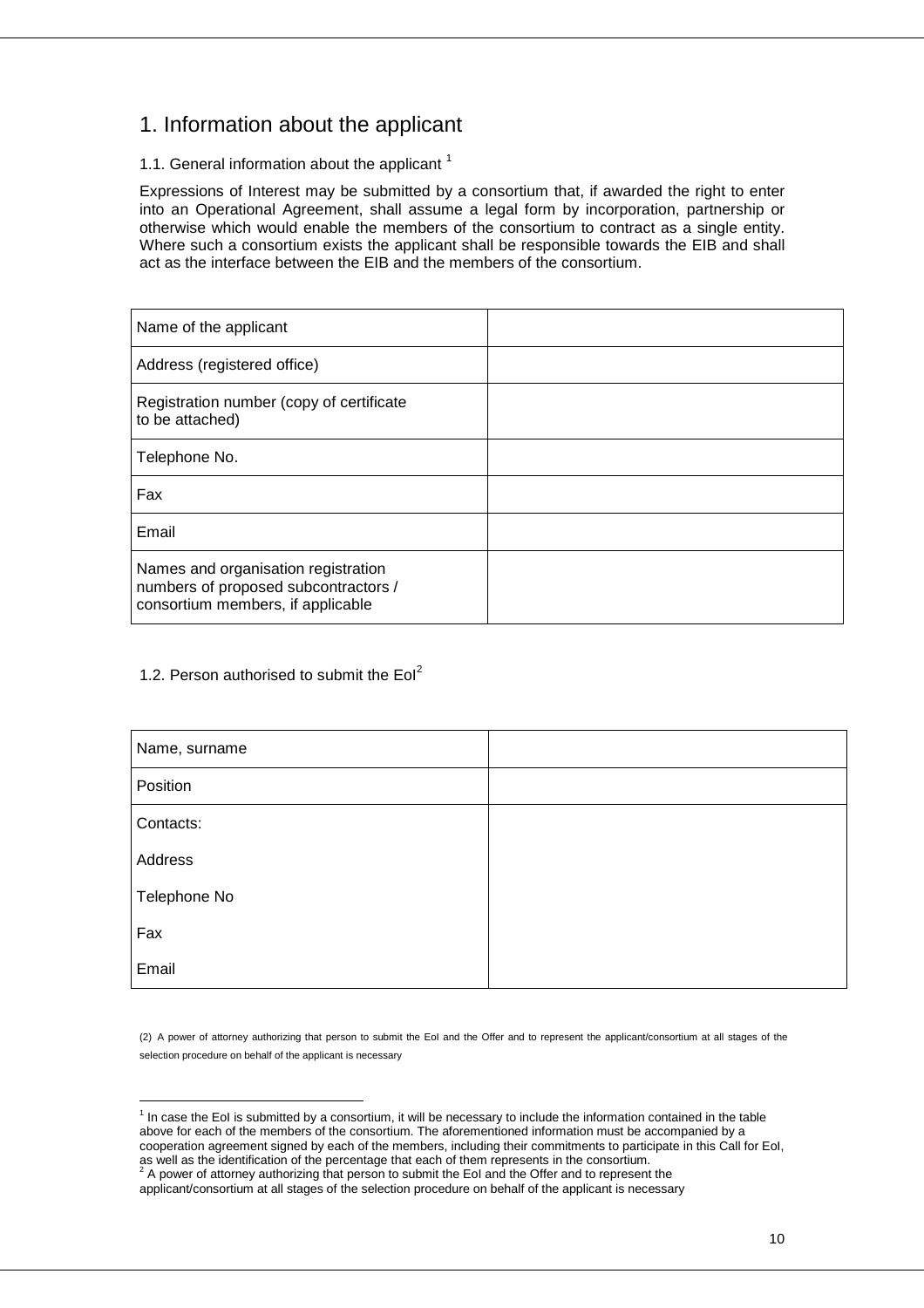## 1. Information about the applicant

### 1.1. General information about the applicant [1]

Expressions of Interest may be submitted by a consortium that, if awarded the right to enter into an Operational Agreement, shall assume a legal form by incorporation, partnership or otherwise which would enable the members of the consortium to contract as a single entity. Where such a consortium exists the applicant shall be responsible towards the EIB and shall act as the interface between the EIB and the members of the consortium.

| Name of the applicant | |
|---|---|
| Address (registered office) | |
| Registration number (copy of certificate to be attached) | |
| Telephone No. | |
| Fax | |
| Email | |
| Names and organisation registration numbers of proposed subcontractors / consortium members, if applicable | |

### 1.2. Person authorised to submit the EoI[2]

| Name, surname | |
|---|---|
| Position | |
| Contacts:<br>Address<br>Telephone No<br>Fax<br>Email | |

(2) A power of attorney authorizing that person to submit the EoI and the Offer and to represent the applicant/consortium at all stages of the selection procedure on behalf of the applicant is necessary

[1] In case the EoI is submitted by a consortium, it will be necessary to include the information contained in the table above for each of the members of the consortium. The aforementioned information must be accompanied by a cooperation agreement signed by each of the members, including their commitments to participate in this Call for EoI, as well as the identification of the percentage that each of them represents in the consortium.

[2] A power of attorney authorizing that person to submit the EoI and the Offer and to represent the applicant/consortium at all stages of the selection procedure on behalf of the applicant is necessary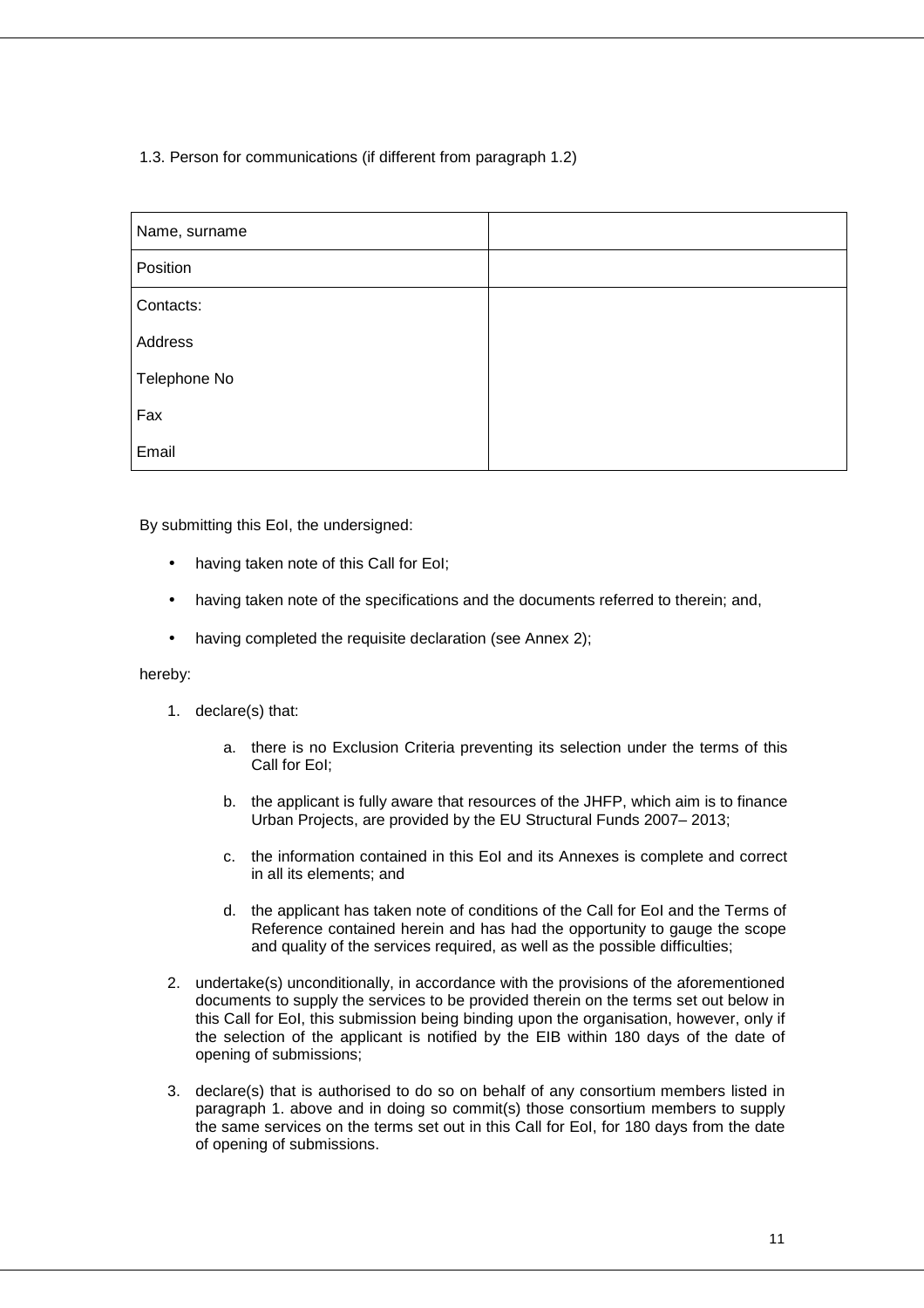1.3. Person for communications (if different from paragraph 1.2)

| Name, surname | |
|---|---|
| Position | |
| Contacts:<br>Address<br>Telephone No<br>Fax<br>Email | |

By submitting this EoI, the undersigned:

- having taken note of this Call for EoI;
- having taken note of the specifications and the documents referred to therein; and,
- having completed the requisite declaration (see Annex 2);

hereby:

1. declare(s) that:

   a. there is no Exclusion Criteria preventing its selection under the terms of this Call for EoI;

   b. the applicant is fully aware that resources of the JHFP, which aim is to finance Urban Projects, are provided by the EU Structural Funds 2007– 2013;

   c. the information contained in this EoI and its Annexes is complete and correct in all its elements; and

   d. the applicant has taken note of conditions of the Call for EoI and the Terms of Reference contained herein and has had the opportunity to gauge the scope and quality of the services required, as well as the possible difficulties;

2. undertake(s) unconditionally, in accordance with the provisions of the aforementioned documents to supply the services to be provided therein on the terms set out below in this Call for EoI, this submission being binding upon the organisation, however, only if the selection of the applicant is notified by the EIB within 180 days of the date of opening of submissions;

3. declare(s) that is authorised to do so on behalf of any consortium members listed in paragraph 1. above and in doing so commit(s) those consortium members to supply the same services on the terms set out in this Call for EoI, for 180 days from the date of opening of submissions.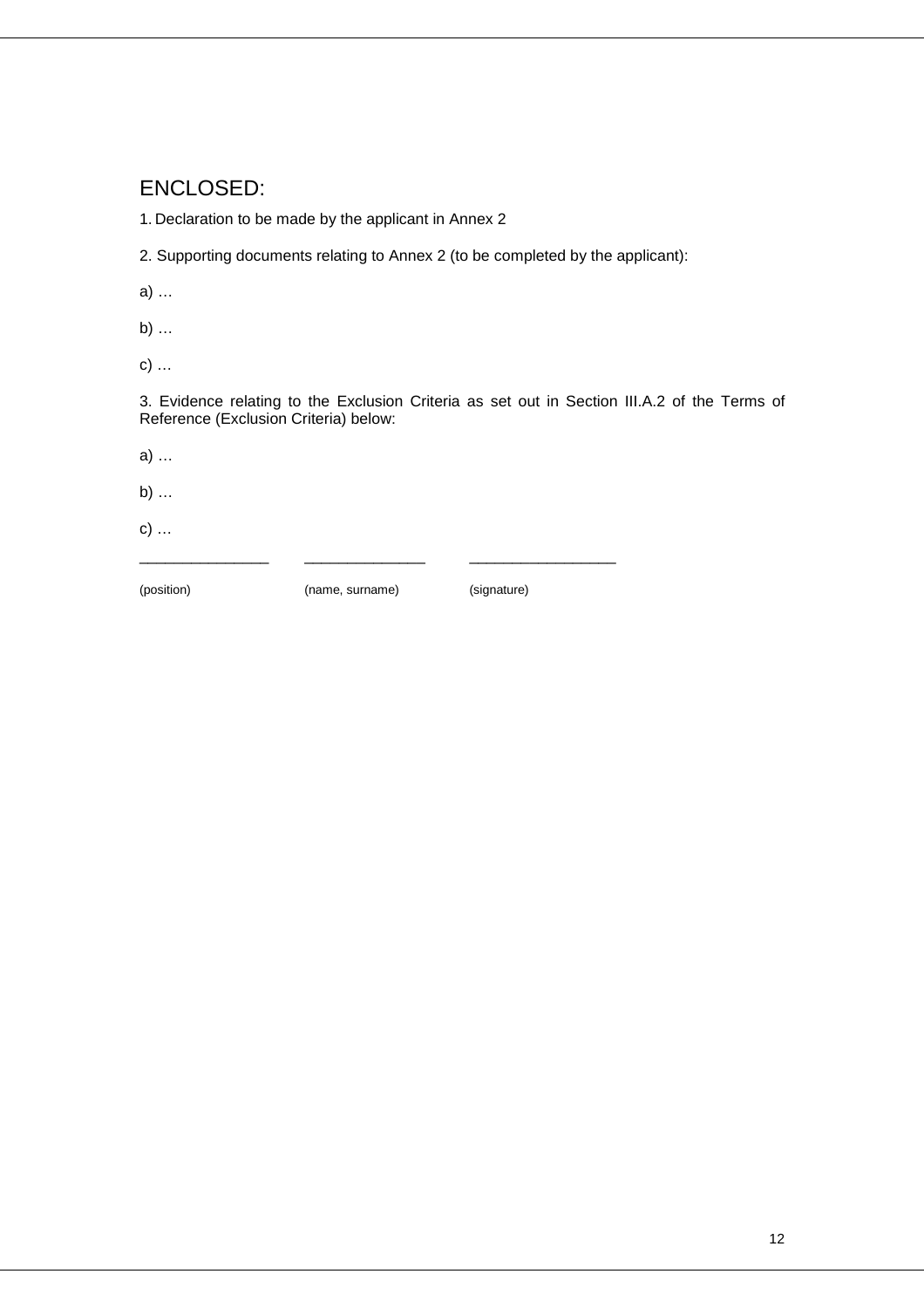## ENCLOSED:

1. Declaration to be made by the applicant in Annex 2

2. Supporting documents relating to Annex 2 (to be completed by the applicant):

a) …

b) …

c) …

3. Evidence relating to the Exclusion Criteria as set out in Section III.A.2 of the Terms of Reference (Exclusion Criteria) below:

a) …

b) …

c) …

_______________ _______________ _________________

(position) (name, surname) (signature)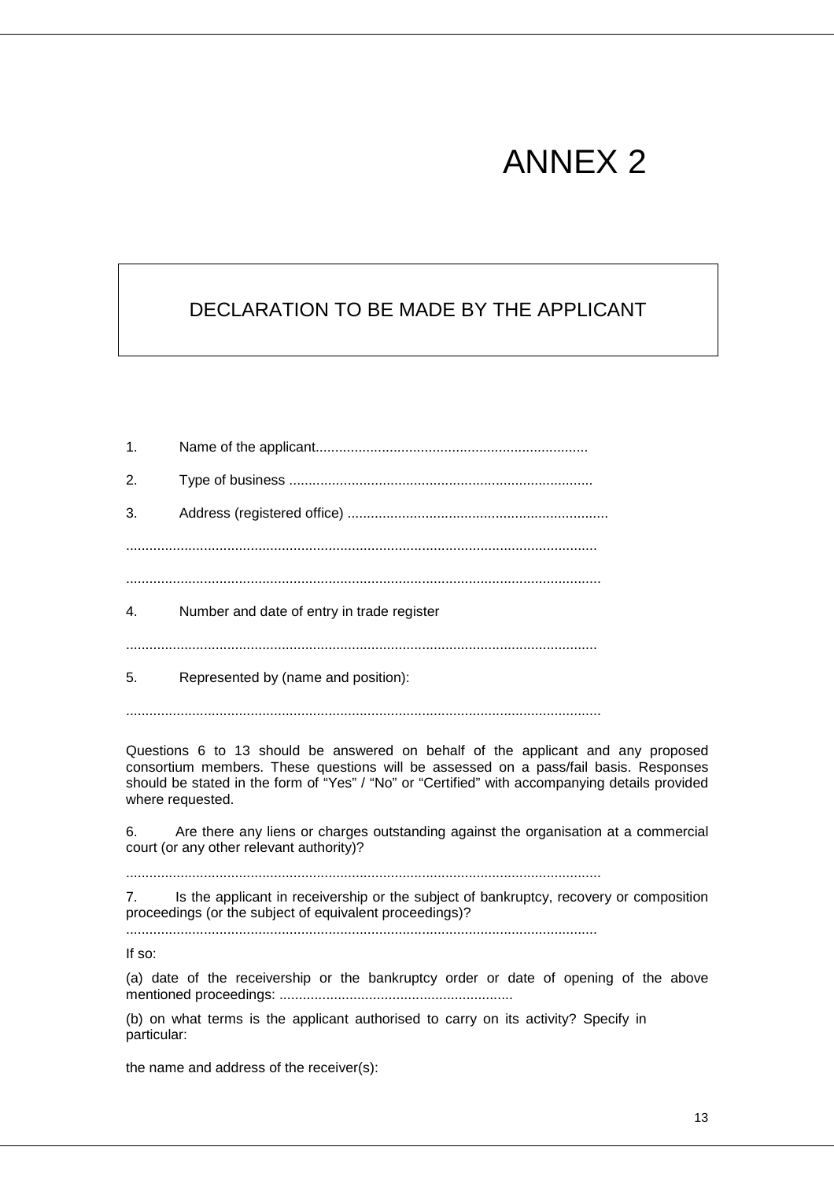# ANNEX 2

## DECLARATION TO BE MADE BY THE APPLICANT

1. Name of the applicant.....................................................................

2. Type of business .............................................................................

3. Address (registered office) ..................................................................

........................................................................................................................

........................................................................................................................

4. Number and date of entry in trade register

........................................................................................................................

5. Represented by (name and position):

........................................................................................................................

Questions 6 to 13 should be answered on behalf of the applicant and any proposed consortium members. These questions will be assessed on a pass/fail basis. Responses should be stated in the form of "Yes" / "No" or "Certified" with accompanying details provided where requested.

6. Are there any liens or charges outstanding against the organisation at a commercial court (or any other relevant authority)?

........................................................................................................................

7. Is the applicant in receivership or the subject of bankruptcy, recovery or composition proceedings (or the subject of equivalent proceedings)?

........................................................................................................................

If so:

(a) date of the receivership or the bankruptcy order or date of opening of the above mentioned proceedings: ...........................................................

(b) on what terms is the applicant authorised to carry on its activity? Specify in particular:

the name and address of the receiver(s):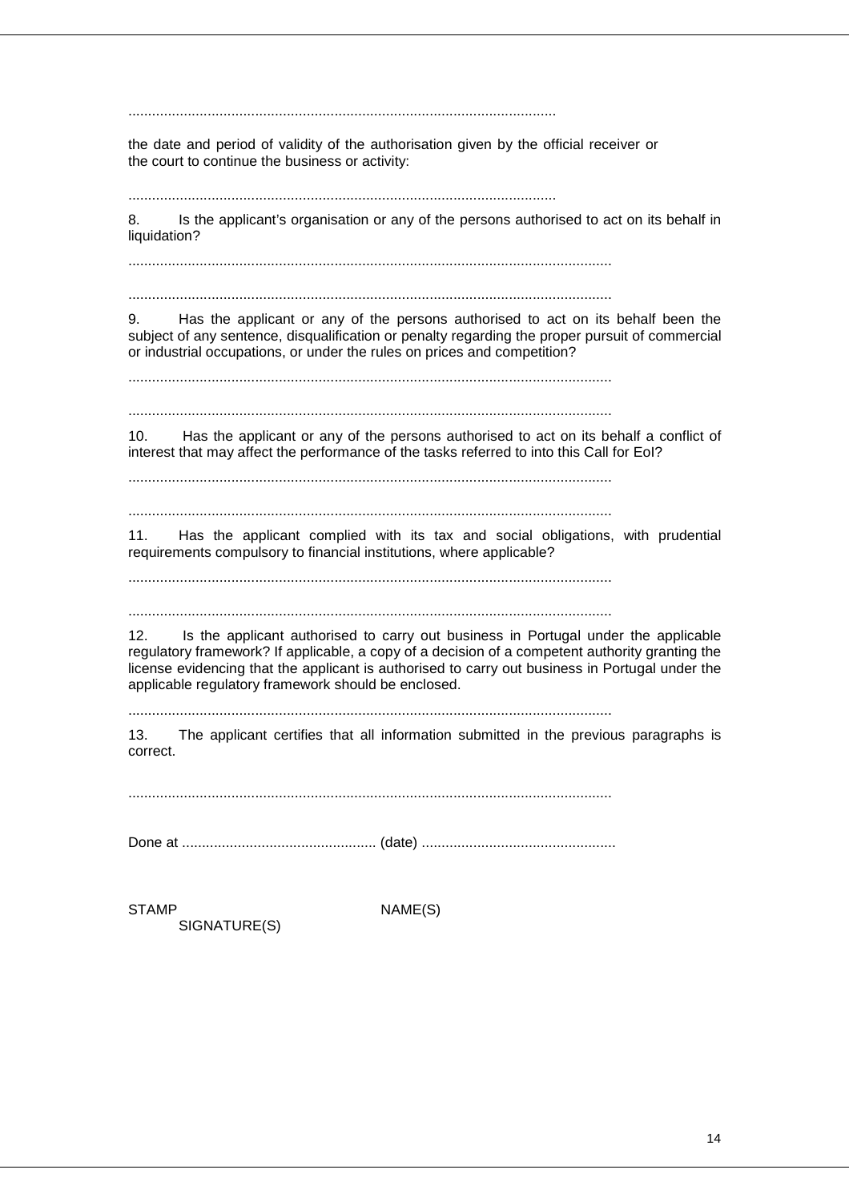..........................................................................................................

the date and period of validity of the authorisation given by the official receiver or the court to continue the business or activity:

..........................................................................................................

8. Is the applicant's organisation or any of the persons authorised to act on its behalf in liquidation?

........................................................................................................................

........................................................................................................................

9. Has the applicant or any of the persons authorised to act on its behalf been the subject of any sentence, disqualification or penalty regarding the proper pursuit of commercial or industrial occupations, or under the rules on prices and competition?

........................................................................................................................

........................................................................................................................

10. Has the applicant or any of the persons authorised to act on its behalf a conflict of interest that may affect the performance of the tasks referred to into this Call for EoI?

........................................................................................................................

........................................................................................................................

11. Has the applicant complied with its tax and social obligations, with prudential requirements compulsory to financial institutions, where applicable?

........................................................................................................................

........................................................................................................................

12. Is the applicant authorised to carry out business in Portugal under the applicable regulatory framework? If applicable, a copy of a decision of a competent authority granting the license evidencing that the applicant is authorised to carry out business in Portugal under the applicable regulatory framework should be enclosed.

........................................................................................................................

13. The applicant certifies that all information submitted in the previous paragraphs is correct.

........................................................................................................................

Done at ................................................ (date) ................................................

STAMP NAME(S)
SIGNATURE(S)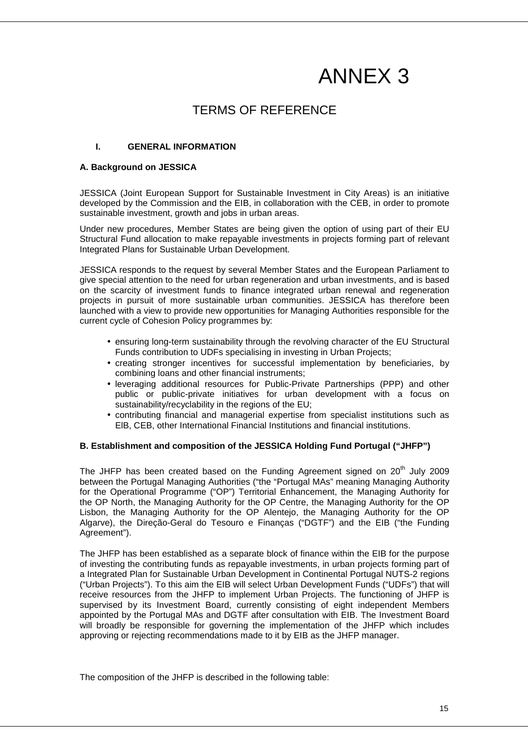# ANNEX 3

## TERMS OF REFERENCE

### I. GENERAL INFORMATION

**A. Background on JESSICA**

JESSICA (Joint European Support for Sustainable Investment in City Areas) is an initiative developed by the Commission and the EIB, in collaboration with the CEB, in order to promote sustainable investment, growth and jobs in urban areas.

Under new procedures, Member States are being given the option of using part of their EU Structural Fund allocation to make repayable investments in projects forming part of relevant Integrated Plans for Sustainable Urban Development.

JESSICA responds to the request by several Member States and the European Parliament to give special attention to the need for urban regeneration and urban investments, and is based on the scarcity of investment funds to finance integrated urban renewal and regeneration projects in pursuit of more sustainable urban communities. JESSICA has therefore been launched with a view to provide new opportunities for Managing Authorities responsible for the current cycle of Cohesion Policy programmes by:

- ensuring long-term sustainability through the revolving character of the EU Structural Funds contribution to UDFs specialising in investing in Urban Projects;
- creating stronger incentives for successful implementation by beneficiaries, by combining loans and other financial instruments;
- leveraging additional resources for Public-Private Partnerships (PPP) and other public or public-private initiatives for urban development with a focus on sustainability/recyclability in the regions of the EU;
- contributing financial and managerial expertise from specialist institutions such as EIB, CEB, other International Financial Institutions and financial institutions.

**B. Establishment and composition of the JESSICA Holding Fund Portugal ("JHFP")**

The JHFP has been created based on the Funding Agreement signed on 20th July 2009 between the Portugal Managing Authorities ("the "Portugal MAs" meaning Managing Authority for the Operational Programme ("OP") Territorial Enhancement, the Managing Authority for the OP North, the Managing Authority for the OP Centre, the Managing Authority for the OP Lisbon, the Managing Authority for the OP Alentejo, the Managing Authority for the OP Algarve), the Direção-Geral do Tesouro e Finanças ("DGTF") and the EIB ("the Funding Agreement").

The JHFP has been established as a separate block of finance within the EIB for the purpose of investing the contributing funds as repayable investments, in urban projects forming part of a Integrated Plan for Sustainable Urban Development in Continental Portugal NUTS-2 regions ("Urban Projects"). To this aim the EIB will select Urban Development Funds ("UDFs") that will receive resources from the JHFP to implement Urban Projects. The functioning of JHFP is supervised by its Investment Board, currently consisting of eight independent Members appointed by the Portugal MAs and DGTF after consultation with EIB. The Investment Board will broadly be responsible for governing the implementation of the JHFP which includes approving or rejecting recommendations made to it by EIB as the JHFP manager.

The composition of the JHFP is described in the following table: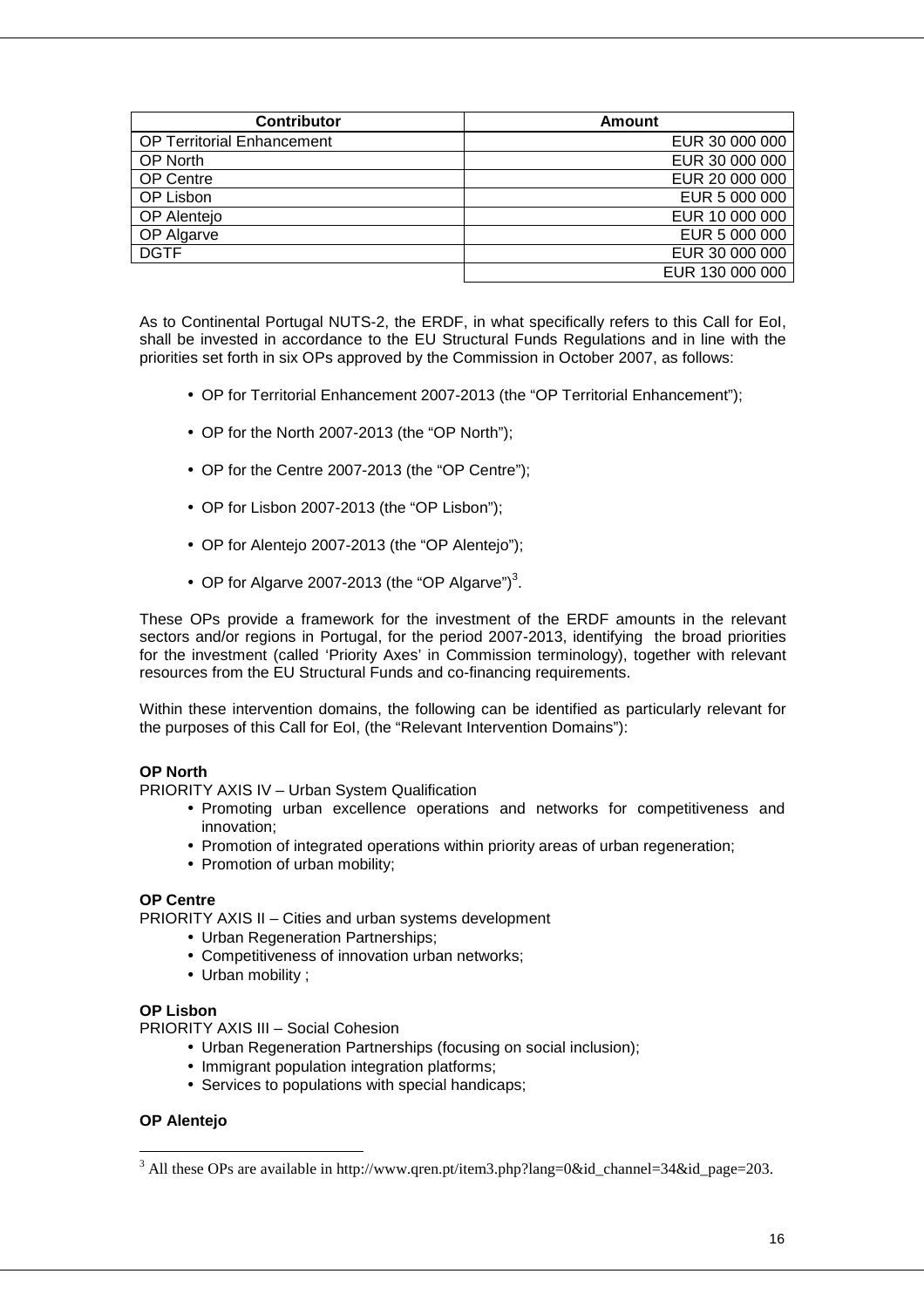| Contributor | Amount |
|---|---|
| OP Territorial Enhancement | EUR 30 000 000 |
| OP North | EUR 30 000 000 |
| OP Centre | EUR 20 000 000 |
| OP Lisbon | EUR 5 000 000 |
| OP Alentejo | EUR 10 000 000 |
| OP Algarve | EUR 5 000 000 |
| DGTF | EUR 30 000 000 |
| | EUR 130 000 000 |

As to Continental Portugal NUTS-2, the ERDF, in what specifically refers to this Call for EoI, shall be invested in accordance to the EU Structural Funds Regulations and in line with the priorities set forth in six OPs approved by the Commission in October 2007, as follows:

- OP for Territorial Enhancement 2007-2013 (the "OP Territorial Enhancement");
- OP for the North 2007-2013 (the "OP North");
- OP for the Centre 2007-2013 (the "OP Centre");
- OP for Lisbon 2007-2013 (the "OP Lisbon");
- OP for Alentejo 2007-2013 (the "OP Alentejo");
- OP for Algarve 2007-2013 (the "OP Algarve")[3].

These OPs provide a framework for the investment of the ERDF amounts in the relevant sectors and/or regions in Portugal, for the period 2007-2013, identifying the broad priorities for the investment (called 'Priority Axes' in Commission terminology), together with relevant resources from the EU Structural Funds and co-financing requirements.

Within these intervention domains, the following can be identified as particularly relevant for the purposes of this Call for EoI, (the "Relevant Intervention Domains"):

**OP North**

PRIORITY AXIS IV – Urban System Qualification

- Promoting urban excellence operations and networks for competitiveness and innovation;
- Promotion of integrated operations within priority areas of urban regeneration;
- Promotion of urban mobility;

**OP Centre**

PRIORITY AXIS II – Cities and urban systems development

- Urban Regeneration Partnerships;
- Competitiveness of innovation urban networks;
- Urban mobility ;

**OP Lisbon**

PRIORITY AXIS III – Social Cohesion

- Urban Regeneration Partnerships (focusing on social inclusion);
- Immigrant population integration platforms;
- Services to populations with special handicaps;

**OP Alentejo**

[3] All these OPs are available in http://www.qren.pt/item3.php?lang=0&id_channel=34&id_page=203.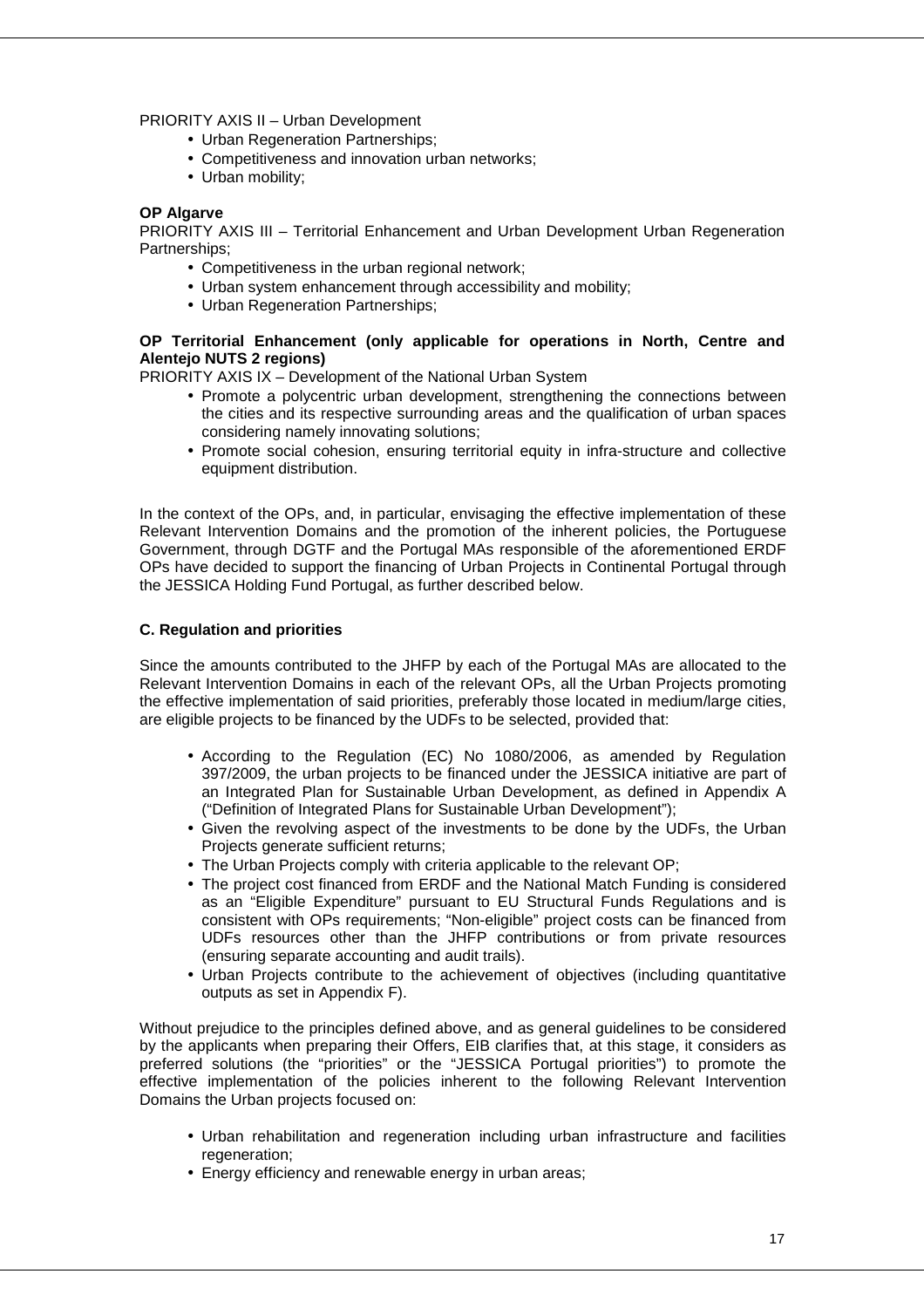PRIORITY AXIS II – Urban Development

- Urban Regeneration Partnerships;
- Competitiveness and innovation urban networks;
- Urban mobility;

**OP Algarve**

PRIORITY AXIS III – Territorial Enhancement and Urban Development Urban Regeneration Partnerships;

- Competitiveness in the urban regional network;
- Urban system enhancement through accessibility and mobility;
- Urban Regeneration Partnerships;

**OP Territorial Enhancement (only applicable for operations in North, Centre and Alentejo NUTS 2 regions)**

PRIORITY AXIS IX – Development of the National Urban System

- Promote a polycentric urban development, strengthening the connections between the cities and its respective surrounding areas and the qualification of urban spaces considering namely innovating solutions;
- Promote social cohesion, ensuring territorial equity in infra-structure and collective equipment distribution.

In the context of the OPs, and, in particular, envisaging the effective implementation of these Relevant Intervention Domains and the promotion of the inherent policies, the Portuguese Government, through DGTF and the Portugal MAs responsible of the aforementioned ERDF OPs have decided to support the financing of Urban Projects in Continental Portugal through the JESSICA Holding Fund Portugal, as further described below.

**C. Regulation and priorities**

Since the amounts contributed to the JHFP by each of the Portugal MAs are allocated to the Relevant Intervention Domains in each of the relevant OPs, all the Urban Projects promoting the effective implementation of said priorities, preferably those located in medium/large cities, are eligible projects to be financed by the UDFs to be selected, provided that:

- According to the Regulation (EC) No 1080/2006, as amended by Regulation 397/2009, the urban projects to be financed under the JESSICA initiative are part of an Integrated Plan for Sustainable Urban Development, as defined in Appendix A ("Definition of Integrated Plans for Sustainable Urban Development");
- Given the revolving aspect of the investments to be done by the UDFs, the Urban Projects generate sufficient returns;
- The Urban Projects comply with criteria applicable to the relevant OP;
- The project cost financed from ERDF and the National Match Funding is considered as an "Eligible Expenditure" pursuant to EU Structural Funds Regulations and is consistent with OPs requirements; "Non-eligible" project costs can be financed from UDFs resources other than the JHFP contributions or from private resources (ensuring separate accounting and audit trails).
- Urban Projects contribute to the achievement of objectives (including quantitative outputs as set in Appendix F).

Without prejudice to the principles defined above, and as general guidelines to be considered by the applicants when preparing their Offers, EIB clarifies that, at this stage, it considers as preferred solutions (the "priorities" or the "JESSICA Portugal priorities") to promote the effective implementation of the policies inherent to the following Relevant Intervention Domains the Urban projects focused on:

- Urban rehabilitation and regeneration including urban infrastructure and facilities regeneration;
- Energy efficiency and renewable energy in urban areas;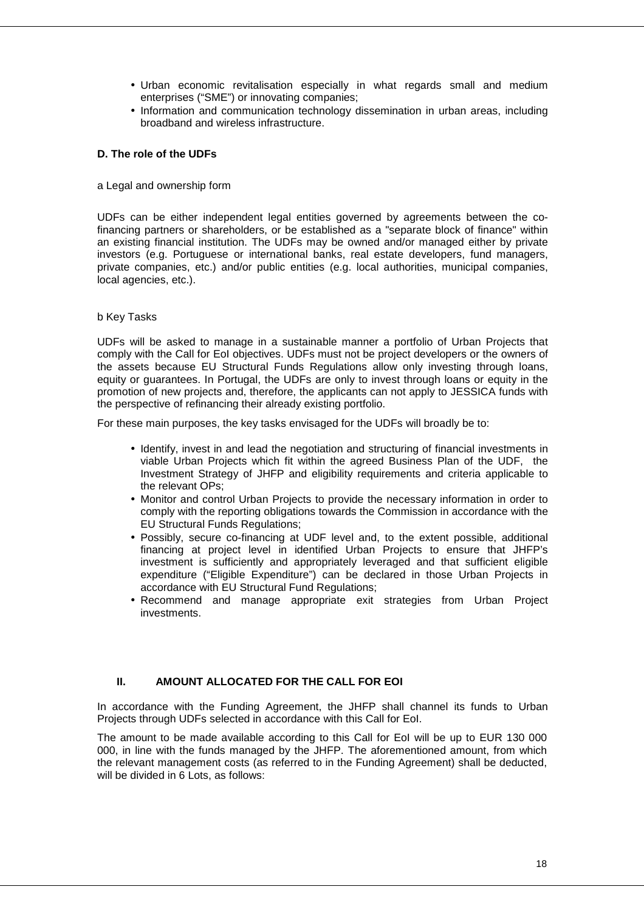- Urban economic revitalisation especially in what regards small and medium enterprises ("SME") or innovating companies;
- Information and communication technology dissemination in urban areas, including broadband and wireless infrastructure.

### D. The role of the UDFs

a Legal and ownership form

UDFs can be either independent legal entities governed by agreements between the co-financing partners or shareholders, or be established as a "separate block of finance" within an existing financial institution. The UDFs may be owned and/or managed either by private investors (e.g. Portuguese or international banks, real estate developers, fund managers, private companies, etc.) and/or public entities (e.g. local authorities, municipal companies, local agencies, etc.).

b Key Tasks

UDFs will be asked to manage in a sustainable manner a portfolio of Urban Projects that comply with the Call for EoI objectives. UDFs must not be project developers or the owners of the assets because EU Structural Funds Regulations allow only investing through loans, equity or guarantees. In Portugal, the UDFs are only to invest through loans or equity in the promotion of new projects and, therefore, the applicants can not apply to JESSICA funds with the perspective of refinancing their already existing portfolio.

For these main purposes, the key tasks envisaged for the UDFs will broadly be to:

- Identify, invest in and lead the negotiation and structuring of financial investments in viable Urban Projects which fit within the agreed Business Plan of the UDF, the Investment Strategy of JHFP and eligibility requirements and criteria applicable to the relevant OPs;
- Monitor and control Urban Projects to provide the necessary information in order to comply with the reporting obligations towards the Commission in accordance with the EU Structural Funds Regulations;
- Possibly, secure co-financing at UDF level and, to the extent possible, additional financing at project level in identified Urban Projects to ensure that JHFP's investment is sufficiently and appropriately leveraged and that sufficient eligible expenditure ("Eligible Expenditure") can be declared in those Urban Projects in accordance with EU Structural Fund Regulations;
- Recommend and manage appropriate exit strategies from Urban Project investments.

## II. AMOUNT ALLOCATED FOR THE CALL FOR EOI

In accordance with the Funding Agreement, the JHFP shall channel its funds to Urban Projects through UDFs selected in accordance with this Call for EoI.

The amount to be made available according to this Call for EoI will be up to EUR 130 000 000, in line with the funds managed by the JHFP. The aforementioned amount, from which the relevant management costs (as referred to in the Funding Agreement) shall be deducted, will be divided in 6 Lots, as follows: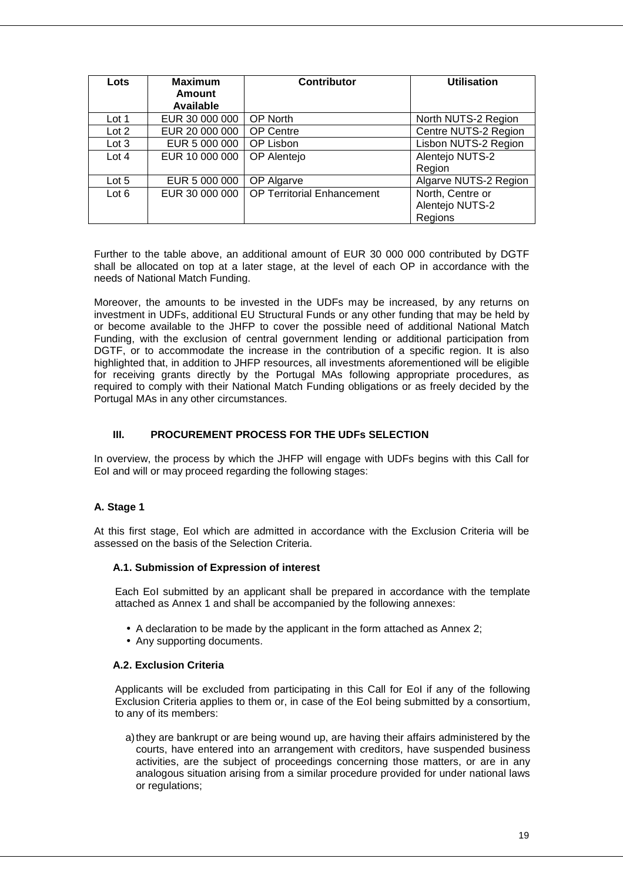| Lots | Maximum Amount Available | Contributor | Utilisation |
| --- | --- | --- | --- |
| Lot 1 | EUR 30 000 000 | OP North | North NUTS-2 Region |
| Lot 2 | EUR 20 000 000 | OP Centre | Centre NUTS-2 Region |
| Lot 3 | EUR 5 000 000 | OP Lisbon | Lisbon NUTS-2 Region |
| Lot 4 | EUR 10 000 000 | OP Alentejo | Alentejo NUTS-2 Region |
| Lot 5 | EUR 5 000 000 | OP Algarve | Algarve NUTS-2 Region |
| Lot 6 | EUR 30 000 000 | OP Territorial Enhancement | North, Centre or Alentejo NUTS-2 Regions |

Further to the table above, an additional amount of EUR 30 000 000 contributed by DGTF shall be allocated on top at a later stage, at the level of each OP in accordance with the needs of National Match Funding.

Moreover, the amounts to be invested in the UDFs may be increased, by any returns on investment in UDFs, additional EU Structural Funds or any other funding that may be held by or become available to the JHFP to cover the possible need of additional National Match Funding, with the exclusion of central government lending or additional participation from DGTF, or to accommodate the increase in the contribution of a specific region. It is also highlighted that, in addition to JHFP resources, all investments aforementioned will be eligible for receiving grants directly by the Portugal MAs following appropriate procedures, as required to comply with their National Match Funding obligations or as freely decided by the Portugal MAs in any other circumstances.

## III. PROCUREMENT PROCESS FOR THE UDFs SELECTION

In overview, the process by which the JHFP will engage with UDFs begins with this Call for EoI and will or may proceed regarding the following stages:

### A. Stage 1

At this first stage, EoI which are admitted in accordance with the Exclusion Criteria will be assessed on the basis of the Selection Criteria.

#### A.1. Submission of Expression of interest

Each EoI submitted by an applicant shall be prepared in accordance with the template attached as Annex 1 and shall be accompanied by the following annexes:

- A declaration to be made by the applicant in the form attached as Annex 2;
- Any supporting documents.

#### A.2. Exclusion Criteria

Applicants will be excluded from participating in this Call for EoI if any of the following Exclusion Criteria applies to them or, in case of the EoI being submitted by a consortium, to any of its members:

a) they are bankrupt or are being wound up, are having their affairs administered by the courts, have entered into an arrangement with creditors, have suspended business activities, are the subject of proceedings concerning those matters, or are in any analogous situation arising from a similar procedure provided for under national laws or regulations;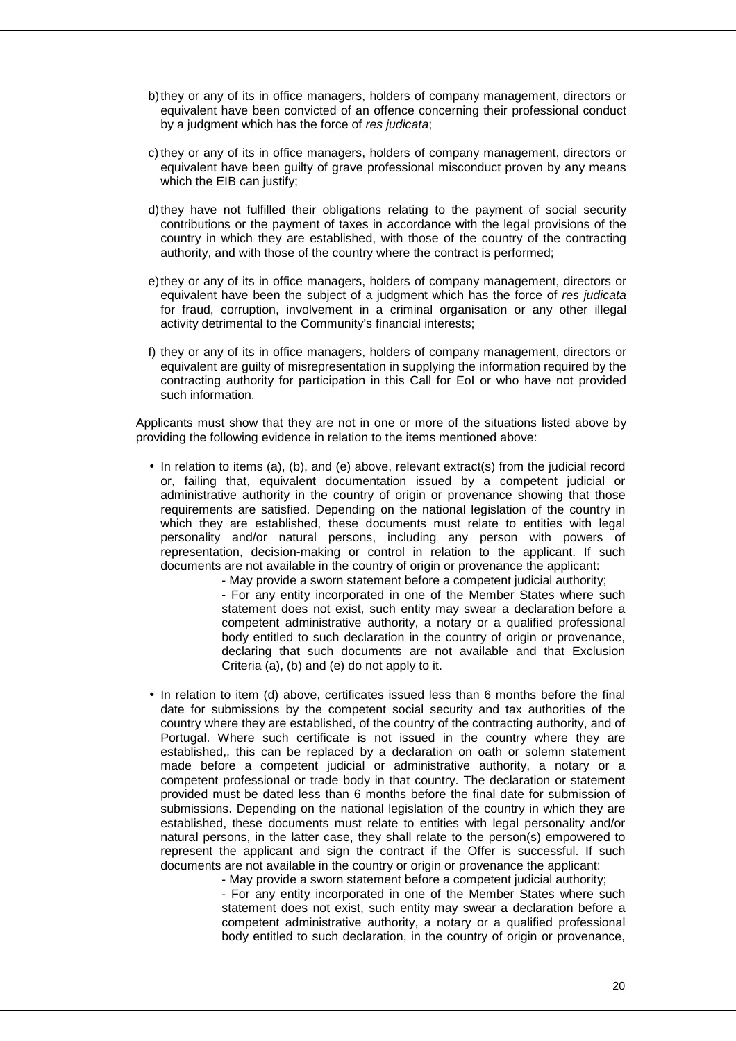b) they or any of its in office managers, holders of company management, directors or equivalent have been convicted of an offence concerning their professional conduct by a judgment which has the force of *res judicata*;

c) they or any of its in office managers, holders of company management, directors or equivalent have been guilty of grave professional misconduct proven by any means which the EIB can justify;

d) they have not fulfilled their obligations relating to the payment of social security contributions or the payment of taxes in accordance with the legal provisions of the country in which they are established, with those of the country of the contracting authority, and with those of the country where the contract is performed;

e) they or any of its in office managers, holders of company management, directors or equivalent have been the subject of a judgment which has the force of *res judicata* for fraud, corruption, involvement in a criminal organisation or any other illegal activity detrimental to the Community's financial interests;

f) they or any of its in office managers, holders of company management, directors or equivalent are guilty of misrepresentation in supplying the information required by the contracting authority for participation in this Call for EoI or who have not provided such information.

Applicants must show that they are not in one or more of the situations listed above by providing the following evidence in relation to the items mentioned above:

- In relation to items (a), (b), and (e) above, relevant extract(s) from the judicial record or, failing that, equivalent documentation issued by a competent judicial or administrative authority in the country of origin or provenance showing that those requirements are satisfied. Depending on the national legislation of the country in which they are established, these documents must relate to entities with legal personality and/or natural persons, including any person with powers of representation, decision-making or control in relation to the applicant. If such documents are not available in the country of origin or provenance the applicant:
  - May provide a sworn statement before a competent judicial authority;
  - For any entity incorporated in one of the Member States where such statement does not exist, such entity may swear a declaration before a competent administrative authority, a notary or a qualified professional body entitled to such declaration in the country of origin or provenance, declaring that such documents are not available and that Exclusion Criteria (a), (b) and (e) do not apply to it.

- In relation to item (d) above, certificates issued less than 6 months before the final date for submissions by the competent social security and tax authorities of the country where they are established, of the country of the contracting authority, and of Portugal. Where such certificate is not issued in the country where they are established,, this can be replaced by a declaration on oath or solemn statement made before a competent judicial or administrative authority, a notary or a competent professional or trade body in that country. The declaration or statement provided must be dated less than 6 months before the final date for submission of submissions. Depending on the national legislation of the country in which they are established, these documents must relate to entities with legal personality and/or natural persons, in the latter case, they shall relate to the person(s) empowered to represent the applicant and sign the contract if the Offer is successful. If such documents are not available in the country or origin or provenance the applicant:
  - May provide a sworn statement before a competent judicial authority;
  - For any entity incorporated in one of the Member States where such statement does not exist, such entity may swear a declaration before a competent administrative authority, a notary or a qualified professional body entitled to such declaration, in the country of origin or provenance,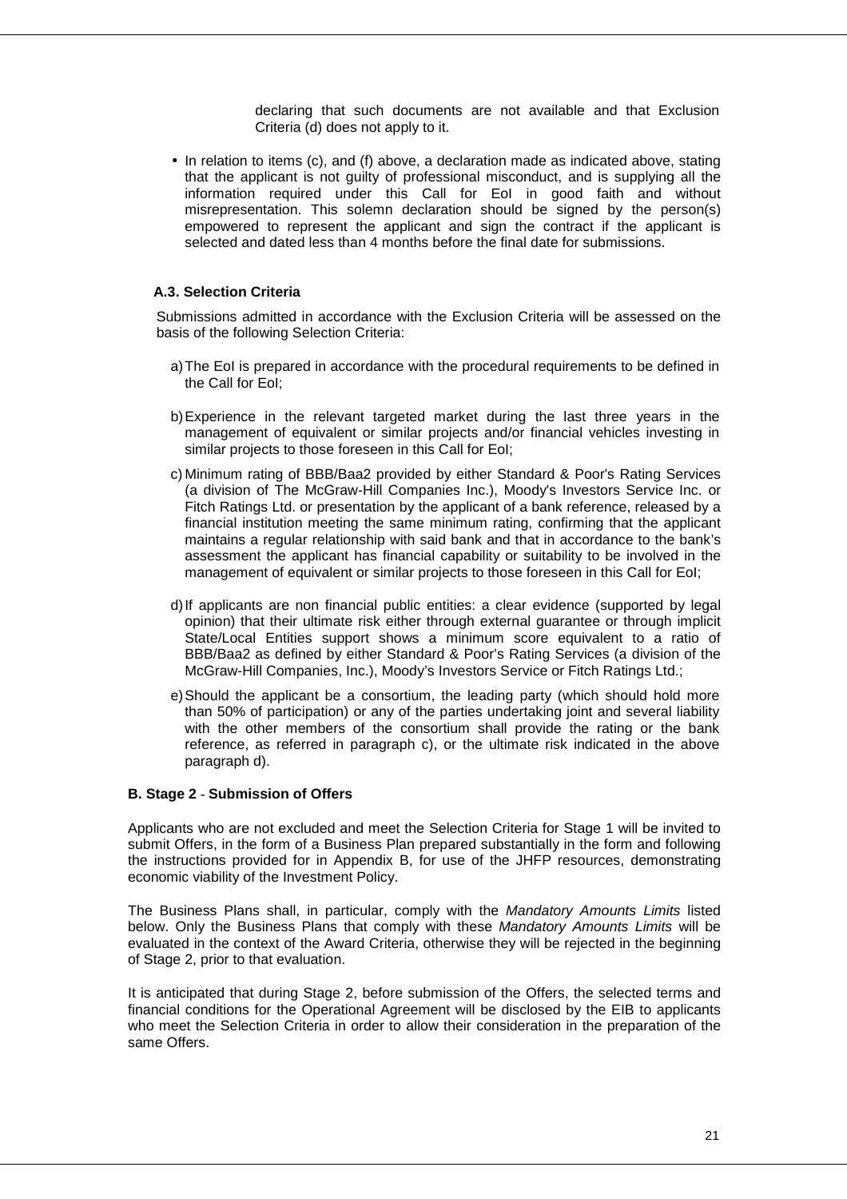declaring that such documents are not available and that Exclusion Criteria (d) does not apply to it.

- In relation to items (c), and (f) above, a declaration made as indicated above, stating that the applicant is not guilty of professional misconduct, and is supplying all the information required under this Call for EoI in good faith and without misrepresentation. This solemn declaration should be signed by the person(s) empowered to represent the applicant and sign the contract if the applicant is selected and dated less than 4 months before the final date for submissions.

### A.3. Selection Criteria

Submissions admitted in accordance with the Exclusion Criteria will be assessed on the basis of the following Selection Criteria:

a) The EoI is prepared in accordance with the procedural requirements to be defined in the Call for EoI;

b) Experience in the relevant targeted market during the last three years in the management of equivalent or similar projects and/or financial vehicles investing in similar projects to those foreseen in this Call for EoI;

c) Minimum rating of BBB/Baa2 provided by either Standard & Poor's Rating Services (a division of The McGraw-Hill Companies Inc.), Moody's Investors Service Inc. or Fitch Ratings Ltd. or presentation by the applicant of a bank reference, released by a financial institution meeting the same minimum rating, confirming that the applicant maintains a regular relationship with said bank and that in accordance to the bank's assessment the applicant has financial capability or suitability to be involved in the management of equivalent or similar projects to those foreseen in this Call for EoI;

d) If applicants are non financial public entities: a clear evidence (supported by legal opinion) that their ultimate risk either through external guarantee or through implicit State/Local Entities support shows a minimum score equivalent to a ratio of BBB/Baa2 as defined by either Standard & Poor's Rating Services (a division of the McGraw-Hill Companies, Inc.), Moody's Investors Service or Fitch Ratings Ltd.;

e) Should the applicant be a consortium, the leading party (which should hold more than 50% of participation) or any of the parties undertaking joint and several liability with the other members of the consortium shall provide the rating or the bank reference, as referred in paragraph c), or the ultimate risk indicated in the above paragraph d).

## B. Stage 2 - Submission of Offers

Applicants who are not excluded and meet the Selection Criteria for Stage 1 will be invited to submit Offers, in the form of a Business Plan prepared substantially in the form and following the instructions provided for in Appendix B, for use of the JHFP resources, demonstrating economic viability of the Investment Policy.

The Business Plans shall, in particular, comply with the *Mandatory Amounts Limits* listed below. Only the Business Plans that comply with these *Mandatory Amounts Limits* will be evaluated in the context of the Award Criteria, otherwise they will be rejected in the beginning of Stage 2, prior to that evaluation.

It is anticipated that during Stage 2, before submission of the Offers, the selected terms and financial conditions for the Operational Agreement will be disclosed by the EIB to applicants who meet the Selection Criteria in order to allow their consideration in the preparation of the same Offers.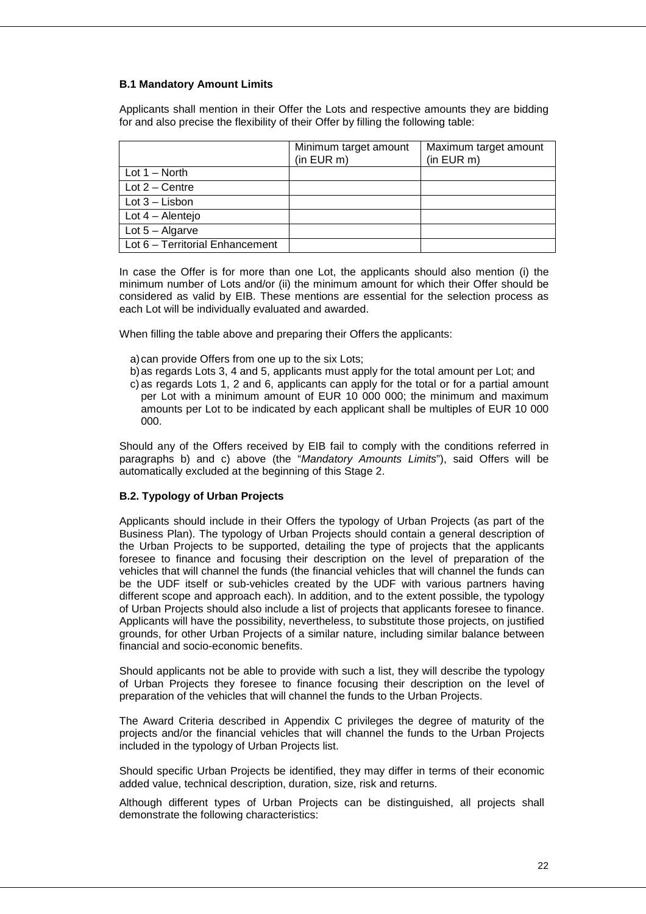### B.1 Mandatory Amount Limits

Applicants shall mention in their Offer the Lots and respective amounts they are bidding for and also precise the flexibility of their Offer by filling the following table:

| | Minimum target amount (in EUR m) | Maximum target amount (in EUR m) |
|---|---|---|
| Lot 1 – North | | |
| Lot 2 – Centre | | |
| Lot 3 – Lisbon | | |
| Lot 4 – Alentejo | | |
| Lot 5 – Algarve | | |
| Lot 6 – Territorial Enhancement | | |

In case the Offer is for more than one Lot, the applicants should also mention (i) the minimum number of Lots and/or (ii) the minimum amount for which their Offer should be considered as valid by EIB. These mentions are essential for the selection process as each Lot will be individually evaluated and awarded.

When filling the table above and preparing their Offers the applicants:

a) can provide Offers from one up to the six Lots;
b) as regards Lots 3, 4 and 5, applicants must apply for the total amount per Lot; and
c) as regards Lots 1, 2 and 6, applicants can apply for the total or for a partial amount per Lot with a minimum amount of EUR 10 000 000; the minimum and maximum amounts per Lot to be indicated by each applicant shall be multiples of EUR 10 000 000.

Should any of the Offers received by EIB fail to comply with the conditions referred in paragraphs b) and c) above (the "*Mandatory Amounts Limits*"), said Offers will be automatically excluded at the beginning of this Stage 2.

### B.2. Typology of Urban Projects

Applicants should include in their Offers the typology of Urban Projects (as part of the Business Plan). The typology of Urban Projects should contain a general description of the Urban Projects to be supported, detailing the type of projects that the applicants foresee to finance and focusing their description on the level of preparation of the vehicles that will channel the funds (the financial vehicles that will channel the funds can be the UDF itself or sub-vehicles created by the UDF with various partners having different scope and approach each). In addition, and to the extent possible, the typology of Urban Projects should also include a list of projects that applicants foresee to finance. Applicants will have the possibility, nevertheless, to substitute those projects, on justified grounds, for other Urban Projects of a similar nature, including similar balance between financial and socio-economic benefits.

Should applicants not be able to provide with such a list, they will describe the typology of Urban Projects they foresee to finance focusing their description on the level of preparation of the vehicles that will channel the funds to the Urban Projects.

The Award Criteria described in Appendix C privileges the degree of maturity of the projects and/or the financial vehicles that will channel the funds to the Urban Projects included in the typology of Urban Projects list.

Should specific Urban Projects be identified, they may differ in terms of their economic added value, technical description, duration, size, risk and returns.

Although different types of Urban Projects can be distinguished, all projects shall demonstrate the following characteristics: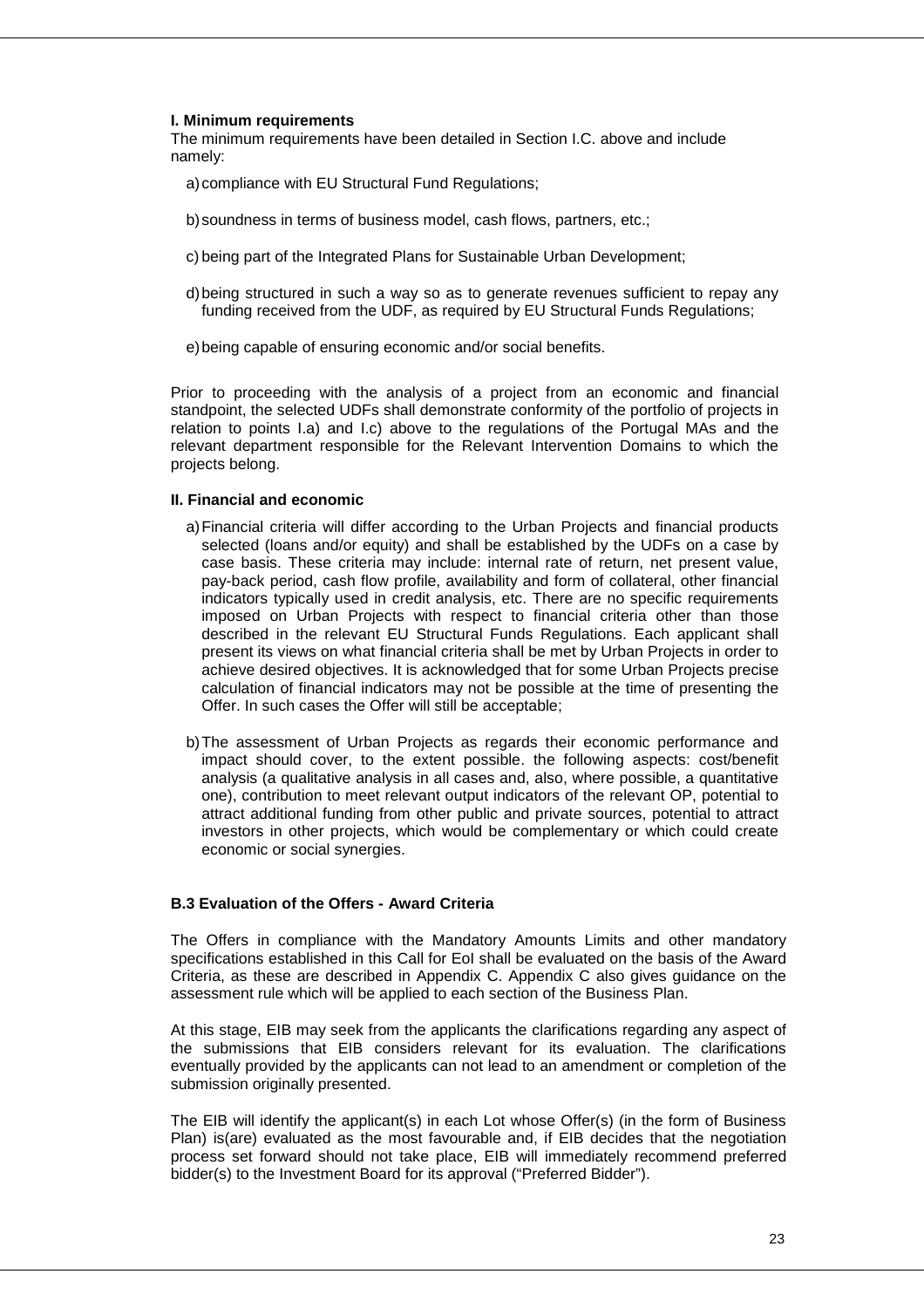**I. Minimum requirements**

The minimum requirements have been detailed in Section I.C. above and include namely:

a) compliance with EU Structural Fund Regulations;

b) soundness in terms of business model, cash flows, partners, etc.;

c) being part of the Integrated Plans for Sustainable Urban Development;

d) being structured in such a way so as to generate revenues sufficient to repay any funding received from the UDF, as required by EU Structural Funds Regulations;

e) being capable of ensuring economic and/or social benefits.

Prior to proceeding with the analysis of a project from an economic and financial standpoint, the selected UDFs shall demonstrate conformity of the portfolio of projects in relation to points I.a) and I.c) above to the regulations of the Portugal MAs and the relevant department responsible for the Relevant Intervention Domains to which the projects belong.

**II. Financial and economic**

a) Financial criteria will differ according to the Urban Projects and financial products selected (loans and/or equity) and shall be established by the UDFs on a case by case basis. These criteria may include: internal rate of return, net present value, pay-back period, cash flow profile, availability and form of collateral, other financial indicators typically used in credit analysis, etc. There are no specific requirements imposed on Urban Projects with respect to financial criteria other than those described in the relevant EU Structural Funds Regulations. Each applicant shall present its views on what financial criteria shall be met by Urban Projects in order to achieve desired objectives. It is acknowledged that for some Urban Projects precise calculation of financial indicators may not be possible at the time of presenting the Offer. In such cases the Offer will still be acceptable;

b) The assessment of Urban Projects as regards their economic performance and impact should cover, to the extent possible. the following aspects: cost/benefit analysis (a qualitative analysis in all cases and, also, where possible, a quantitative one), contribution to meet relevant output indicators of the relevant OP, potential to attract additional funding from other public and private sources, potential to attract investors in other projects, which would be complementary or which could create economic or social synergies.

**B.3 Evaluation of the Offers - Award Criteria**

The Offers in compliance with the Mandatory Amounts Limits and other mandatory specifications established in this Call for EoI shall be evaluated on the basis of the Award Criteria, as these are described in Appendix C. Appendix C also gives guidance on the assessment rule which will be applied to each section of the Business Plan.

At this stage, EIB may seek from the applicants the clarifications regarding any aspect of the submissions that EIB considers relevant for its evaluation. The clarifications eventually provided by the applicants can not lead to an amendment or completion of the submission originally presented.

The EIB will identify the applicant(s) in each Lot whose Offer(s) (in the form of Business Plan) is(are) evaluated as the most favourable and, if EIB decides that the negotiation process set forward should not take place, EIB will immediately recommend preferred bidder(s) to the Investment Board for its approval ("Preferred Bidder").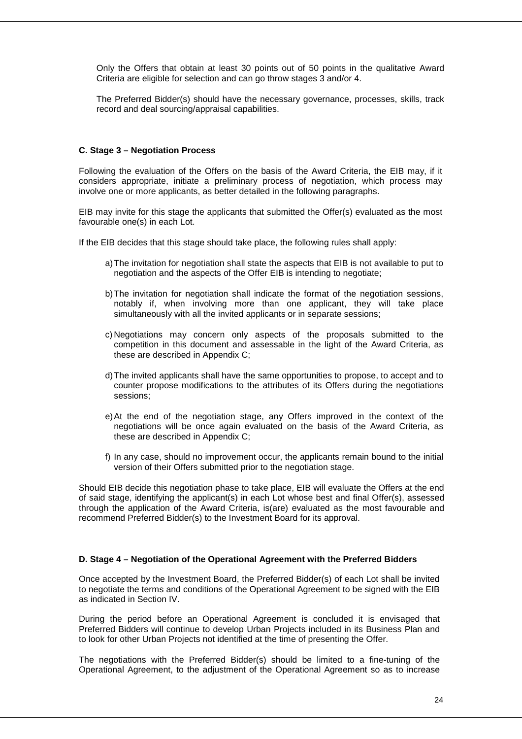Only the Offers that obtain at least 30 points out of 50 points in the qualitative Award Criteria are eligible for selection and can go throw stages 3 and/or 4.

The Preferred Bidder(s) should have the necessary governance, processes, skills, track record and deal sourcing/appraisal capabilities.

**C. Stage 3 – Negotiation Process**

Following the evaluation of the Offers on the basis of the Award Criteria, the EIB may, if it considers appropriate, initiate a preliminary process of negotiation, which process may involve one or more applicants, as better detailed in the following paragraphs.

EIB may invite for this stage the applicants that submitted the Offer(s) evaluated as the most favourable one(s) in each Lot.

If the EIB decides that this stage should take place, the following rules shall apply:

a) The invitation for negotiation shall state the aspects that EIB is not available to put to negotiation and the aspects of the Offer EIB is intending to negotiate;

b) The invitation for negotiation shall indicate the format of the negotiation sessions, notably if, when involving more than one applicant, they will take place simultaneously with all the invited applicants or in separate sessions;

c) Negotiations may concern only aspects of the proposals submitted to the competition in this document and assessable in the light of the Award Criteria, as these are described in Appendix C;

d) The invited applicants shall have the same opportunities to propose, to accept and to counter propose modifications to the attributes of its Offers during the negotiations sessions;

e) At the end of the negotiation stage, any Offers improved in the context of the negotiations will be once again evaluated on the basis of the Award Criteria, as these are described in Appendix C;

f) In any case, should no improvement occur, the applicants remain bound to the initial version of their Offers submitted prior to the negotiation stage.

Should EIB decide this negotiation phase to take place, EIB will evaluate the Offers at the end of said stage, identifying the applicant(s) in each Lot whose best and final Offer(s), assessed through the application of the Award Criteria, is(are) evaluated as the most favourable and recommend Preferred Bidder(s) to the Investment Board for its approval.

**D. Stage 4 – Negotiation of the Operational Agreement with the Preferred Bidders**

Once accepted by the Investment Board, the Preferred Bidder(s) of each Lot shall be invited to negotiate the terms and conditions of the Operational Agreement to be signed with the EIB as indicated in Section IV.

During the period before an Operational Agreement is concluded it is envisaged that Preferred Bidders will continue to develop Urban Projects included in its Business Plan and to look for other Urban Projects not identified at the time of presenting the Offer.

The negotiations with the Preferred Bidder(s) should be limited to a fine-tuning of the Operational Agreement, to the adjustment of the Operational Agreement so as to increase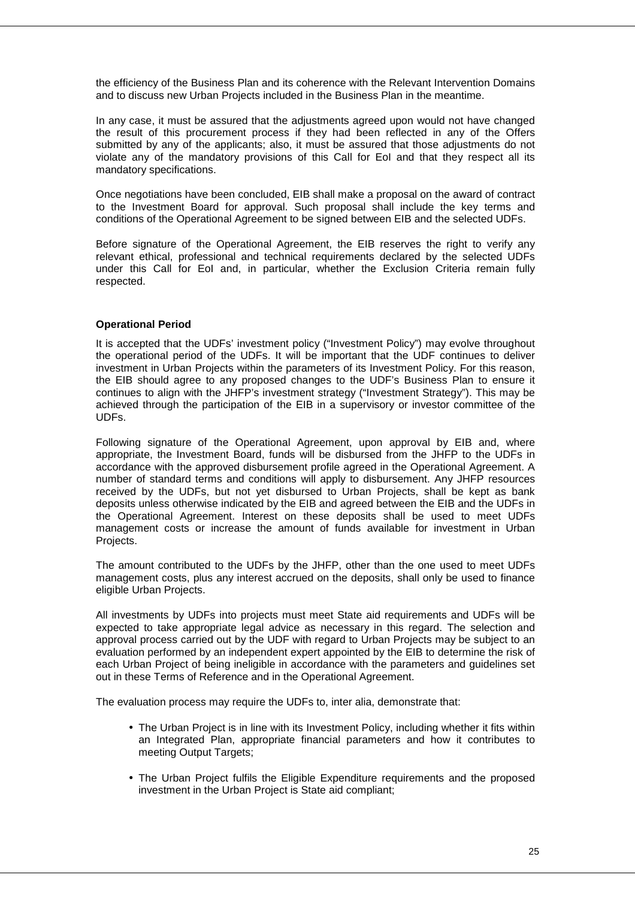the efficiency of the Business Plan and its coherence with the Relevant Intervention Domains and to discuss new Urban Projects included in the Business Plan in the meantime.

In any case, it must be assured that the adjustments agreed upon would not have changed the result of this procurement process if they had been reflected in any of the Offers submitted by any of the applicants; also, it must be assured that those adjustments do not violate any of the mandatory provisions of this Call for EoI and that they respect all its mandatory specifications.

Once negotiations have been concluded, EIB shall make a proposal on the award of contract to the Investment Board for approval. Such proposal shall include the key terms and conditions of the Operational Agreement to be signed between EIB and the selected UDFs.

Before signature of the Operational Agreement, the EIB reserves the right to verify any relevant ethical, professional and technical requirements declared by the selected UDFs under this Call for EoI and, in particular, whether the Exclusion Criteria remain fully respected.

**Operational Period**

It is accepted that the UDFs' investment policy ("Investment Policy") may evolve throughout the operational period of the UDFs. It will be important that the UDF continues to deliver investment in Urban Projects within the parameters of its Investment Policy. For this reason, the EIB should agree to any proposed changes to the UDF's Business Plan to ensure it continues to align with the JHFP's investment strategy ("Investment Strategy"). This may be achieved through the participation of the EIB in a supervisory or investor committee of the UDFs.

Following signature of the Operational Agreement, upon approval by EIB and, where appropriate, the Investment Board, funds will be disbursed from the JHFP to the UDFs in accordance with the approved disbursement profile agreed in the Operational Agreement. A number of standard terms and conditions will apply to disbursement. Any JHFP resources received by the UDFs, but not yet disbursed to Urban Projects, shall be kept as bank deposits unless otherwise indicated by the EIB and agreed between the EIB and the UDFs in the Operational Agreement. Interest on these deposits shall be used to meet UDFs management costs or increase the amount of funds available for investment in Urban Projects.

The amount contributed to the UDFs by the JHFP, other than the one used to meet UDFs management costs, plus any interest accrued on the deposits, shall only be used to finance eligible Urban Projects.

All investments by UDFs into projects must meet State aid requirements and UDFs will be expected to take appropriate legal advice as necessary in this regard. The selection and approval process carried out by the UDF with regard to Urban Projects may be subject to an evaluation performed by an independent expert appointed by the EIB to determine the risk of each Urban Project of being ineligible in accordance with the parameters and guidelines set out in these Terms of Reference and in the Operational Agreement.

The evaluation process may require the UDFs to, inter alia, demonstrate that:

- The Urban Project is in line with its Investment Policy, including whether it fits within an Integrated Plan, appropriate financial parameters and how it contributes to meeting Output Targets;
- The Urban Project fulfils the Eligible Expenditure requirements and the proposed investment in the Urban Project is State aid compliant;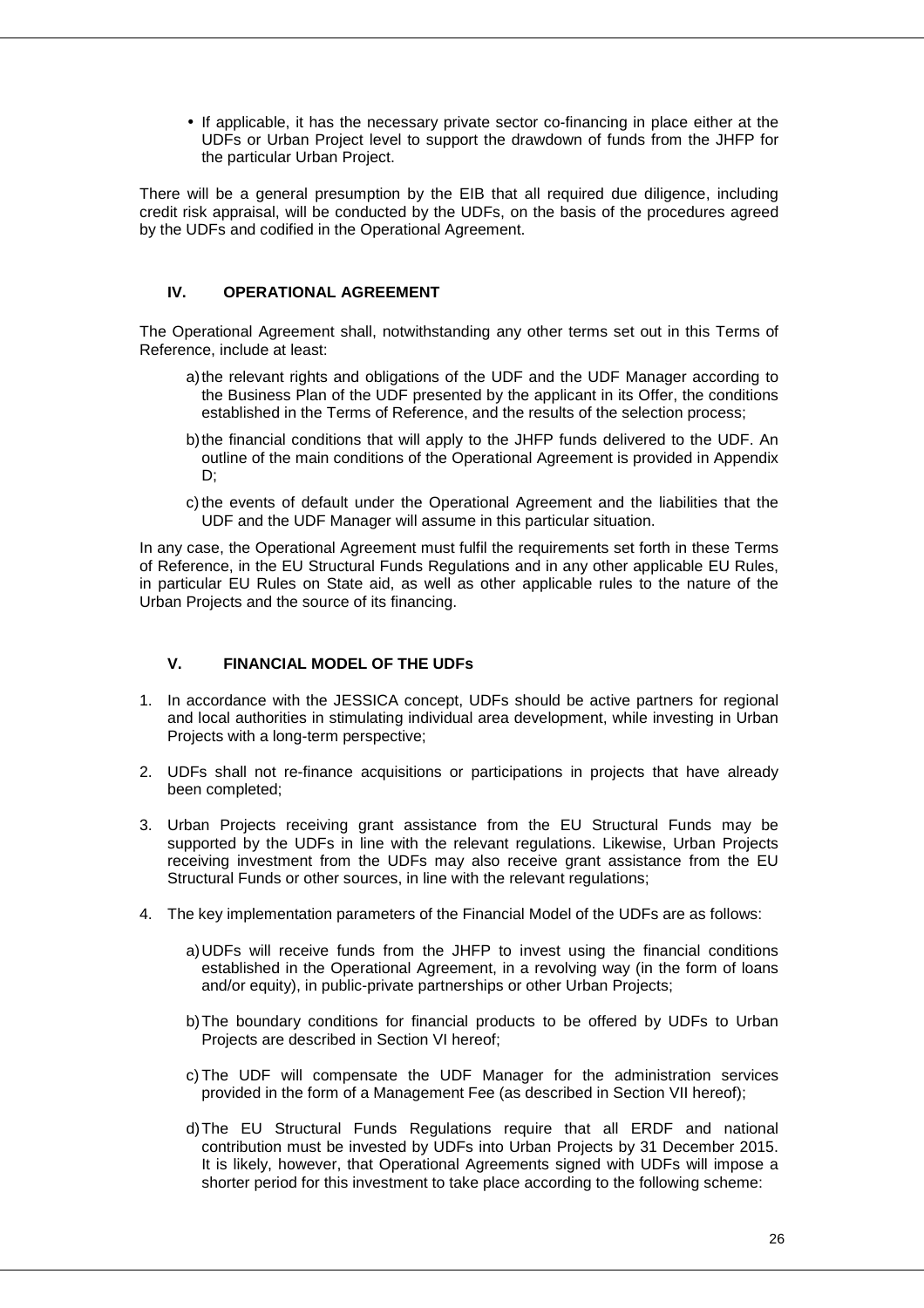- If applicable, it has the necessary private sector co-financing in place either at the UDFs or Urban Project level to support the drawdown of funds from the JHFP for the particular Urban Project.

There will be a general presumption by the EIB that all required due diligence, including credit risk appraisal, will be conducted by the UDFs, on the basis of the procedures agreed by the UDFs and codified in the Operational Agreement.

## IV. OPERATIONAL AGREEMENT

The Operational Agreement shall, notwithstanding any other terms set out in this Terms of Reference, include at least:

a) the relevant rights and obligations of the UDF and the UDF Manager according to the Business Plan of the UDF presented by the applicant in its Offer, the conditions established in the Terms of Reference, and the results of the selection process;

b) the financial conditions that will apply to the JHFP funds delivered to the UDF. An outline of the main conditions of the Operational Agreement is provided in Appendix D;

c) the events of default under the Operational Agreement and the liabilities that the UDF and the UDF Manager will assume in this particular situation.

In any case, the Operational Agreement must fulfil the requirements set forth in these Terms of Reference, in the EU Structural Funds Regulations and in any other applicable EU Rules, in particular EU Rules on State aid, as well as other applicable rules to the nature of the Urban Projects and the source of its financing.

## V. FINANCIAL MODEL OF THE UDFs

1. In accordance with the JESSICA concept, UDFs should be active partners for regional and local authorities in stimulating individual area development, while investing in Urban Projects with a long-term perspective;

2. UDFs shall not re-finance acquisitions or participations in projects that have already been completed;

3. Urban Projects receiving grant assistance from the EU Structural Funds may be supported by the UDFs in line with the relevant regulations. Likewise, Urban Projects receiving investment from the UDFs may also receive grant assistance from the EU Structural Funds or other sources, in line with the relevant regulations;

4. The key implementation parameters of the Financial Model of the UDFs are as follows:

   a) UDFs will receive funds from the JHFP to invest using the financial conditions established in the Operational Agreement, in a revolving way (in the form of loans and/or equity), in public-private partnerships or other Urban Projects;

   b) The boundary conditions for financial products to be offered by UDFs to Urban Projects are described in Section VI hereof;

   c) The UDF will compensate the UDF Manager for the administration services provided in the form of a Management Fee (as described in Section VII hereof);

   d) The EU Structural Funds Regulations require that all ERDF and national contribution must be invested by UDFs into Urban Projects by 31 December 2015. It is likely, however, that Operational Agreements signed with UDFs will impose a shorter period for this investment to take place according to the following scheme: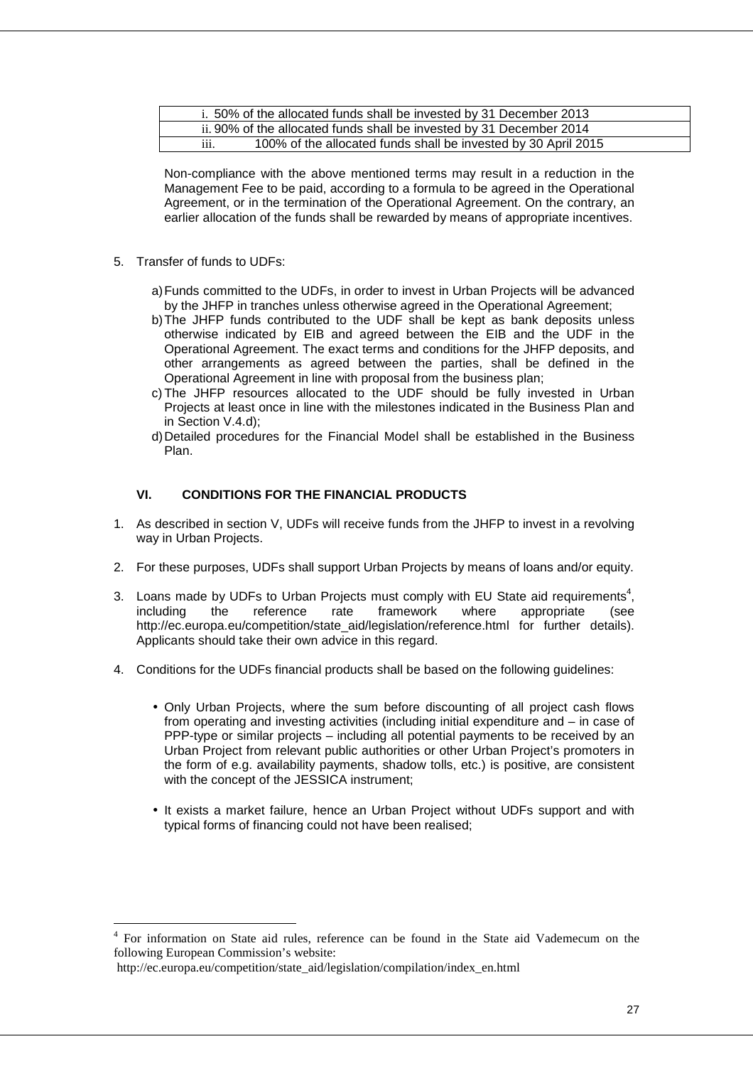| i. 50% of the allocated funds shall be invested by 31 December 2013 |
|---|
| ii. 90% of the allocated funds shall be invested by 31 December 2014 |
| iii. 100% of the allocated funds shall be invested by 30 April 2015 |

Non-compliance with the above mentioned terms may result in a reduction in the Management Fee to be paid, according to a formula to be agreed in the Operational Agreement, or in the termination of the Operational Agreement. On the contrary, an earlier allocation of the funds shall be rewarded by means of appropriate incentives.

5. Transfer of funds to UDFs:

   a) Funds committed to the UDFs, in order to invest in Urban Projects will be advanced by the JHFP in tranches unless otherwise agreed in the Operational Agreement;
   b) The JHFP funds contributed to the UDF shall be kept as bank deposits unless otherwise indicated by EIB and agreed between the EIB and the UDF in the Operational Agreement. The exact terms and conditions for the JHFP deposits, and other arrangements as agreed between the parties, shall be defined in the Operational Agreement in line with proposal from the business plan;
   c) The JHFP resources allocated to the UDF should be fully invested in Urban Projects at least once in line with the milestones indicated in the Business Plan and in Section V.4.d);
   d) Detailed procedures for the Financial Model shall be established in the Business Plan.

## VI. CONDITIONS FOR THE FINANCIAL PRODUCTS

1. As described in section V, UDFs will receive funds from the JHFP to invest in a revolving way in Urban Projects.

2. For these purposes, UDFs shall support Urban Projects by means of loans and/or equity.

3. Loans made by UDFs to Urban Projects must comply with EU State aid requirements[4], including the reference rate framework where appropriate (see http://ec.europa.eu/competition/state_aid/legislation/reference.html for further details). Applicants should take their own advice in this regard.

4. Conditions for the UDFs financial products shall be based on the following guidelines:

   - Only Urban Projects, where the sum before discounting of all project cash flows from operating and investing activities (including initial expenditure and – in case of PPP-type or similar projects – including all potential payments to be received by an Urban Project from relevant public authorities or other Urban Project's promoters in the form of e.g. availability payments, shadow tolls, etc.) is positive, are consistent with the concept of the JESSICA instrument;

   - It exists a market failure, hence an Urban Project without UDFs support and with typical forms of financing could not have been realised;

---

[4] For information on State aid rules, reference can be found in the State aid Vademecum on the following European Commission's website:
http://ec.europa.eu/competition/state_aid/legislation/compilation/index_en.html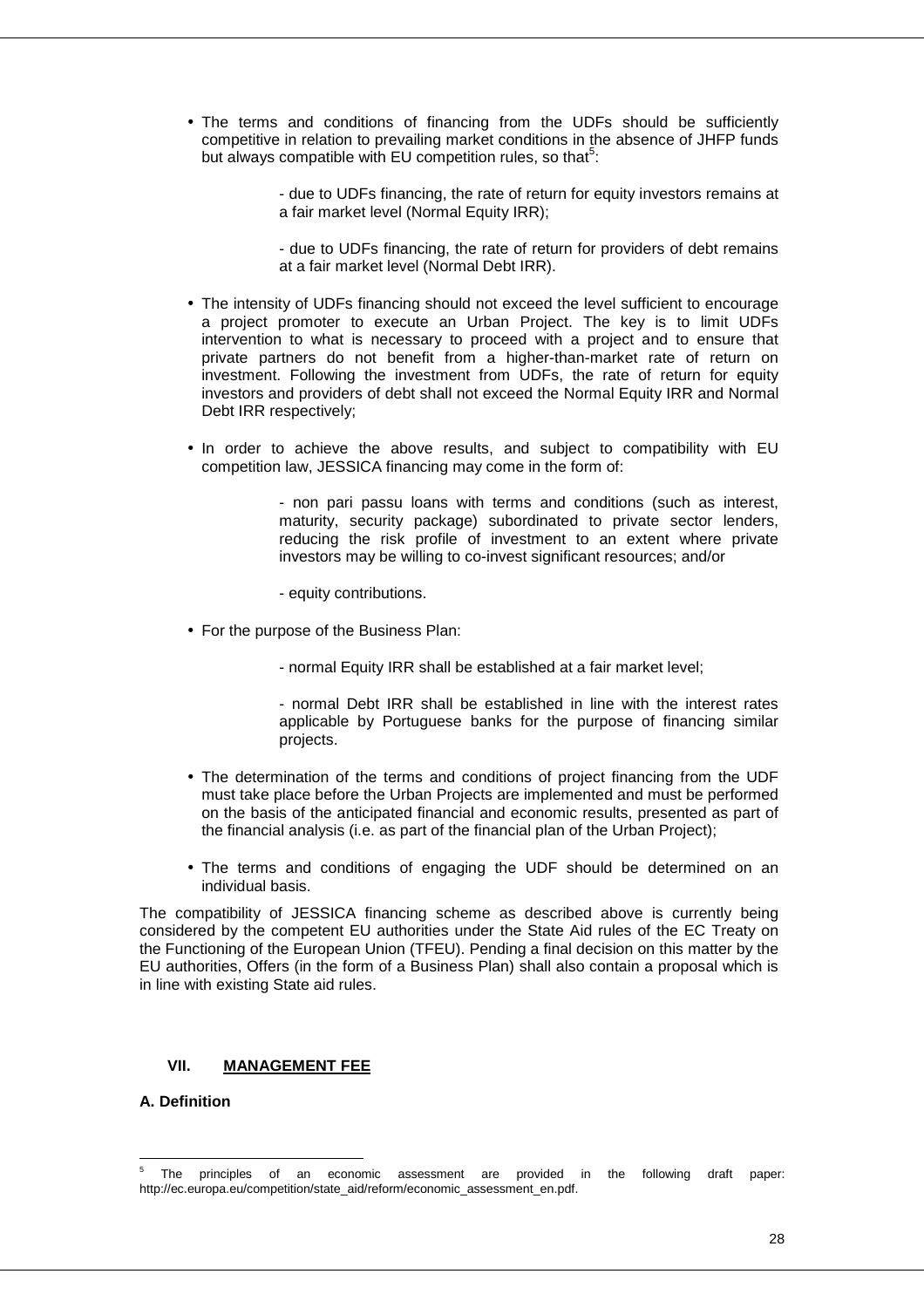- The terms and conditions of financing from the UDFs should be sufficiently competitive in relation to prevailing market conditions in the absence of JHFP funds but always compatible with EU competition rules, so that[5]:

  - due to UDFs financing, the rate of return for equity investors remains at a fair market level (Normal Equity IRR);

  - due to UDFs financing, the rate of return for providers of debt remains at a fair market level (Normal Debt IRR).

- The intensity of UDFs financing should not exceed the level sufficient to encourage a project promoter to execute an Urban Project. The key is to limit UDFs intervention to what is necessary to proceed with a project and to ensure that private partners do not benefit from a higher-than-market rate of return on investment. Following the investment from UDFs, the rate of return for equity investors and providers of debt shall not exceed the Normal Equity IRR and Normal Debt IRR respectively;

- In order to achieve the above results, and subject to compatibility with EU competition law, JESSICA financing may come in the form of:

  - non pari passu loans with terms and conditions (such as interest, maturity, security package) subordinated to private sector lenders, reducing the risk profile of investment to an extent where private investors may be willing to co-invest significant resources; and/or

  - equity contributions.

- For the purpose of the Business Plan:

  - normal Equity IRR shall be established at a fair market level;

  - normal Debt IRR shall be established in line with the interest rates applicable by Portuguese banks for the purpose of financing similar projects.

- The determination of the terms and conditions of project financing from the UDF must take place before the Urban Projects are implemented and must be performed on the basis of the anticipated financial and economic results, presented as part of the financial analysis (i.e. as part of the financial plan of the Urban Project);

- The terms and conditions of engaging the UDF should be determined on an individual basis.

The compatibility of JESSICA financing scheme as described above is currently being considered by the competent EU authorities under the State Aid rules of the EC Treaty on the Functioning of the European Union (TFEU). Pending a final decision on this matter by the EU authorities, Offers (in the form of a Business Plan) shall also contain a proposal which is in line with existing State aid rules.

## VII. MANAGEMENT FEE

### A. Definition

[5] The principles of an economic assessment are provided in the following draft paper: http://ec.europa.eu/competition/state_aid/reform/economic_assessment_en.pdf.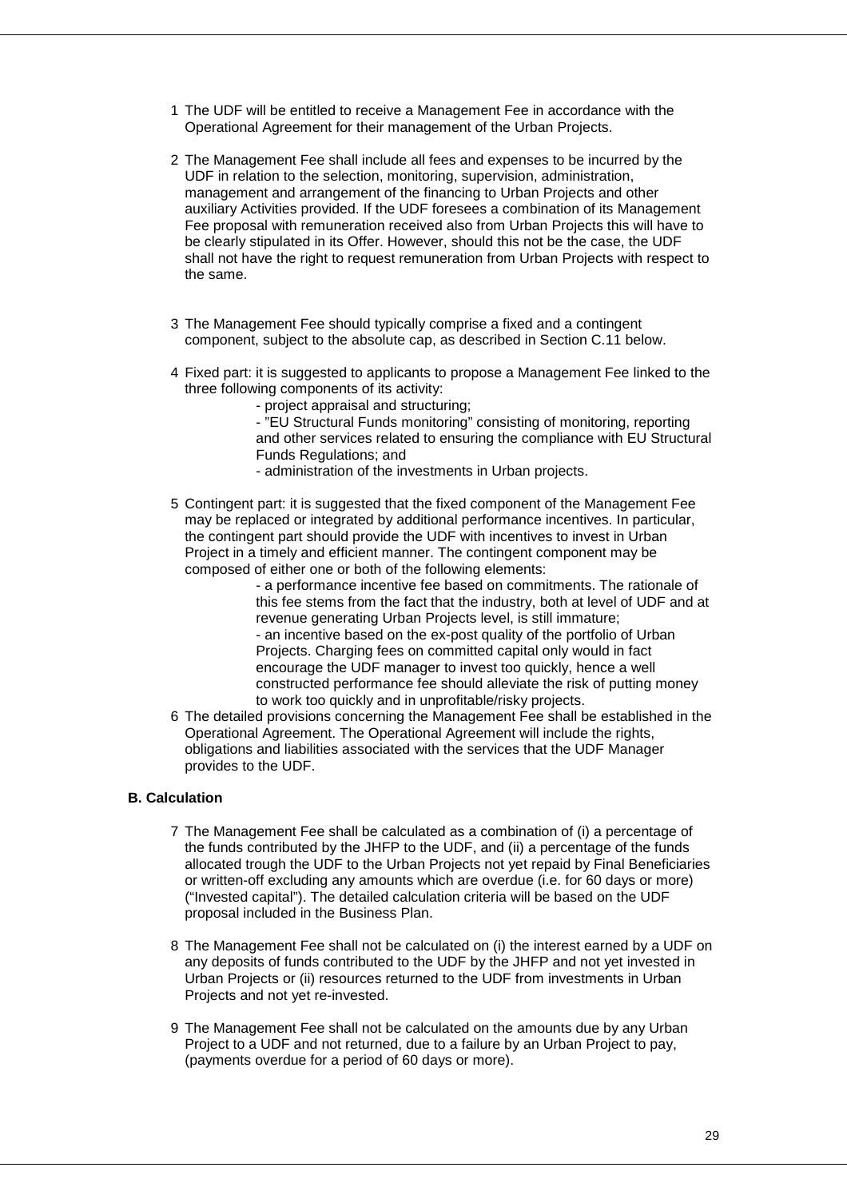1 The UDF will be entitled to receive a Management Fee in accordance with the Operational Agreement for their management of the Urban Projects.

2 The Management Fee shall include all fees and expenses to be incurred by the UDF in relation to the selection, monitoring, supervision, administration, management and arrangement of the financing to Urban Projects and other auxiliary Activities provided. If the UDF foresees a combination of its Management Fee proposal with remuneration received also from Urban Projects this will have to be clearly stipulated in its Offer. However, should this not be the case, the UDF shall not have the right to request remuneration from Urban Projects with respect to the same.

3 The Management Fee should typically comprise a fixed and a contingent component, subject to the absolute cap, as described in Section C.11 below.

4 Fixed part: it is suggested to applicants to propose a Management Fee linked to the three following components of its activity:

- project appraisal and structuring;
- "EU Structural Funds monitoring" consisting of monitoring, reporting and other services related to ensuring the compliance with EU Structural Funds Regulations; and
- administration of the investments in Urban projects.

5 Contingent part: it is suggested that the fixed component of the Management Fee may be replaced or integrated by additional performance incentives. In particular, the contingent part should provide the UDF with incentives to invest in Urban Project in a timely and efficient manner. The contingent component may be composed of either one or both of the following elements:

- a performance incentive fee based on commitments. The rationale of this fee stems from the fact that the industry, both at level of UDF and at revenue generating Urban Projects level, is still immature;
- an incentive based on the ex-post quality of the portfolio of Urban Projects. Charging fees on committed capital only would in fact encourage the UDF manager to invest too quickly, hence a well constructed performance fee should alleviate the risk of putting money to work too quickly and in unprofitable/risky projects.

6 The detailed provisions concerning the Management Fee shall be established in the Operational Agreement. The Operational Agreement will include the rights, obligations and liabilities associated with the services that the UDF Manager provides to the UDF.

## B. Calculation

7 The Management Fee shall be calculated as a combination of (i) a percentage of the funds contributed by the JHFP to the UDF, and (ii) a percentage of the funds allocated trough the UDF to the Urban Projects not yet repaid by Final Beneficiaries or written-off excluding any amounts which are overdue (i.e. for 60 days or more) ("Invested capital"). The detailed calculation criteria will be based on the UDF proposal included in the Business Plan.

8 The Management Fee shall not be calculated on (i) the interest earned by a UDF on any deposits of funds contributed to the UDF by the JHFP and not yet invested in Urban Projects or (ii) resources returned to the UDF from investments in Urban Projects and not yet re-invested.

9 The Management Fee shall not be calculated on the amounts due by any Urban Project to a UDF and not returned, due to a failure by an Urban Project to pay, (payments overdue for a period of 60 days or more).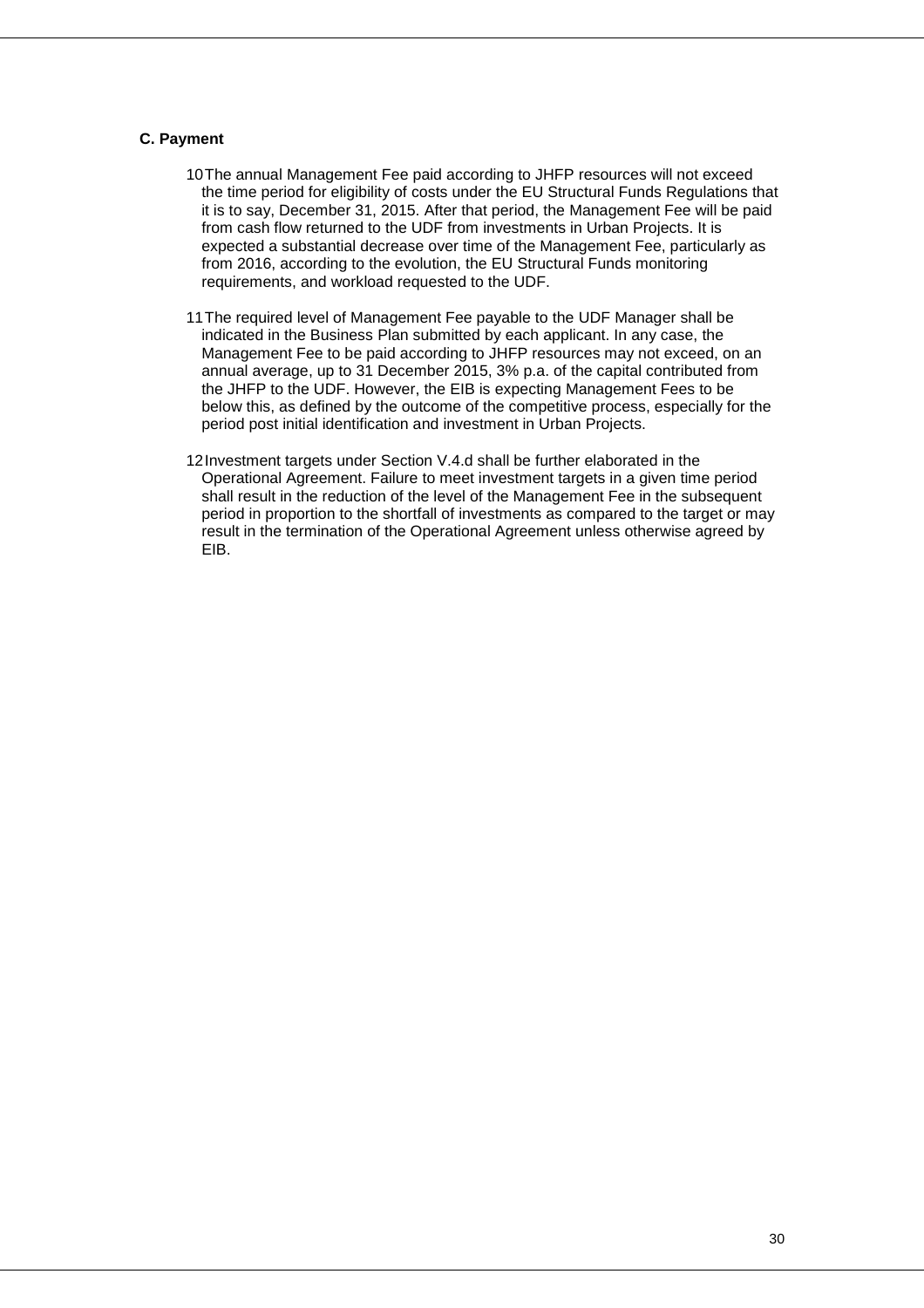### C. Payment

10. The annual Management Fee paid according to JHFP resources will not exceed the time period for eligibility of costs under the EU Structural Funds Regulations that it is to say, December 31, 2015. After that period, the Management Fee will be paid from cash flow returned to the UDF from investments in Urban Projects. It is expected a substantial decrease over time of the Management Fee, particularly as from 2016, according to the evolution, the EU Structural Funds monitoring requirements, and workload requested to the UDF.

11. The required level of Management Fee payable to the UDF Manager shall be indicated in the Business Plan submitted by each applicant. In any case, the Management Fee to be paid according to JHFP resources may not exceed, on an annual average, up to 31 December 2015, 3% p.a. of the capital contributed from the JHFP to the UDF. However, the EIB is expecting Management Fees to be below this, as defined by the outcome of the competitive process, especially for the period post initial identification and investment in Urban Projects.

12. Investment targets under Section V.4.d shall be further elaborated in the Operational Agreement. Failure to meet investment targets in a given time period shall result in the reduction of the level of the Management Fee in the subsequent period in proportion to the shortfall of investments as compared to the target or may result in the termination of the Operational Agreement unless otherwise agreed by EIB.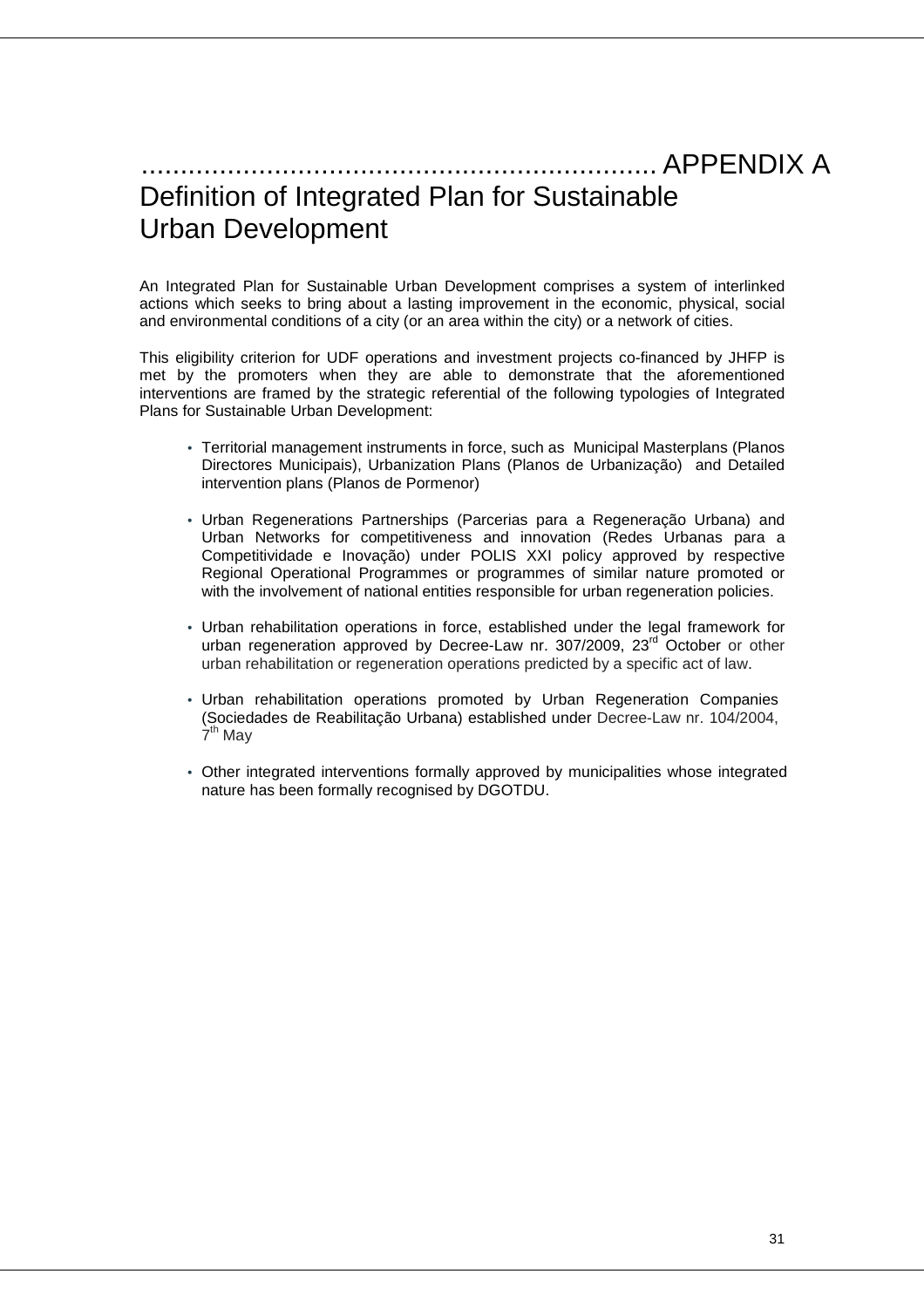# APPENDIX A

# Definition of Integrated Plan for Sustainable Urban Development

An Integrated Plan for Sustainable Urban Development comprises a system of interlinked actions which seeks to bring about a lasting improvement in the economic, physical, social and environmental conditions of a city (or an area within the city) or a network of cities.

This eligibility criterion for UDF operations and investment projects co-financed by JHFP is met by the promoters when they are able to demonstrate that the aforementioned interventions are framed by the strategic referential of the following typologies of Integrated Plans for Sustainable Urban Development:

- Territorial management instruments in force, such as Municipal Masterplans (Planos Directores Municipais), Urbanization Plans (Planos de Urbanização) and Detailed intervention plans (Planos de Pormenor)
- Urban Regenerations Partnerships (Parcerias para a Regeneração Urbana) and Urban Networks for competitiveness and innovation (Redes Urbanas para a Competitividade e Inovação) under POLIS XXI policy approved by respective Regional Operational Programmes or programmes of similar nature promoted or with the involvement of national entities responsible for urban regeneration policies.
- Urban rehabilitation operations in force, established under the legal framework for urban regeneration approved by Decree-Law nr. 307/2009, 23rd October or other urban rehabilitation or regeneration operations predicted by a specific act of law.
- Urban rehabilitation operations promoted by Urban Regeneration Companies (Sociedades de Reabilitação Urbana) established under Decree-Law nr. 104/2004, 7th May
- Other integrated interventions formally approved by municipalities whose integrated nature has been formally recognised by DGOTDU.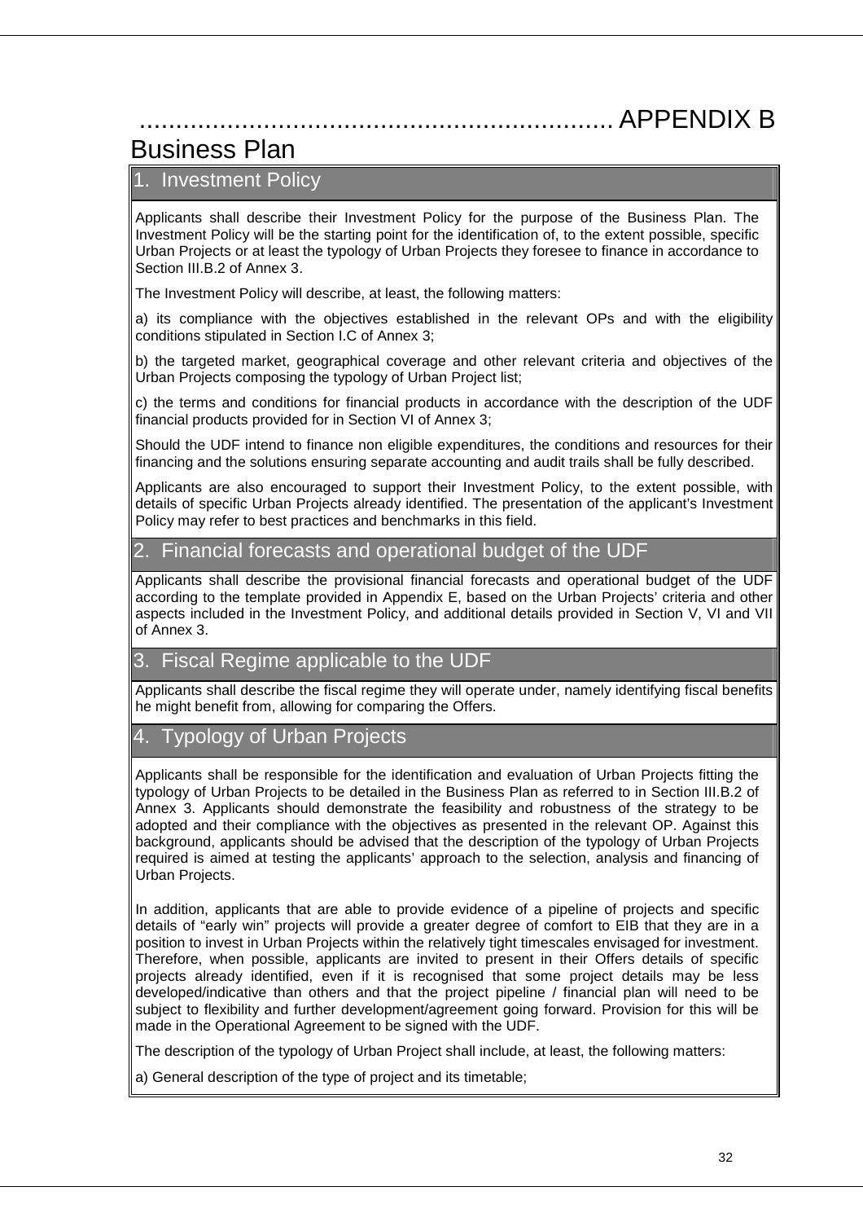# APPENDIX B

# Business Plan

## 1. Investment Policy

Applicants shall describe their Investment Policy for the purpose of the Business Plan. The Investment Policy will be the starting point for the identification of, to the extent possible, specific Urban Projects or at least the typology of Urban Projects they foresee to finance in accordance to Section III.B.2 of Annex 3.

The Investment Policy will describe, at least, the following matters:

a) its compliance with the objectives established in the relevant OPs and with the eligibility conditions stipulated in Section I.C of Annex 3;

b) the targeted market, geographical coverage and other relevant criteria and objectives of the Urban Projects composing the typology of Urban Project list;

c) the terms and conditions for financial products in accordance with the description of the UDF financial products provided for in Section VI of Annex 3;

Should the UDF intend to finance non eligible expenditures, the conditions and resources for their financing and the solutions ensuring separate accounting and audit trails shall be fully described.

Applicants are also encouraged to support their Investment Policy, to the extent possible, with details of specific Urban Projects already identified. The presentation of the applicant's Investment Policy may refer to best practices and benchmarks in this field.

## 2. Financial forecasts and operational budget of the UDF

Applicants shall describe the provisional financial forecasts and operational budget of the UDF according to the template provided in Appendix E, based on the Urban Projects' criteria and other aspects included in the Investment Policy, and additional details provided in Section V, VI and VII of Annex 3.

## 3. Fiscal Regime applicable to the UDF

Applicants shall describe the fiscal regime they will operate under, namely identifying fiscal benefits he might benefit from, allowing for comparing the Offers.

## 4. Typology of Urban Projects

Applicants shall be responsible for the identification and evaluation of Urban Projects fitting the typology of Urban Projects to be detailed in the Business Plan as referred to in Section III.B.2 of Annex 3. Applicants should demonstrate the feasibility and robustness of the strategy to be adopted and their compliance with the objectives as presented in the relevant OP. Against this background, applicants should be advised that the description of the typology of Urban Projects required is aimed at testing the applicants' approach to the selection, analysis and financing of Urban Projects.

In addition, applicants that are able to provide evidence of a pipeline of projects and specific details of "early win" projects will provide a greater degree of comfort to EIB that they are in a position to invest in Urban Projects within the relatively tight timescales envisaged for investment. Therefore, when possible, applicants are invited to present in their Offers details of specific projects already identified, even if it is recognised that some project details may be less developed/indicative than others and that the project pipeline / financial plan will need to be subject to flexibility and further development/agreement going forward. Provision for this will be made in the Operational Agreement to be signed with the UDF.

The description of the typology of Urban Project shall include, at least, the following matters:

a) General description of the type of project and its timetable;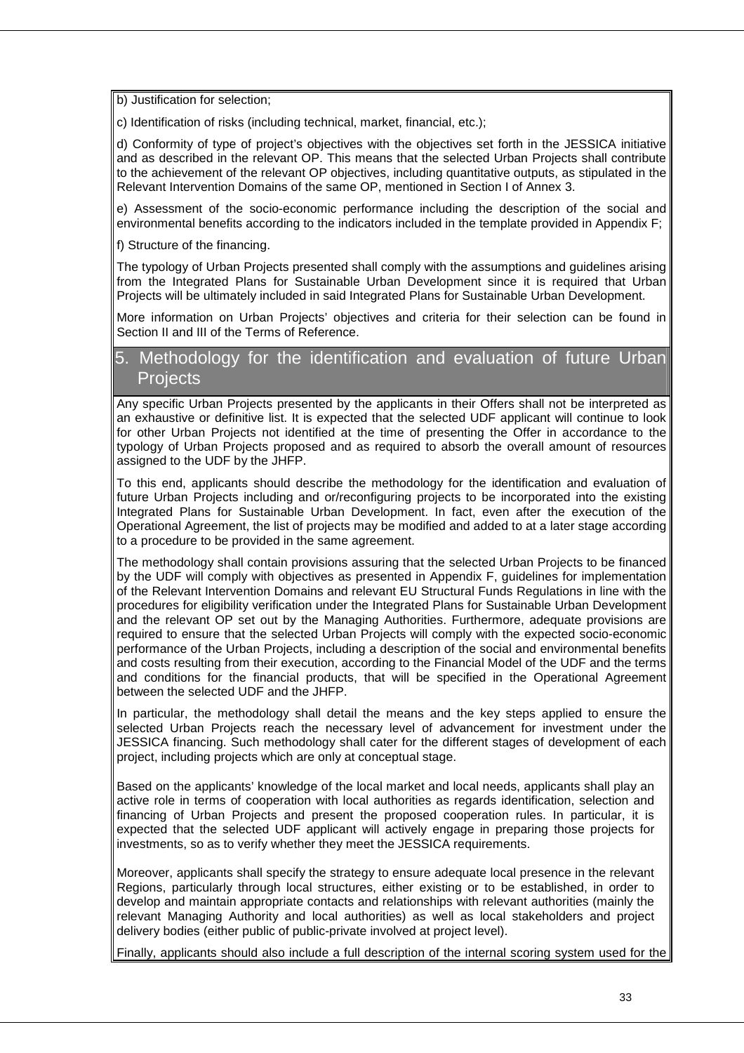b) Justification for selection;

c) Identification of risks (including technical, market, financial, etc.);

d) Conformity of type of project's objectives with the objectives set forth in the JESSICA initiative and as described in the relevant OP. This means that the selected Urban Projects shall contribute to the achievement of the relevant OP objectives, including quantitative outputs, as stipulated in the Relevant Intervention Domains of the same OP, mentioned in Section I of Annex 3.

e) Assessment of the socio-economic performance including the description of the social and environmental benefits according to the indicators included in the template provided in Appendix F;

f) Structure of the financing.

The typology of Urban Projects presented shall comply with the assumptions and guidelines arising from the Integrated Plans for Sustainable Urban Development since it is required that Urban Projects will be ultimately included in said Integrated Plans for Sustainable Urban Development.

More information on Urban Projects' objectives and criteria for their selection can be found in Section II and III of the Terms of Reference.

## 5. Methodology for the identification and evaluation of future Urban Projects

Any specific Urban Projects presented by the applicants in their Offers shall not be interpreted as an exhaustive or definitive list. It is expected that the selected UDF applicant will continue to look for other Urban Projects not identified at the time of presenting the Offer in accordance to the typology of Urban Projects proposed and as required to absorb the overall amount of resources assigned to the UDF by the JHFP.

To this end, applicants should describe the methodology for the identification and evaluation of future Urban Projects including and or/reconfiguring projects to be incorporated into the existing Integrated Plans for Sustainable Urban Development. In fact, even after the execution of the Operational Agreement, the list of projects may be modified and added to at a later stage according to a procedure to be provided in the same agreement.

The methodology shall contain provisions assuring that the selected Urban Projects to be financed by the UDF will comply with objectives as presented in Appendix F, guidelines for implementation of the Relevant Intervention Domains and relevant EU Structural Funds Regulations in line with the procedures for eligibility verification under the Integrated Plans for Sustainable Urban Development and the relevant OP set out by the Managing Authorities. Furthermore, adequate provisions are required to ensure that the selected Urban Projects will comply with the expected socio-economic performance of the Urban Projects, including a description of the social and environmental benefits and costs resulting from their execution, according to the Financial Model of the UDF and the terms and conditions for the financial products, that will be specified in the Operational Agreement between the selected UDF and the JHFP.

In particular, the methodology shall detail the means and the key steps applied to ensure the selected Urban Projects reach the necessary level of advancement for investment under the JESSICA financing. Such methodology shall cater for the different stages of development of each project, including projects which are only at conceptual stage.

Based on the applicants' knowledge of the local market and local needs, applicants shall play an active role in terms of cooperation with local authorities as regards identification, selection and financing of Urban Projects and present the proposed cooperation rules. In particular, it is expected that the selected UDF applicant will actively engage in preparing those projects for investments, so as to verify whether they meet the JESSICA requirements.

Moreover, applicants shall specify the strategy to ensure adequate local presence in the relevant Regions, particularly through local structures, either existing or to be established, in order to develop and maintain appropriate contacts and relationships with relevant authorities (mainly the relevant Managing Authority and local authorities) as well as local stakeholders and project delivery bodies (either public of public-private involved at project level).

Finally, applicants should also include a full description of the internal scoring system used for the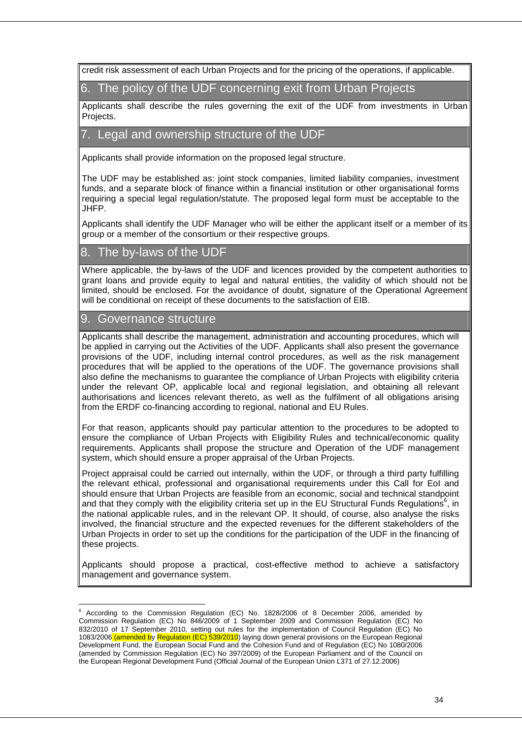credit risk assessment of each Urban Projects and for the pricing of the operations, if applicable.

## 6. The policy of the UDF concerning exit from Urban Projects

Applicants shall describe the rules governing the exit of the UDF from investments in Urban Projects.

## 7. Legal and ownership structure of the UDF

Applicants shall provide information on the proposed legal structure.

The UDF may be established as: joint stock companies, limited liability companies, investment funds, and a separate block of finance within a financial institution or other organisational forms requiring a special legal regulation/statute. The proposed legal form must be acceptable to the JHFP.

Applicants shall identify the UDF Manager who will be either the applicant itself or a member of its group or a member of the consortium or their respective groups.

## 8. The by-laws of the UDF

Where applicable, the by-laws of the UDF and licences provided by the competent authorities to grant loans and provide equity to legal and natural entities, the validity of which should not be limited, should be enclosed. For the avoidance of doubt, signature of the Operational Agreement will be conditional on receipt of these documents to the satisfaction of EIB.

## 9. Governance structure

Applicants shall describe the management, administration and accounting procedures, which will be applied in carrying out the Activities of the UDF. Applicants shall also present the governance provisions of the UDF, including internal control procedures, as well as the risk management procedures that will be applied to the operations of the UDF. The governance provisions shall also define the mechanisms to guarantee the compliance of Urban Projects with eligibility criteria under the relevant OP, applicable local and regional legislation, and obtaining all relevant authorisations and licences relevant thereto, as well as the fulfilment of all obligations arising from the ERDF co-financing according to regional, national and EU Rules.

For that reason, applicants should pay particular attention to the procedures to be adopted to ensure the compliance of Urban Projects with Eligibility Rules and technical/economic quality requirements. Applicants shall propose the structure and Operation of the UDF management system, which should ensure a proper appraisal of the Urban Projects.

Project appraisal could be carried out internally, within the UDF, or through a third party fulfilling the relevant ethical, professional and organisational requirements under this Call for EoI and should ensure that Urban Projects are feasible from an economic, social and technical standpoint and that they comply with the eligibility criteria set up in the EU Structural Funds Regulations[6], in the national applicable rules, and in the relevant OP. It should, of course, also analyse the risks involved, the financial structure and the expected revenues for the different stakeholders of the Urban Projects in order to set up the conditions for the participation of the UDF in the financing of these projects.

Applicants should propose a practical, cost-effective method to achieve a satisfactory management and governance system.

---

[6] According to the Commission Regulation (EC) No. 1828/2006 of 8 December 2006, amended by Commission Regulation (EC) No 846/2009 of 1 September 2009 and Commission Regulation (EC) No 832/2010 of 17 September 2010, setting out rules for the implementation of Council Regulation (EC) No 1083/2006 (amended by Regulation (EC) 539/2010) laying down general provisions on the European Regional Development Fund, the European Social Fund and the Cohesion Fund and of Regulation (EC) No 1080/2006 (amended by Commission Regulation (EC) No 397/2009) of the European Parliament and of the Council on the European Regional Development Fund (Official Journal of the European Union L371 of 27.12.2006)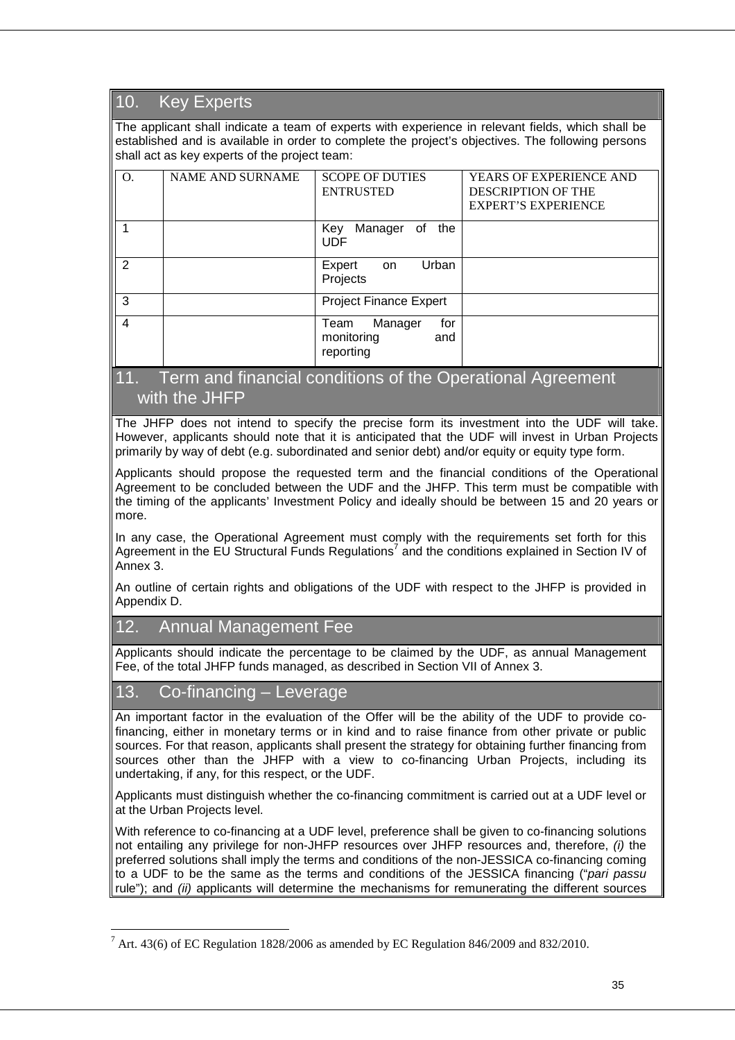## 10. Key Experts

The applicant shall indicate a team of experts with experience in relevant fields, which shall be established and is available in order to complete the project's objectives. The following persons shall act as key experts of the project team:

| O. | NAME AND SURNAME | SCOPE OF DUTIES ENTRUSTED | YEARS OF EXPERIENCE AND DESCRIPTION OF THE EXPERT'S EXPERIENCE |
|---|---|---|---|
| 1 | | Key Manager of the UDF | |
| 2 | | Expert on Urban Projects | |
| 3 | | Project Finance Expert | |
| 4 | | Team Manager for monitoring and reporting | |

## 11. Term and financial conditions of the Operational Agreement with the JHFP

The JHFP does not intend to specify the precise form its investment into the UDF will take. However, applicants should note that it is anticipated that the UDF will invest in Urban Projects primarily by way of debt (e.g. subordinated and senior debt) and/or equity or equity type form.

Applicants should propose the requested term and the financial conditions of the Operational Agreement to be concluded between the UDF and the JHFP. This term must be compatible with the timing of the applicants' Investment Policy and ideally should be between 15 and 20 years or more.

In any case, the Operational Agreement must comply with the requirements set forth for this Agreement in the EU Structural Funds Regulations[7] and the conditions explained in Section IV of Annex 3.

An outline of certain rights and obligations of the UDF with respect to the JHFP is provided in Appendix D.

## 12. Annual Management Fee

Applicants should indicate the percentage to be claimed by the UDF, as annual Management Fee, of the total JHFP funds managed, as described in Section VII of Annex 3.

## 13. Co-financing – Leverage

An important factor in the evaluation of the Offer will be the ability of the UDF to provide co-financing, either in monetary terms or in kind and to raise finance from other private or public sources. For that reason, applicants shall present the strategy for obtaining further financing from sources other than the JHFP with a view to co-financing Urban Projects, including its undertaking, if any, for this respect, or the UDF.

Applicants must distinguish whether the co-financing commitment is carried out at a UDF level or at the Urban Projects level.

With reference to co-financing at a UDF level, preference shall be given to co-financing solutions not entailing any privilege for non-JHFP resources over JHFP resources and, therefore, *(i)* the preferred solutions shall imply the terms and conditions of the non-JESSICA co-financing coming to a UDF to be the same as the terms and conditions of the JESSICA financing ("*pari passu* rule"); and *(ii)* applicants will determine the mechanisms for remunerating the different sources

[7] Art. 43(6) of EC Regulation 1828/2006 as amended by EC Regulation 846/2009 and 832/2010.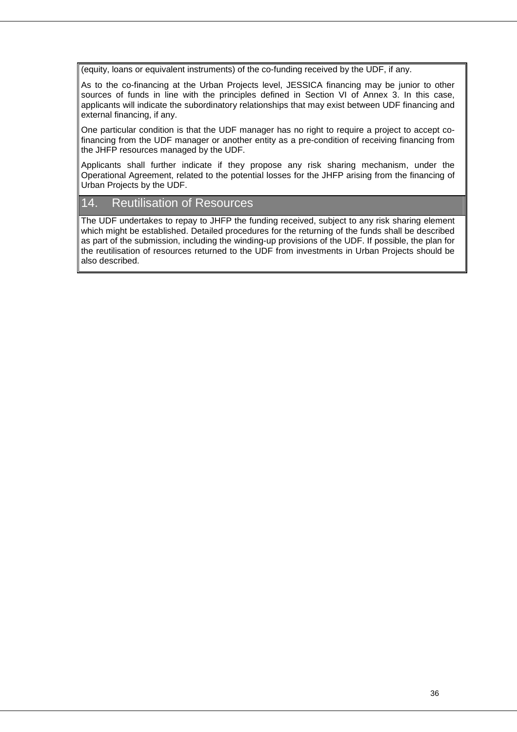(equity, loans or equivalent instruments) of the co-funding received by the UDF, if any.

As to the co-financing at the Urban Projects level, JESSICA financing may be junior to other sources of funds in line with the principles defined in Section VI of Annex 3. In this case, applicants will indicate the subordinatory relationships that may exist between UDF financing and external financing, if any.

One particular condition is that the UDF manager has no right to require a project to accept co-financing from the UDF manager or another entity as a pre-condition of receiving financing from the JHFP resources managed by the UDF.

Applicants shall further indicate if they propose any risk sharing mechanism, under the Operational Agreement, related to the potential losses for the JHFP arising from the financing of Urban Projects by the UDF.

## 14. Reutilisation of Resources

The UDF undertakes to repay to JHFP the funding received, subject to any risk sharing element which might be established. Detailed procedures for the returning of the funds shall be described as part of the submission, including the winding-up provisions of the UDF. If possible, the plan for the reutilisation of resources returned to the UDF from investments in Urban Projects should be also described.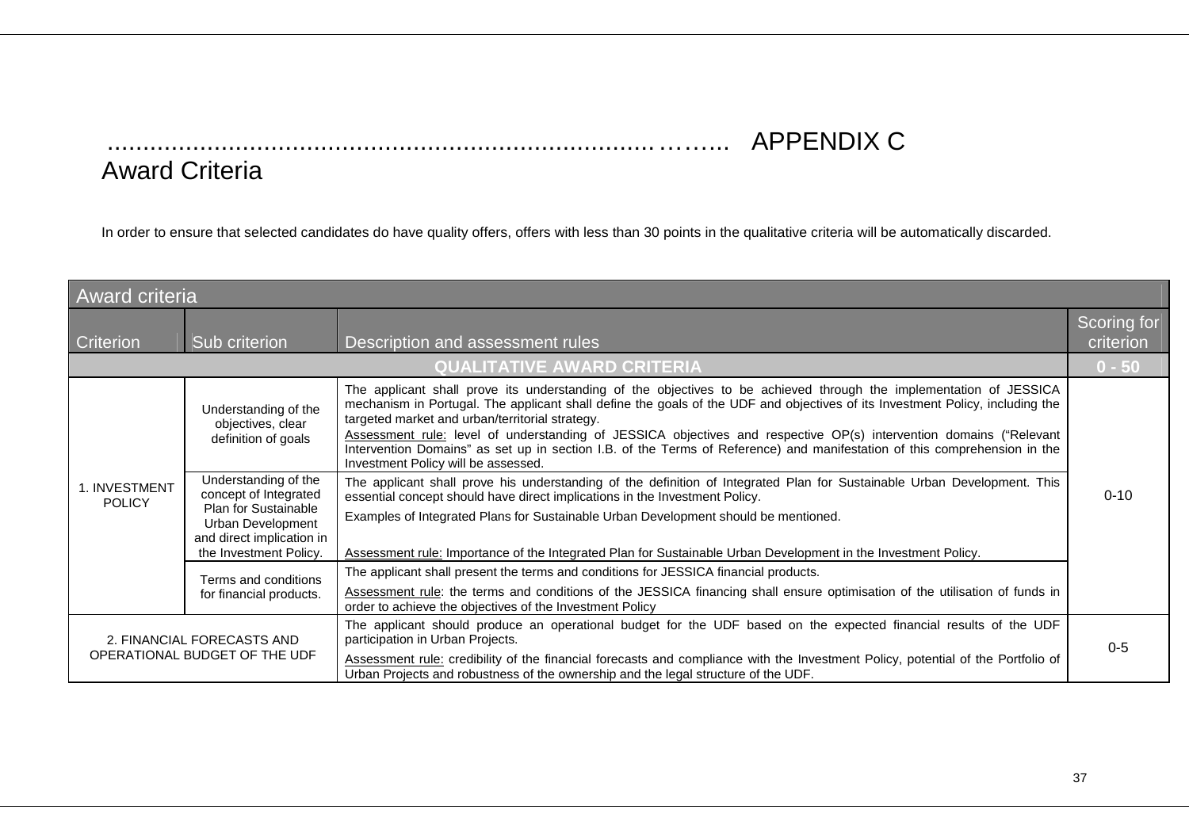# APPENDIX C

## Award Criteria

In order to ensure that selected candidates do have quality offers, offers with less than 30 points in the qualitative criteria will be automatically discarded.

| Award criteria | | | |
|---|---|---|---|
| **Criterion** | **Sub criterion** | **Description and assessment rules** | **Scoring for criterion** |
| **QUALITATIVE AWARD CRITERIA** | | | **0 - 50** |
| 1. INVESTMENT POLICY | Understanding of the objectives, clear definition of goals | The applicant shall prove its understanding of the objectives to be achieved through the implementation of JESSICA mechanism in Portugal. The applicant shall define the goals of the UDF and objectives of its Investment Policy, including the targeted market and urban/territorial strategy.<br>Assessment rule: level of understanding of JESSICA objectives and respective OP(s) intervention domains ("Relevant Intervention Domains" as set up in section I.B. of the Terms of Reference) and manifestation of this comprehension in the Investment Policy will be assessed. | 0-10 |
| | Understanding of the concept of Integrated Plan for Sustainable Urban Development and direct implication in the Investment Policy. | The applicant shall prove his understanding of the definition of Integrated Plan for Sustainable Urban Development. This essential concept should have direct implications in the Investment Policy.<br>Examples of Integrated Plans for Sustainable Urban Development should be mentioned.<br>Assessment rule: Importance of the Integrated Plan for Sustainable Urban Development in the Investment Policy. | |
| | Terms and conditions for financial products. | The applicant shall present the terms and conditions for JESSICA financial products.<br>Assessment rule: the terms and conditions of the JESSICA financing shall ensure optimisation of the utilisation of funds in order to achieve the objectives of the Investment Policy | |
| 2. FINANCIAL FORECASTS AND OPERATIONAL BUDGET OF THE UDF | | The applicant should produce an operational budget for the UDF based on the expected financial results of the UDF participation in Urban Projects.<br>Assessment rule: credibility of the financial forecasts and compliance with the Investment Policy, potential of the Portfolio of Urban Projects and robustness of the ownership and the legal structure of the UDF. | 0-5 |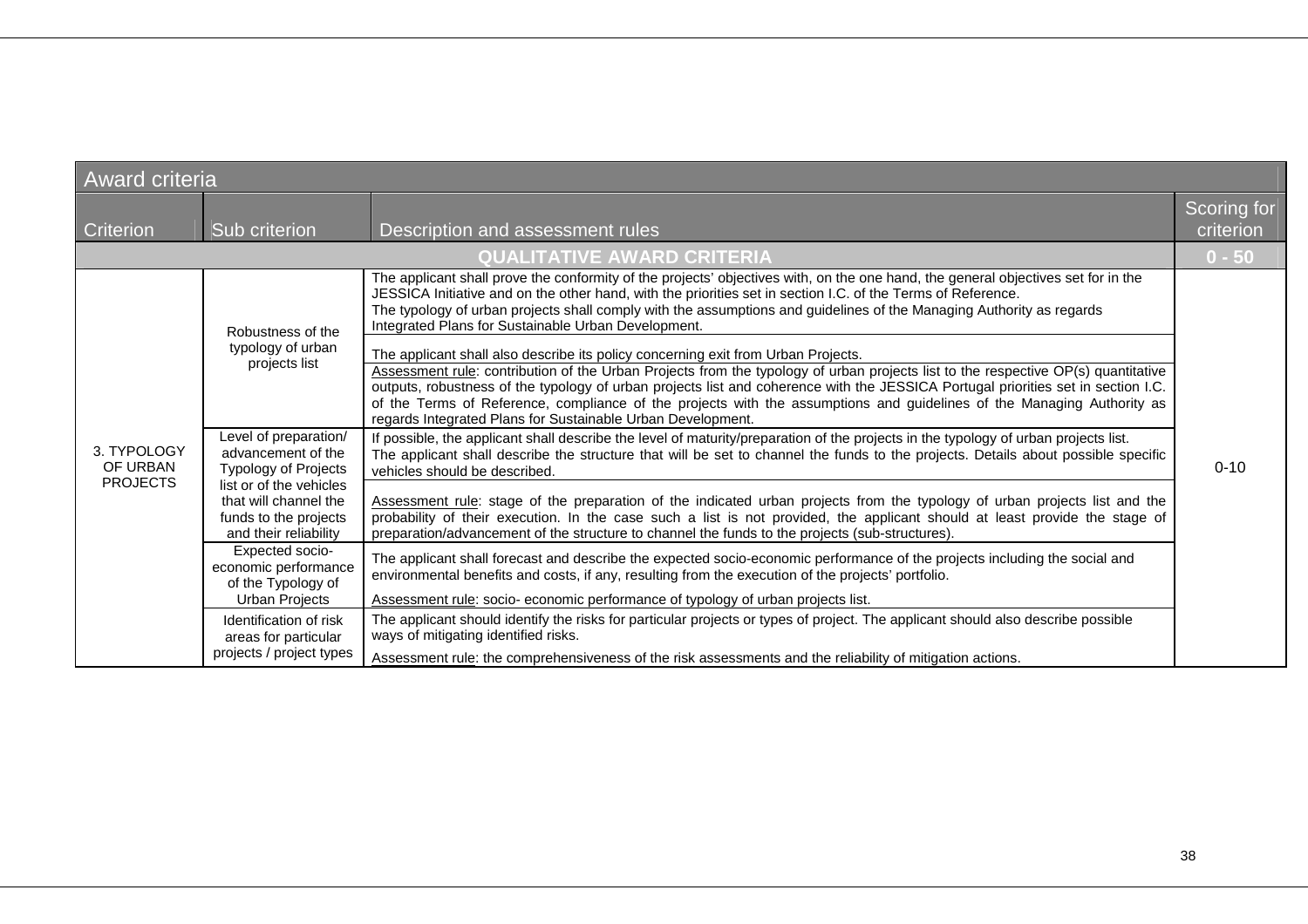| Award criteria | | | |
|---|---|---|---|
| Criterion | Sub criterion | Description and assessment rules | Scoring for criterion |
| **QUALITATIVE AWARD CRITERIA** | | | **0 - 50** |
| 3. TYPOLOGY OF URBAN PROJECTS | Robustness of the typology of urban projects list | The applicant shall prove the conformity of the projects' objectives with, on the one hand, the general objectives set for in the JESSICA Initiative and on the other hand, with the priorities set in section I.C. of the Terms of Reference.<br>The typology of urban projects shall comply with the assumptions and guidelines of the Managing Authority as regards Integrated Plans for Sustainable Urban Development.<br>The applicant shall also describe its policy concerning exit from Urban Projects.<br>Assessment rule: contribution of the Urban Projects from the typology of urban projects list to the respective OP(s) quantitative outputs, robustness of the typology of urban projects list and coherence with the JESSICA Portugal priorities set in section I.C. of the Terms of Reference, compliance of the projects with the assumptions and guidelines of the Managing Authority as regards Integrated Plans for Sustainable Urban Development. | 0-10 |
| | Level of preparation/ advancement of the Typology of Projects list or of the vehicles that will channel the funds to the projects and their reliability | If possible, the applicant shall describe the level of maturity/preparation of the projects in the typology of urban projects list.<br>The applicant shall describe the structure that will be set to channel the funds to the projects. Details about possible specific vehicles should be described.<br>Assessment rule: stage of the preparation of the indicated urban projects from the typology of urban projects list and the probability of their execution. In the case such a list is not provided, the applicant should at least provide the stage of preparation/advancement of the structure to channel the funds to the projects (sub-structures). | |
| | Expected socio-economic performance of the Typology of Urban Projects | The applicant shall forecast and describe the expected socio-economic performance of the projects including the social and environmental benefits and costs, if any, resulting from the execution of the projects' portfolio.<br>Assessment rule: socio- economic performance of typology of urban projects list. | |
| | Identification of risk areas for particular projects / project types | The applicant should identify the risks for particular projects or types of project. The applicant should also describe possible ways of mitigating identified risks.<br>Assessment rule: the comprehensiveness of the risk assessments and the reliability of mitigation actions. | |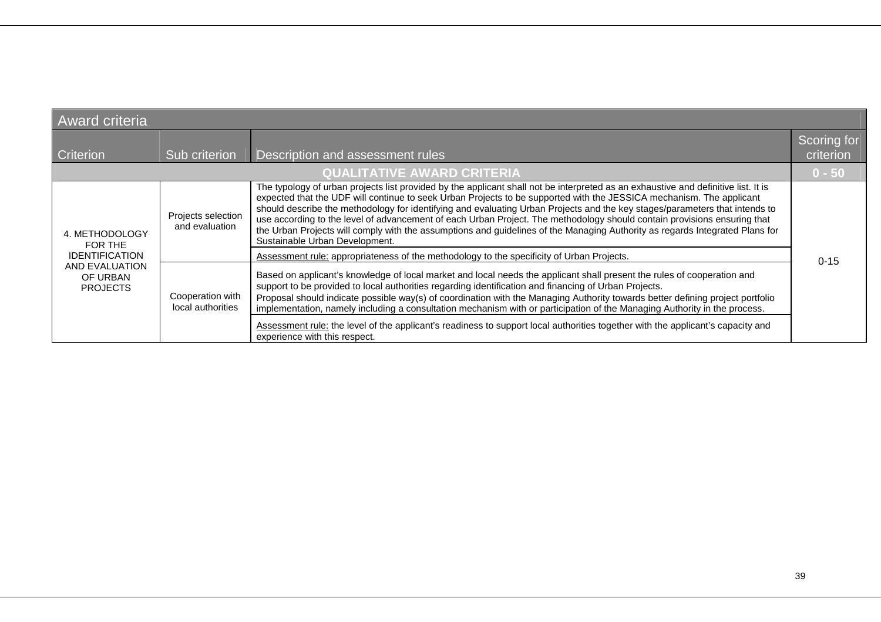| Award criteria | | | |
|---|---|---|---|
| Criterion | Sub criterion | Description and assessment rules | Scoring for criterion |
| **QUALITATIVE AWARD CRITERIA** | | | **0 - 50** |
| 4. METHODOLOGY FOR THE IDENTIFICATION AND EVALUATION OF URBAN PROJECTS | Projects selection and evaluation | The typology of urban projects list provided by the applicant shall not be interpreted as an exhaustive and definitive list. It is expected that the UDF will continue to seek Urban Projects to be supported with the JESSICA mechanism. The applicant should describe the methodology for identifying and evaluating Urban Projects and the key stages/parameters that intends to use according to the level of advancement of each Urban Project. The methodology should contain provisions ensuring that the Urban Projects will comply with the assumptions and guidelines of the Managing Authority as regards Integrated Plans for Sustainable Urban Development. | 0-15 |
| | | Assessment rule: appropriateness of the methodology to the specificity of Urban Projects. | |
| | Cooperation with local authorities | Based on applicant's knowledge of local market and local needs the applicant shall present the rules of cooperation and support to be provided to local authorities regarding identification and financing of Urban Projects.<br>Proposal should indicate possible way(s) of coordination with the Managing Authority towards better defining project portfolio implementation, namely including a consultation mechanism with or participation of the Managing Authority in the process. | |
| | | Assessment rule: the level of the applicant's readiness to support local authorities together with the applicant's capacity and experience with this respect. | |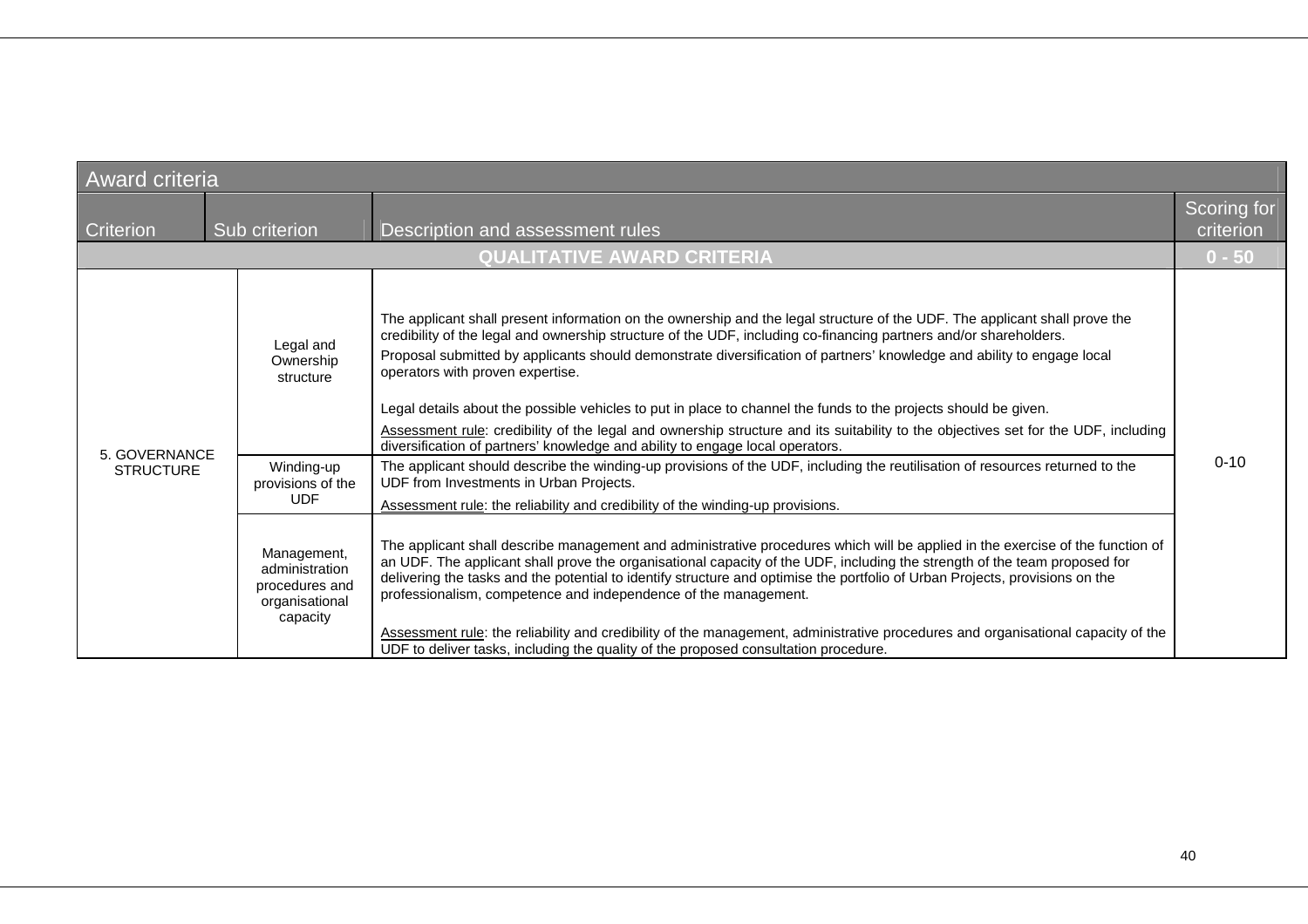| Award criteria | | | |
|---|---|---|---|
| Criterion | Sub criterion | Description and assessment rules | Scoring for criterion |
| **QUALITATIVE AWARD CRITERIA** | | | **0 - 50** |
| 5. GOVERNANCE STRUCTURE | Legal and Ownership structure | The applicant shall present information on the ownership and the legal structure of the UDF. The applicant shall prove the credibility of the legal and ownership structure of the UDF, including co-financing partners and/or shareholders.<br>Proposal submitted by applicants should demonstrate diversification of partners' knowledge and ability to engage local operators with proven expertise.<br><br>Legal details about the possible vehicles to put in place to channel the funds to the projects should be given.<br><u>Assessment rule</u>: credibility of the legal and ownership structure and its suitability to the objectives set for the UDF, including diversification of partners' knowledge and ability to engage local operators. | 0-10 |
| | Winding-up provisions of the UDF | The applicant should describe the winding-up provisions of the UDF, including the reutilisation of resources returned to the UDF from Investments in Urban Projects.<br><u>Assessment rule</u>: the reliability and credibility of the winding-up provisions. | |
| | Management, administration procedures and organisational capacity | The applicant shall describe management and administrative procedures which will be applied in the exercise of the function of an UDF. The applicant shall prove the organisational capacity of the UDF, including the strength of the team proposed for delivering the tasks and the potential to identify structure and optimise the portfolio of Urban Projects, provisions on the professionalism, competence and independence of the management.<br><br><u>Assessment rule</u>: the reliability and credibility of the management, administrative procedures and organisational capacity of the UDF to deliver tasks, including the quality of the proposed consultation procedure. | |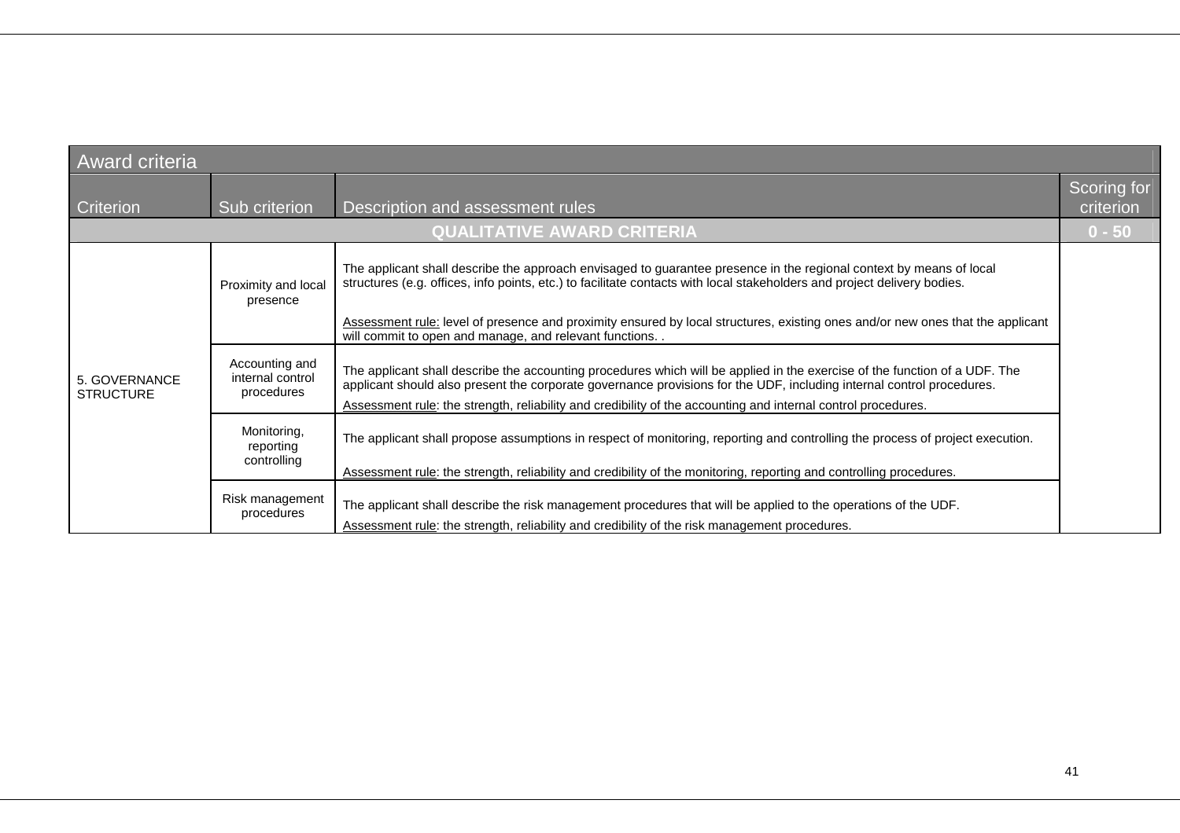| Award criteria | | | |
|---|---|---|---|
| Criterion | Sub criterion | Description and assessment rules | Scoring for criterion |
| QUALITATIVE AWARD CRITERIA | | | 0 - 50 |
| 5. GOVERNANCE STRUCTURE | Proximity and local presence | The applicant shall describe the approach envisaged to guarantee presence in the regional context by means of local structures (e.g. offices, info points, etc.) to facilitate contacts with local stakeholders and project delivery bodies.<br><br>Assessment rule: level of presence and proximity ensured by local structures, existing ones and/or new ones that the applicant will commit to open and manage, and relevant functions. . | |
| | Accounting and internal control procedures | The applicant shall describe the accounting procedures which will be applied in the exercise of the function of a UDF. The applicant should also present the corporate governance provisions for the UDF, including internal control procedures.<br>Assessment rule: the strength, reliability and credibility of the accounting and internal control procedures. | |
| | Monitoring, reporting controlling | The applicant shall propose assumptions in respect of monitoring, reporting and controlling the process of project execution.<br><br>Assessment rule: the strength, reliability and credibility of the monitoring, reporting and controlling procedures. | |
| | Risk management procedures | The applicant shall describe the risk management procedures that will be applied to the operations of the UDF.<br>Assessment rule: the strength, reliability and credibility of the risk management procedures. | |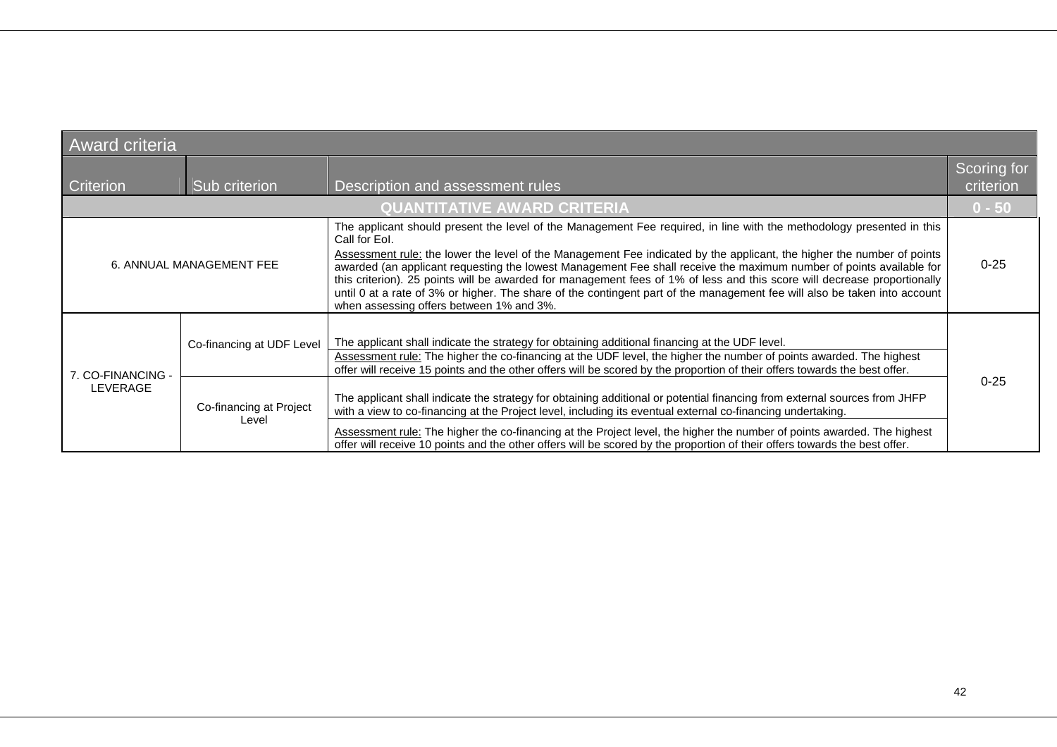| Award criteria | | | |
|---|---|---|---|
| Criterion | Sub criterion | Description and assessment rules | Scoring for criterion |
| **QUANTITATIVE AWARD CRITERIA** | | | **0 - 50** |
| 6. ANNUAL MANAGEMENT FEE | | The applicant should present the level of the Management Fee required, in line with the methodology presented in this Call for EoI.<br>Assessment rule: the lower the level of the Management Fee indicated by the applicant, the higher the number of points awarded (an applicant requesting the lowest Management Fee shall receive the maximum number of points available for this criterion). 25 points will be awarded for management fees of 1% of less and this score will decrease proportionally until 0 at a rate of 3% or higher. The share of the contingent part of the management fee will also be taken into account when assessing offers between 1% and 3%. | 0-25 |
| 7. CO-FINANCING - LEVERAGE | Co-financing at UDF Level | The applicant shall indicate the strategy for obtaining additional financing at the UDF level.<br>Assessment rule: The higher the co-financing at the UDF level, the higher the number of points awarded. The highest offer will receive 15 points and the other offers will be scored by the proportion of their offers towards the best offer. | 0-25 |
| | Co-financing at Project Level | The applicant shall indicate the strategy for obtaining additional or potential financing from external sources from JHFP with a view to co-financing at the Project level, including its eventual external co-financing undertaking.<br>Assessment rule: The higher the co-financing at the Project level, the higher the number of points awarded. The highest offer will receive 10 points and the other offers will be scored by the proportion of their offers towards the best offer. | |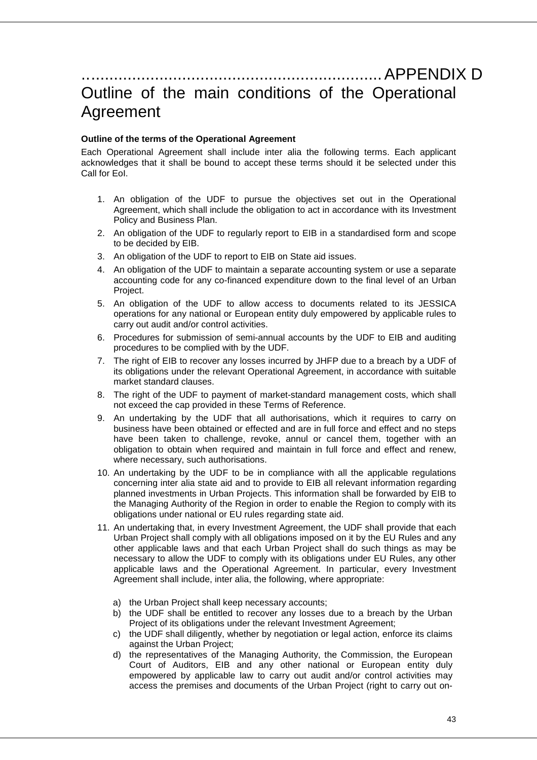# APPENDIX D

# Outline of the main conditions of the Operational Agreement

**Outline of the terms of the Operational Agreement**

Each Operational Agreement shall include inter alia the following terms. Each applicant acknowledges that it shall be bound to accept these terms should it be selected under this Call for EoI.

1. An obligation of the UDF to pursue the objectives set out in the Operational Agreement, which shall include the obligation to act in accordance with its Investment Policy and Business Plan.
2. An obligation of the UDF to regularly report to EIB in a standardised form and scope to be decided by EIB.
3. An obligation of the UDF to report to EIB on State aid issues.
4. An obligation of the UDF to maintain a separate accounting system or use a separate accounting code for any co-financed expenditure down to the final level of an Urban Project.
5. An obligation of the UDF to allow access to documents related to its JESSICA operations for any national or European entity duly empowered by applicable rules to carry out audit and/or control activities.
6. Procedures for submission of semi-annual accounts by the UDF to EIB and auditing procedures to be complied with by the UDF.
7. The right of EIB to recover any losses incurred by JHFP due to a breach by a UDF of its obligations under the relevant Operational Agreement, in accordance with suitable market standard clauses.
8. The right of the UDF to payment of market-standard management costs, which shall not exceed the cap provided in these Terms of Reference.
9. An undertaking by the UDF that all authorisations, which it requires to carry on business have been obtained or effected and are in full force and effect and no steps have been taken to challenge, revoke, annul or cancel them, together with an obligation to obtain when required and maintain in full force and effect and renew, where necessary, such authorisations.
10. An undertaking by the UDF to be in compliance with all the applicable regulations concerning inter alia state aid and to provide to EIB all relevant information regarding planned investments in Urban Projects. This information shall be forwarded by EIB to the Managing Authority of the Region in order to enable the Region to comply with its obligations under national or EU rules regarding state aid.
11. An undertaking that, in every Investment Agreement, the UDF shall provide that each Urban Project shall comply with all obligations imposed on it by the EU Rules and any other applicable laws and that each Urban Project shall do such things as may be necessary to allow the UDF to comply with its obligations under EU Rules, any other applicable laws and the Operational Agreement. In particular, every Investment Agreement shall include, inter alia, the following, where appropriate:

    a) the Urban Project shall keep necessary accounts;
    b) the UDF shall be entitled to recover any losses due to a breach by the Urban Project of its obligations under the relevant Investment Agreement;
    c) the UDF shall diligently, whether by negotiation or legal action, enforce its claims against the Urban Project;
    d) the representatives of the Managing Authority, the Commission, the European Court of Auditors, EIB and any other national or European entity duly empowered by applicable law to carry out audit and/or control activities may access the premises and documents of the Urban Project (right to carry out on-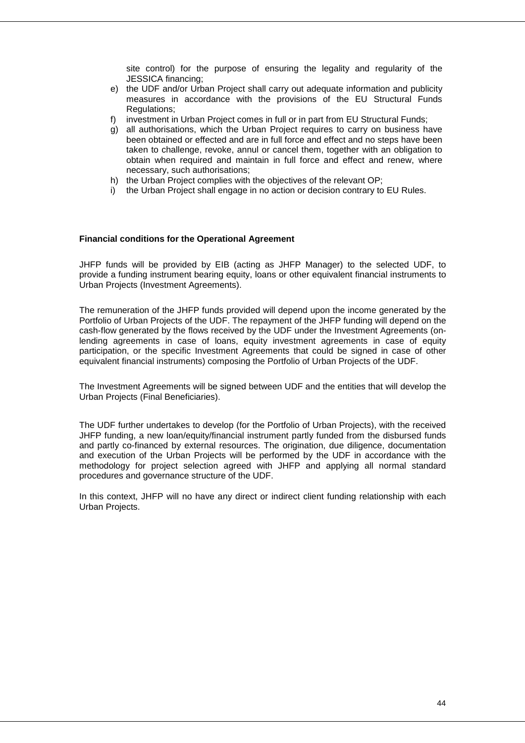site control) for the purpose of ensuring the legality and regularity of the JESSICA financing;

e) the UDF and/or Urban Project shall carry out adequate information and publicity measures in accordance with the provisions of the EU Structural Funds Regulations;
f) investment in Urban Project comes in full or in part from EU Structural Funds;
g) all authorisations, which the Urban Project requires to carry on business have been obtained or effected and are in full force and effect and no steps have been taken to challenge, revoke, annul or cancel them, together with an obligation to obtain when required and maintain in full force and effect and renew, where necessary, such authorisations;
h) the Urban Project complies with the objectives of the relevant OP;
i) the Urban Project shall engage in no action or decision contrary to EU Rules.

**Financial conditions for the Operational Agreement**

JHFP funds will be provided by EIB (acting as JHFP Manager) to the selected UDF, to provide a funding instrument bearing equity, loans or other equivalent financial instruments to Urban Projects (Investment Agreements).

The remuneration of the JHFP funds provided will depend upon the income generated by the Portfolio of Urban Projects of the UDF. The repayment of the JHFP funding will depend on the cash-flow generated by the flows received by the UDF under the Investment Agreements (on-lending agreements in case of loans, equity investment agreements in case of equity participation, or the specific Investment Agreements that could be signed in case of other equivalent financial instruments) composing the Portfolio of Urban Projects of the UDF.

The Investment Agreements will be signed between UDF and the entities that will develop the Urban Projects (Final Beneficiaries).

The UDF further undertakes to develop (for the Portfolio of Urban Projects), with the received JHFP funding, a new loan/equity/financial instrument partly funded from the disbursed funds and partly co-financed by external resources. The origination, due diligence, documentation and execution of the Urban Projects will be performed by the UDF in accordance with the methodology for project selection agreed with JHFP and applying all normal standard procedures and governance structure of the UDF.

In this context, JHFP will no have any direct or indirect client funding relationship with each Urban Projects.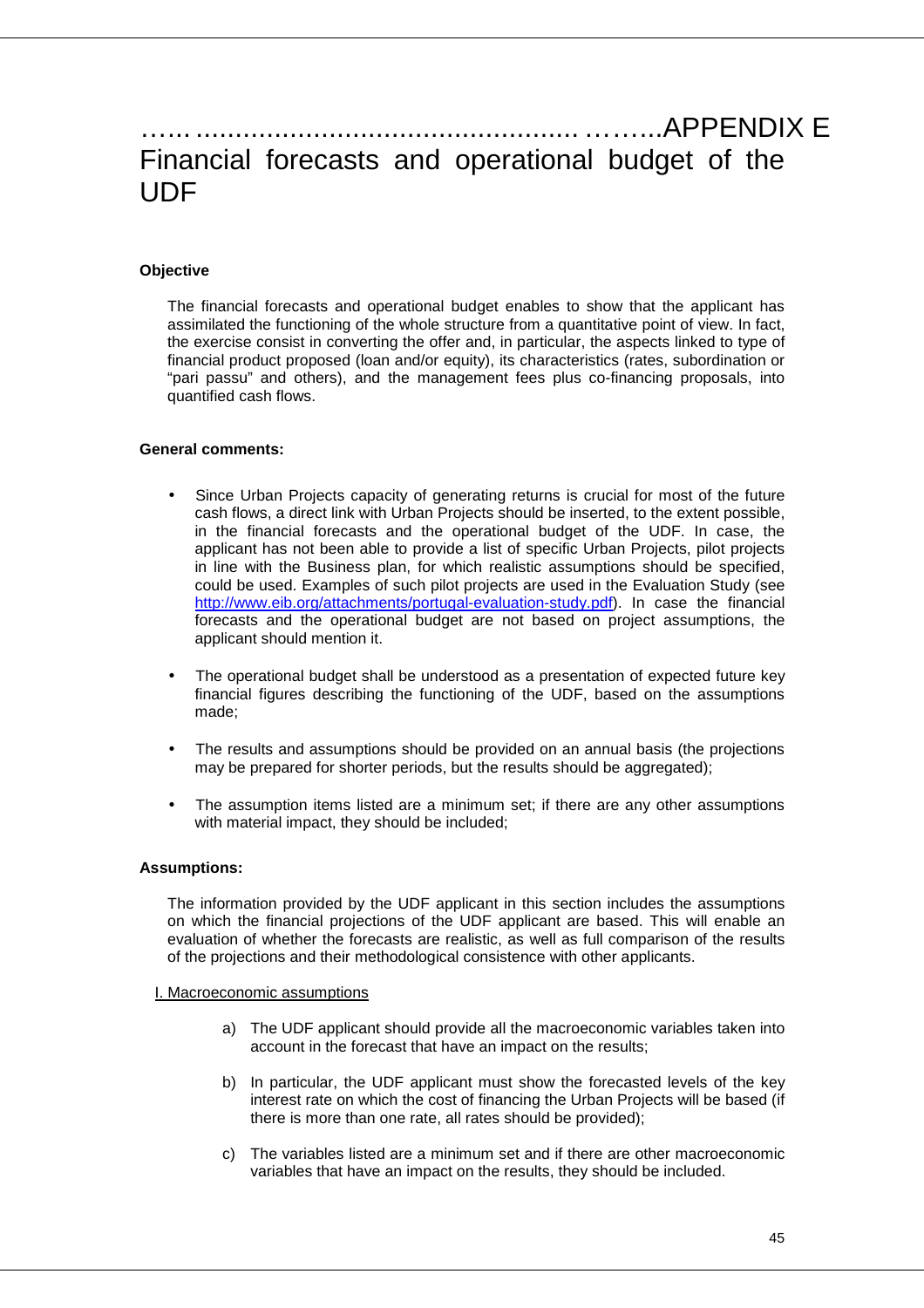# ……...............................................………..APPENDIX E Financial forecasts and operational budget of the UDF

**Objective**

The financial forecasts and operational budget enables to show that the applicant has assimilated the functioning of the whole structure from a quantitative point of view. In fact, the exercise consist in converting the offer and, in particular, the aspects linked to type of financial product proposed (loan and/or equity), its characteristics (rates, subordination or "pari passu" and others), and the management fees plus co-financing proposals, into quantified cash flows.

**General comments:**

- Since Urban Projects capacity of generating returns is crucial for most of the future cash flows, a direct link with Urban Projects should be inserted, to the extent possible, in the financial forecasts and the operational budget of the UDF. In case, the applicant has not been able to provide a list of specific Urban Projects, pilot projects in line with the Business plan, for which realistic assumptions should be specified, could be used. Examples of such pilot projects are used in the Evaluation Study (see http://www.eib.org/attachments/portugal-evaluation-study.pdf). In case the financial forecasts and the operational budget are not based on project assumptions, the applicant should mention it.
- The operational budget shall be understood as a presentation of expected future key financial figures describing the functioning of the UDF, based on the assumptions made;
- The results and assumptions should be provided on an annual basis (the projections may be prepared for shorter periods, but the results should be aggregated);
- The assumption items listed are a minimum set; if there are any other assumptions with material impact, they should be included;

**Assumptions:**

The information provided by the UDF applicant in this section includes the assumptions on which the financial projections of the UDF applicant are based. This will enable an evaluation of whether the forecasts are realistic, as well as full comparison of the results of the projections and their methodological consistence with other applicants.

I. Macroeconomic assumptions

a) The UDF applicant should provide all the macroeconomic variables taken into account in the forecast that have an impact on the results;

b) In particular, the UDF applicant must show the forecasted levels of the key interest rate on which the cost of financing the Urban Projects will be based (if there is more than one rate, all rates should be provided);

c) The variables listed are a minimum set and if there are other macroeconomic variables that have an impact on the results, they should be included.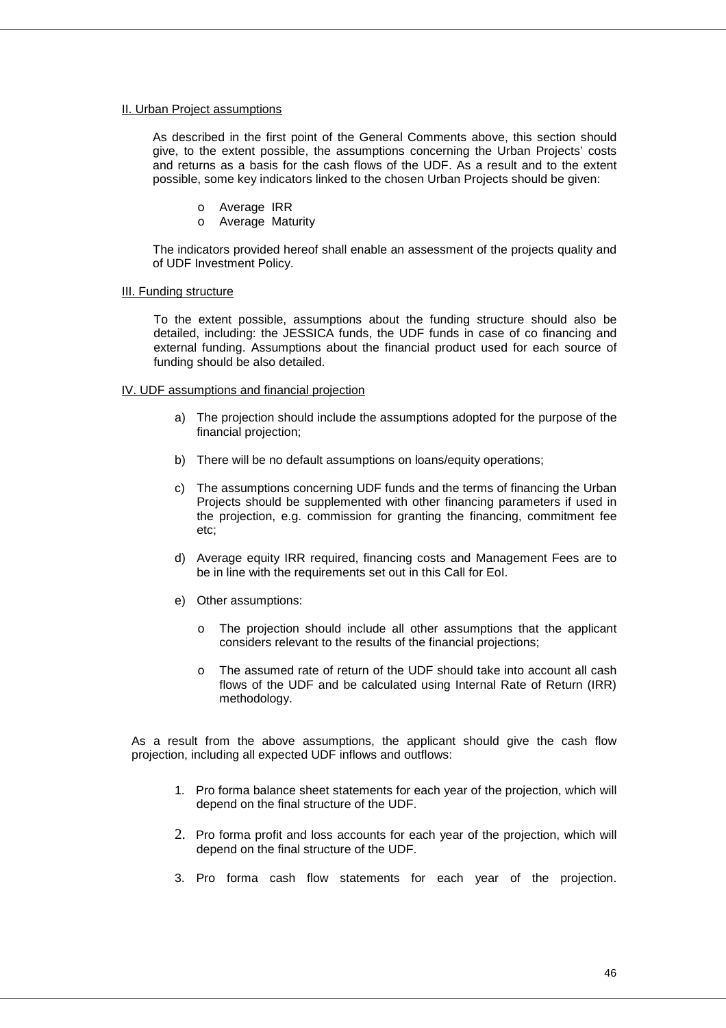II. Urban Project assumptions

As described in the first point of the General Comments above, this section should give, to the extent possible, the assumptions concerning the Urban Projects' costs and returns as a basis for the cash flows of the UDF. As a result and to the extent possible, some key indicators linked to the chosen Urban Projects should be given:

- Average IRR
- Average Maturity

The indicators provided hereof shall enable an assessment of the projects quality and of UDF Investment Policy.

III. Funding structure

To the extent possible, assumptions about the funding structure should also be detailed, including: the JESSICA funds, the UDF funds in case of co financing and external funding. Assumptions about the financial product used for each source of funding should be also detailed.

IV. UDF assumptions and financial projection

a) The projection should include the assumptions adopted for the purpose of the financial projection;

b) There will be no default assumptions on loans/equity operations;

c) The assumptions concerning UDF funds and the terms of financing the Urban Projects should be supplemented with other financing parameters if used in the projection, e.g. commission for granting the financing, commitment fee etc;

d) Average equity IRR required, financing costs and Management Fees are to be in line with the requirements set out in this Call for EoI.

e) Other assumptions:

   - The projection should include all other assumptions that the applicant considers relevant to the results of the financial projections;

   - The assumed rate of return of the UDF should take into account all cash flows of the UDF and be calculated using Internal Rate of Return (IRR) methodology.

As a result from the above assumptions, the applicant should give the cash flow projection, including all expected UDF inflows and outflows:

1. Pro forma balance sheet statements for each year of the projection, which will depend on the final structure of the UDF.

2. Pro forma profit and loss accounts for each year of the projection, which will depend on the final structure of the UDF.

3. Pro forma cash flow statements for each year of the projection.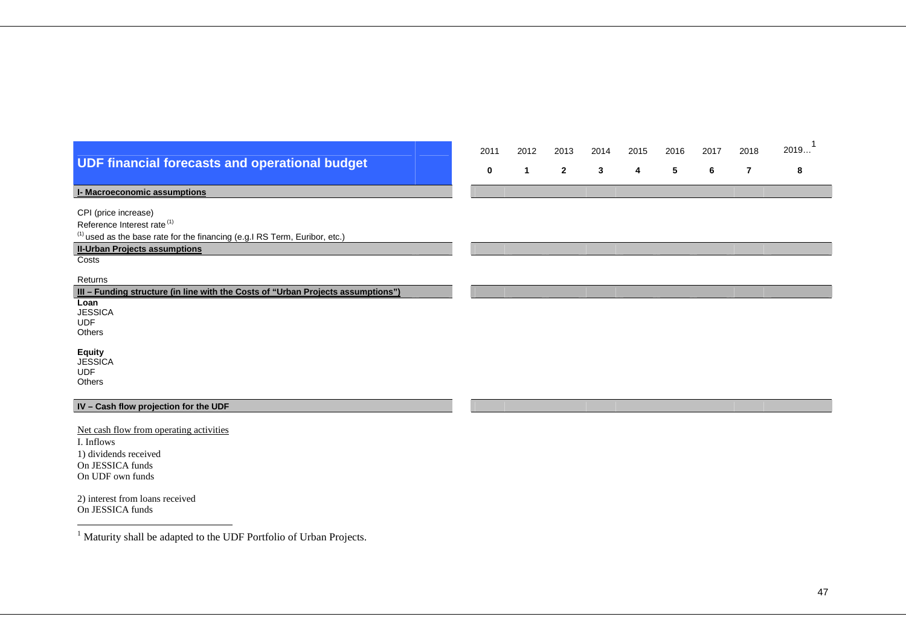| UDF financial forecasts and operational budget | 2011<br>0 | 2012<br>1 | 2013<br>2 | 2014<br>3 | 2015<br>4 | 2016<br>5 | 2017<br>6 | 2018<br>7 | 2019…[1]<br>8 |
|---|---|---|---|---|---|---|---|---|---|
| **I- Macroeconomic assumptions** | | | | | | | | | |
| CPI (price increase) | | | | | | | | | |
| Reference Interest rate [(1)] | | | | | | | | | |
| [(1)] used as the base rate for the financing (e.g.I RS Term, Euribor, etc.) | | | | | | | | | |
| **II-Urban Projects assumptions** | | | | | | | | | |
| Costs | | | | | | | | | |
| Returns | | | | | | | | | |
| **III – Funding structure (in line with the Costs of "Urban Projects assumptions")** | | | | | | | | | |
| **Loan** | | | | | | | | | |
| JESSICA | | | | | | | | | |
| UDF | | | | | | | | | |
| Others | | | | | | | | | |
| **Equity** | | | | | | | | | |
| JESSICA | | | | | | | | | |
| UDF | | | | | | | | | |
| Others | | | | | | | | | |
| **IV – Cash flow projection for the UDF** | | | | | | | | | |
| Net cash flow from operating activities | | | | | | | | | |
| I. Inflows | | | | | | | | | |
| 1) dividends received | | | | | | | | | |
| On JESSICA funds | | | | | | | | | |
| On UDF own funds | | | | | | | | | |
| 2) interest from loans received | | | | | | | | | |
| On JESSICA funds | | | | | | | | | |

[1] Maturity shall be adapted to the UDF Portfolio of Urban Projects.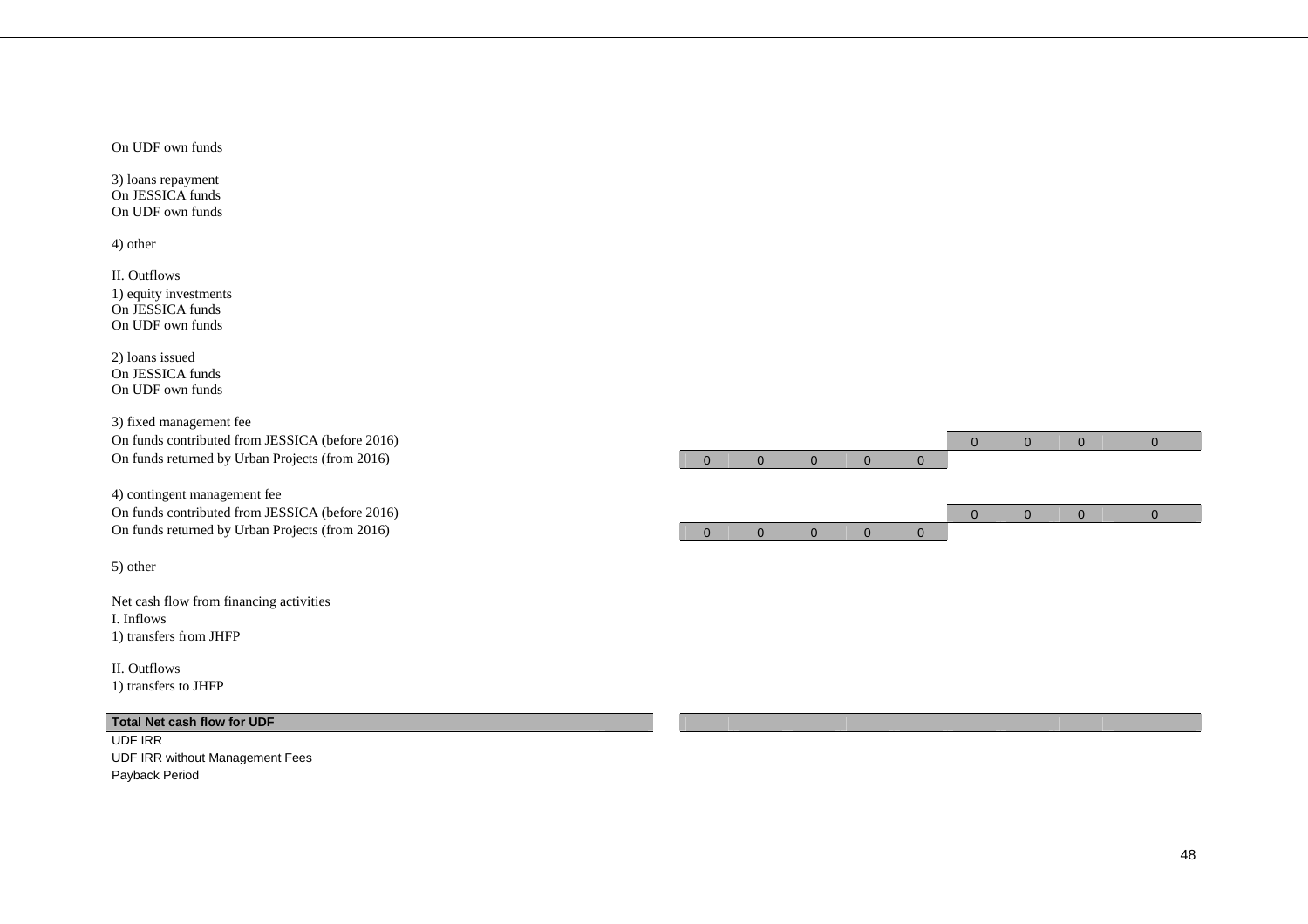| | | | | | | | | | |
|---|---|---|---|---|---|---|---|---|---|
| On UDF own funds | | | | | | | | | |
| | | | | | | | | | |
| 3) loans repayment | | | | | | | | | |
| On JESSICA funds | | | | | | | | | |
| On UDF own funds | | | | | | | | | |
| | | | | | | | | | |
| 4) other | | | | | | | | | |
| | | | | | | | | | |
| II. Outflows | | | | | | | | | |
| 1) equity investments | | | | | | | | | |
| On JESSICA funds | | | | | | | | | |
| On UDF own funds | | | | | | | | | |
| | | | | | | | | | |
| 2) loans issued | | | | | | | | | |
| On JESSICA funds | | | | | | | | | |
| On UDF own funds | | | | | | | | | |
| | | | | | | | | | |
| 3) fixed management fee | | | | | | | | | |
| On funds contributed from JESSICA (before 2016) | | | | | | 0 | 0 | 0 | 0 |
| On funds returned by Urban Projects (from 2016) | 0 | 0 | 0 | 0 | 0 | | | | |
| | | | | | | | | | |
| 4) contingent management fee | | | | | | | | | |
| On funds contributed from JESSICA (before 2016) | | | | | | 0 | 0 | 0 | 0 |
| On funds returned by Urban Projects (from 2016) | 0 | 0 | 0 | 0 | 0 | | | | |
| | | | | | | | | | |
| 5) other | | | | | | | | | |
| | | | | | | | | | |
| Net cash flow from financing activities | | | | | | | | | |
| I. Inflows | | | | | | | | | |
| 1) transfers from JHFP | | | | | | | | | |
| | | | | | | | | | |
| II. Outflows | | | | | | | | | |
| 1) transfers to JHFP | | | | | | | | | |
| | | | | | | | | | |
| **Total Net cash flow for UDF** | | | | | | | | | |
| UDF IRR | | | | | | | | | |
| UDF IRR without Management Fees | | | | | | | | | |
| Payback Period | | | | | | | | | |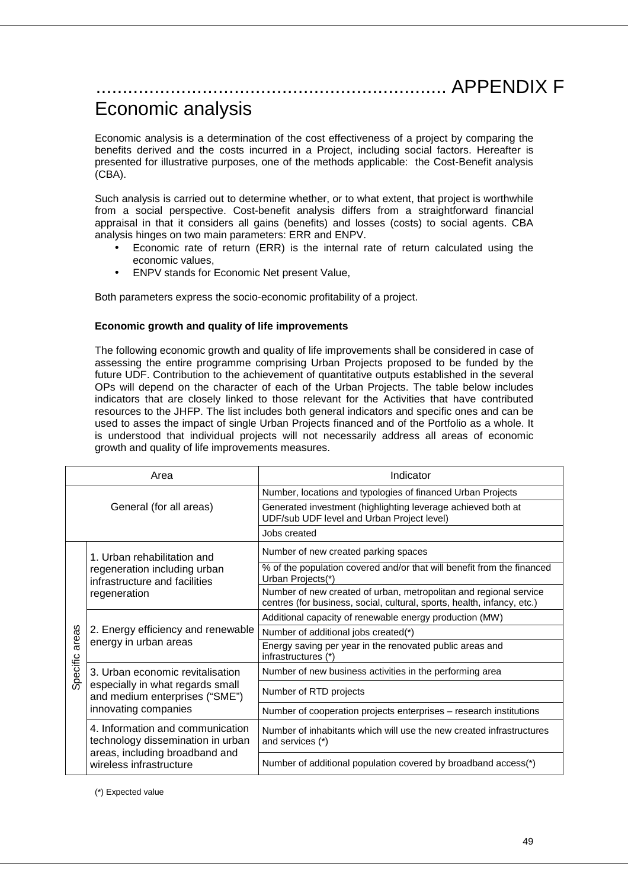# APPENDIX F

# Economic analysis

Economic analysis is a determination of the cost effectiveness of a project by comparing the benefits derived and the costs incurred in a Project, including social factors. Hereafter is presented for illustrative purposes, one of the methods applicable: the Cost-Benefit analysis (CBA).

Such analysis is carried out to determine whether, or to what extent, that project is worthwhile from a social perspective. Cost-benefit analysis differs from a straightforward financial appraisal in that it considers all gains (benefits) and losses (costs) to social agents. CBA analysis hinges on two main parameters: ERR and ENPV.

- Economic rate of return (ERR) is the internal rate of return calculated using the economic values,
- ENPV stands for Economic Net present Value,

Both parameters express the socio-economic profitability of a project.

**Economic growth and quality of life improvements**

The following economic growth and quality of life improvements shall be considered in case of assessing the entire programme comprising Urban Projects proposed to be funded by the future UDF. Contribution to the achievement of quantitative outputs established in the several OPs will depend on the character of each of the Urban Projects. The table below includes indicators that are closely linked to those relevant for the Activities that have contributed resources to the JHFP. The list includes both general indicators and specific ones and can be used to asses the impact of single Urban Projects financed and of the Portfolio as a whole. It is understood that individual projects will not necessarily address all areas of economic growth and quality of life improvements measures.

| Area | | Indicator |
|---|---|---|
| General (for all areas) | | Number, locations and typologies of financed Urban Projects |
| | | Generated investment (highlighting leverage achieved both at UDF/sub UDF level and Urban Project level) |
| | | Jobs created |
| Specific areas | 1. Urban rehabilitation and regeneration including urban infrastructure and facilities regeneration | Number of new created parking spaces |
| | | % of the population covered and/or that will benefit from the financed Urban Projects(*) |
| | | Number of new created of urban, metropolitan and regional service centres (for business, social, cultural, sports, health, infancy, etc.) |
| | 2. Energy efficiency and renewable energy in urban areas | Additional capacity of renewable energy production (MW) |
| | | Number of additional jobs created(*) |
| | | Energy saving per year in the renovated public areas and infrastructures (*) |
| | 3. Urban economic revitalisation especially in what regards small and medium enterprises ("SME") innovating companies | Number of new business activities in the performing area |
| | | Number of RTD projects |
| | | Number of cooperation projects enterprises – research institutions |
| | 4. Information and communication technology dissemination in urban areas, including broadband and wireless infrastructure | Number of inhabitants which will use the new created infrastructures and services (*) |
| | | Number of additional population covered by broadband access(*) |

(*) Expected value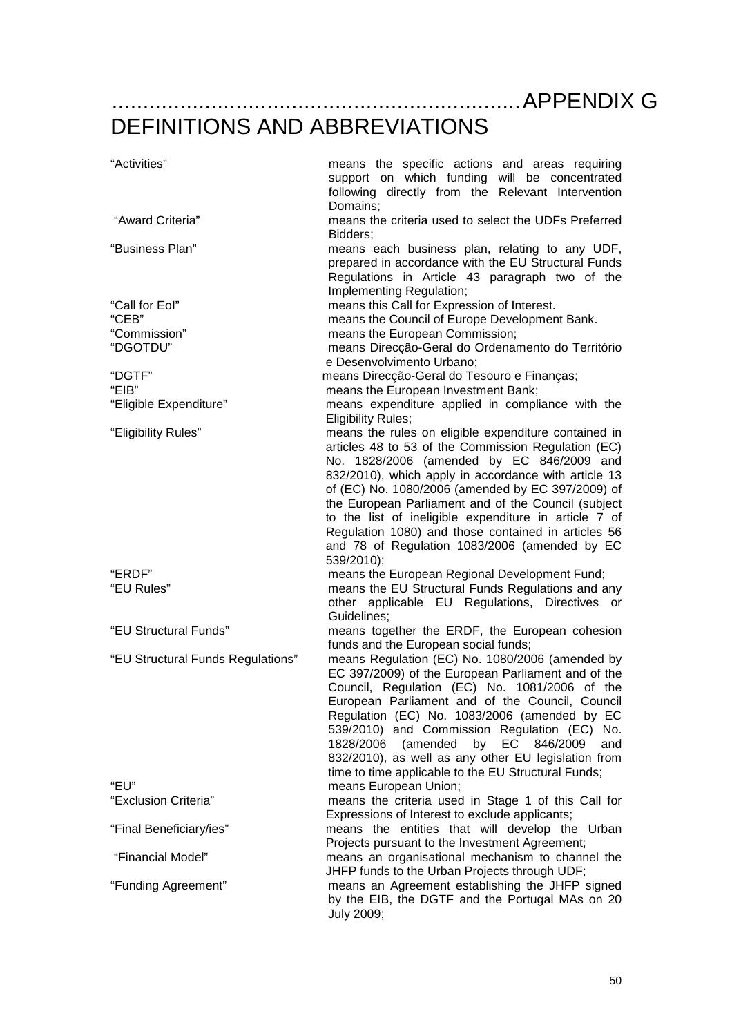# APPENDIX G DEFINITIONS AND ABBREVIATIONS

| | |
|---|---|
| "Activities" | means the specific actions and areas requiring support on which funding will be concentrated following directly from the Relevant Intervention Domains; |
| "Award Criteria" | means the criteria used to select the UDFs Preferred Bidders; |
| "Business Plan" | means each business plan, relating to any UDF, prepared in accordance with the EU Structural Funds Regulations in Article 43 paragraph two of the Implementing Regulation; |
| "Call for EoI" | means this Call for Expression of Interest. |
| "CEB" | means the Council of Europe Development Bank. |
| "Commission" | means the European Commission; |
| "DGOTDU" | means Direcção-Geral do Ordenamento do Território e Desenvolvimento Urbano; |
| "DGTF" | means Direcção-Geral do Tesouro e Finanças; |
| "EIB" | means the European Investment Bank; |
| "Eligible Expenditure" | means expenditure applied in compliance with the Eligibility Rules; |
| "Eligibility Rules" | means the rules on eligible expenditure contained in articles 48 to 53 of the Commission Regulation (EC) No. 1828/2006 (amended by EC 846/2009 and 832/2010), which apply in accordance with article 13 of (EC) No. 1080/2006 (amended by EC 397/2009) of the European Parliament and of the Council (subject to the list of ineligible expenditure in article 7 of Regulation 1080) and those contained in articles 56 and 78 of Regulation 1083/2006 (amended by EC 539/2010); |
| "ERDF" | means the European Regional Development Fund; |
| "EU Rules" | means the EU Structural Funds Regulations and any other applicable EU Regulations, Directives or Guidelines; |
| "EU Structural Funds" | means together the ERDF, the European cohesion funds and the European social funds; |
| "EU Structural Funds Regulations" | means Regulation (EC) No. 1080/2006 (amended by EC 397/2009) of the European Parliament and of the Council, Regulation (EC) No. 1081/2006 of the European Parliament and of the Council, Council Regulation (EC) No. 1083/2006 (amended by EC 539/2010) and Commission Regulation (EC) No. 1828/2006 (amended by EC 846/2009 and 832/2010), as well as any other EU legislation from time to time applicable to the EU Structural Funds; |
| "EU" | means European Union; |
| "Exclusion Criteria" | means the criteria used in Stage 1 of this Call for Expressions of Interest to exclude applicants; |
| "Final Beneficiary/ies" | means the entities that will develop the Urban Projects pursuant to the Investment Agreement; |
| "Financial Model" | means an organisational mechanism to channel the JHFP funds to the Urban Projects through UDF; |
| "Funding Agreement" | means an Agreement establishing the JHFP signed by the EIB, the DGTF and the Portugal MAs on 20 July 2009; |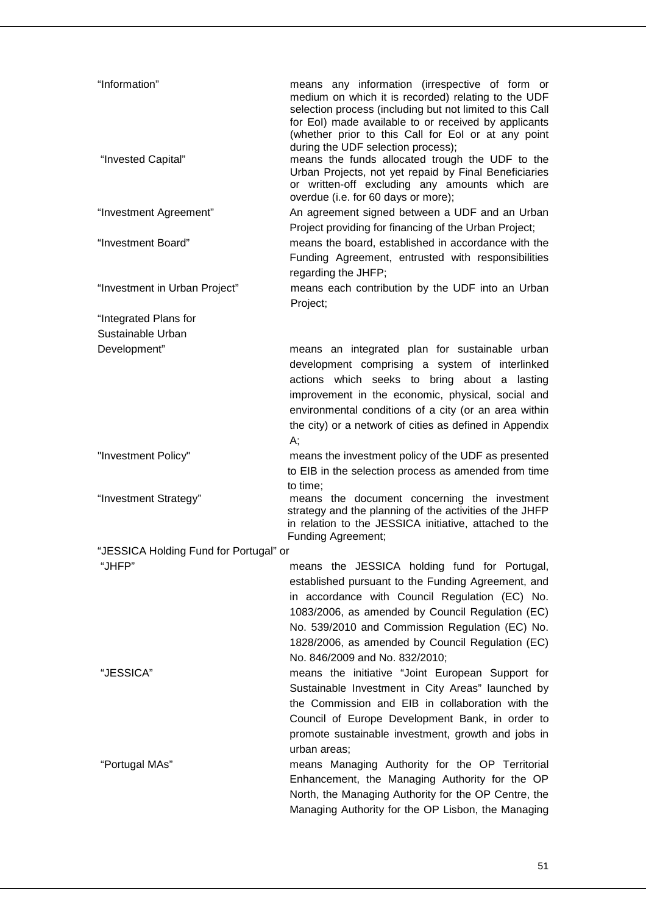| | |
|---|---|
| "Information" | means any information (irrespective of form or medium on which it is recorded) relating to the UDF selection process (including but not limited to this Call for EoI) made available to or received by applicants (whether prior to this Call for EoI or at any point during the UDF selection process); |
| "Invested Capital" | means the funds allocated trough the UDF to the Urban Projects, not yet repaid by Final Beneficiaries or written-off excluding any amounts which are overdue (i.e. for 60 days or more); |
| "Investment Agreement" | An agreement signed between a UDF and an Urban Project providing for financing of the Urban Project; |
| "Investment Board" | means the board, established in accordance with the Funding Agreement, entrusted with responsibilities regarding the JHFP; |
| "Investment in Urban Project" | means each contribution by the UDF into an Urban Project; |
| "Integrated Plans for Sustainable Urban Development" | means an integrated plan for sustainable urban development comprising a system of interlinked actions which seeks to bring about a lasting improvement in the economic, physical, social and environmental conditions of a city (or an area within the city) or a network of cities as defined in Appendix A; |
| "Investment Policy" | means the investment policy of the UDF as presented to EIB in the selection process as amended from time to time; |
| "Investment Strategy" | means the document concerning the investment strategy and the planning of the activities of the JHFP in relation to the JESSICA initiative, attached to the Funding Agreement; |
| "JESSICA Holding Fund for Portugal" or "JHFP" | means the JESSICA holding fund for Portugal, established pursuant to the Funding Agreement, and in accordance with Council Regulation (EC) No. 1083/2006, as amended by Council Regulation (EC) No. 539/2010 and Commission Regulation (EC) No. 1828/2006, as amended by Council Regulation (EC) No. 846/2009 and No. 832/2010; |
| "JESSICA" | means the initiative "Joint European Support for Sustainable Investment in City Areas" launched by the Commission and EIB in collaboration with the Council of Europe Development Bank, in order to promote sustainable investment, growth and jobs in urban areas; |
| "Portugal MAs" | means Managing Authority for the OP Territorial Enhancement, the Managing Authority for the OP North, the Managing Authority for the OP Centre, the Managing Authority for the OP Lisbon, the Managing |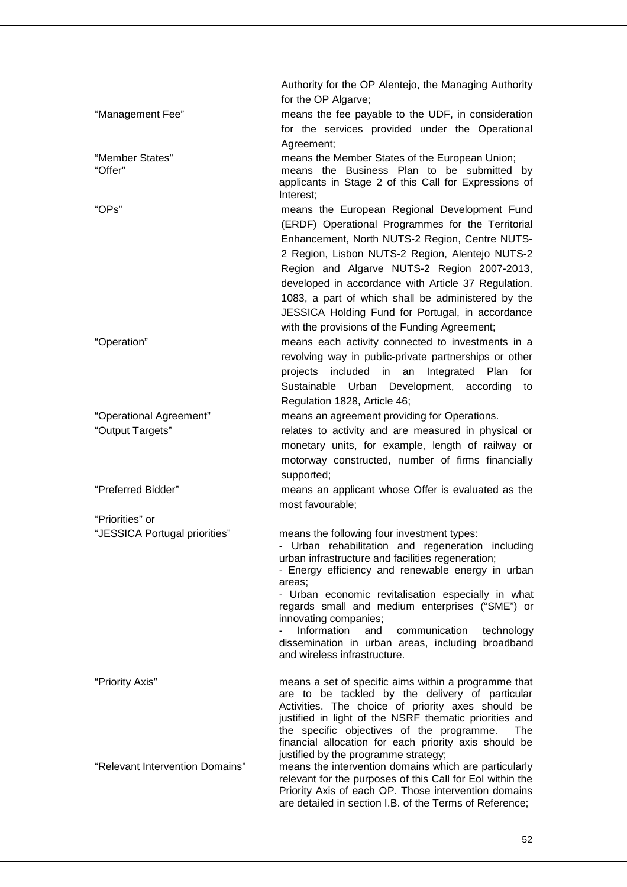| | |
|---|---|
| | Authority for the OP Alentejo, the Managing Authority for the OP Algarve; |
| “Management Fee” | means the fee payable to the UDF, in consideration for the services provided under the Operational Agreement; |
| “Member States” | means the Member States of the European Union; |
| “Offer” | means the Business Plan to be submitted by applicants in Stage 2 of this Call for Expressions of Interest; |
| “OPs” | means the European Regional Development Fund (ERDF) Operational Programmes for the Territorial Enhancement, North NUTS-2 Region, Centre NUTS-2 Region, Lisbon NUTS-2 Region, Alentejo NUTS-2 Region and Algarve NUTS-2 Region 2007-2013, developed in accordance with Article 37 Regulation. 1083, a part of which shall be administered by the JESSICA Holding Fund for Portugal, in accordance with the provisions of the Funding Agreement; |
| “Operation” | means each activity connected to investments in a revolving way in public-private partnerships or other projects included in an Integrated Plan for Sustainable Urban Development, according to Regulation 1828, Article 46; |
| “Operational Agreement” | means an agreement providing for Operations. |
| “Output Targets” | relates to activity and are measured in physical or monetary units, for example, length of railway or motorway constructed, number of firms financially supported; |
| “Preferred Bidder” | means an applicant whose Offer is evaluated as the most favourable; |
| “Priorities” or “JESSICA Portugal priorities” | means the following four investment types:<br>- Urban rehabilitation and regeneration including urban infrastructure and facilities regeneration;<br>- Energy efficiency and renewable energy in urban areas;<br>- Urban economic revitalisation especially in what regards small and medium enterprises (“SME”) or innovating companies;<br>- Information and communication technology dissemination in urban areas, including broadband and wireless infrastructure. |
| “Priority Axis” | means a set of specific aims within a programme that are to be tackled by the delivery of particular Activities. The choice of priority axes should be justified in light of the NSRF thematic priorities and the specific objectives of the programme. The financial allocation for each priority axis should be justified by the programme strategy; |
| “Relevant Intervention Domains” | means the intervention domains which are particularly relevant for the purposes of this Call for EoI within the Priority Axis of each OP. Those intervention domains are detailed in section I.B. of the Terms of Reference; |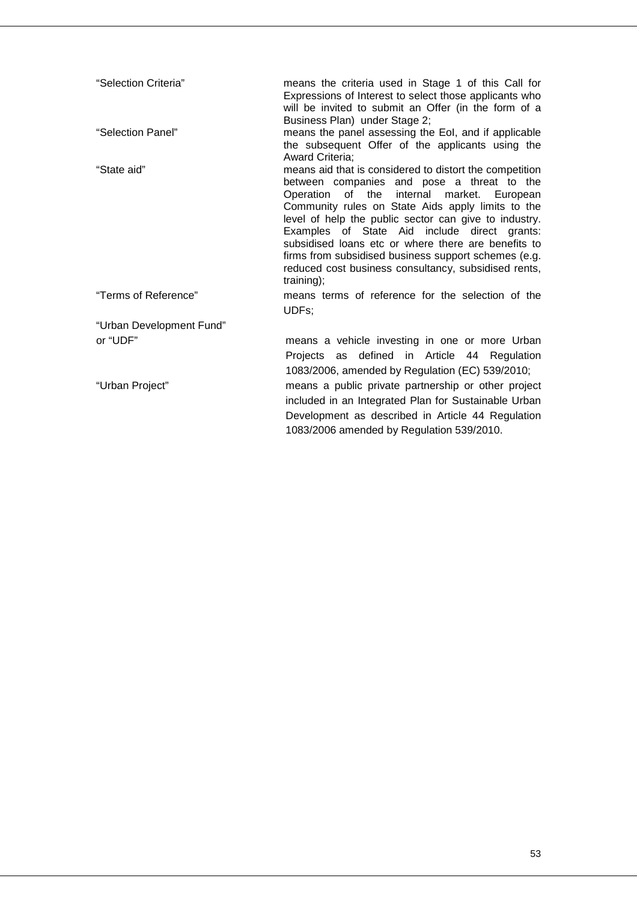| | |
|---|---|
| "Selection Criteria" | means the criteria used in Stage 1 of this Call for Expressions of Interest to select those applicants who will be invited to submit an Offer (in the form of a Business Plan) under Stage 2; |
| "Selection Panel" | means the panel assessing the EoI, and if applicable the subsequent Offer of the applicants using the Award Criteria; |
| "State aid" | means aid that is considered to distort the competition between companies and pose a threat to the Operation of the internal market. European Community rules on State Aids apply limits to the level of help the public sector can give to industry. Examples of State Aid include direct grants: subsidised loans etc or where there are benefits to firms from subsidised business support schemes (e.g. reduced cost business consultancy, subsidised rents, training); |
| "Terms of Reference" | means terms of reference for the selection of the UDFs; |
| "Urban Development Fund" or "UDF" | means a vehicle investing in one or more Urban Projects as defined in Article 44 Regulation 1083/2006, amended by Regulation (EC) 539/2010; |
| "Urban Project" | means a public private partnership or other project included in an Integrated Plan for Sustainable Urban Development as described in Article 44 Regulation 1083/2006 amended by Regulation 539/2010. |